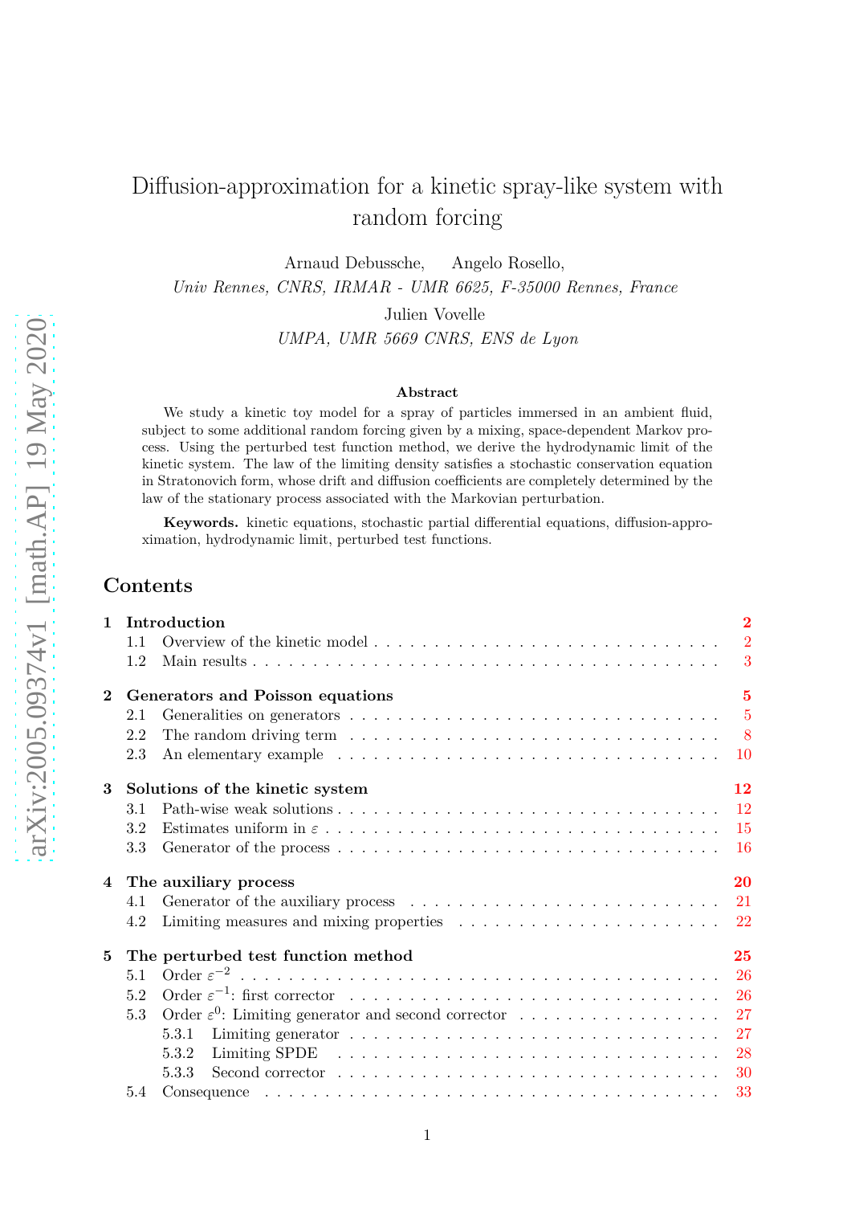# Diffusion-approximation for a kinetic spray-like system with random forcing

Arnaud Debussche, Angelo Rosello,

*Univ Rennes, CNRS, IRMAR - UMR 6625, F-35000 Rennes, France*

Julien Vovelle

*UMPA, UMR 5669 CNRS, ENS de Lyon*

arXiv:2005.09374v1 [math.AP] 19 May 2020

### Abstract

We study a kinetic toy model for a spray of particles immersed in an ambient fluid, subject to some additional random forcing given by a mixing, space-dependent Markov process. Using the perturbed test function method, we derive the hydrodynamic limit of the kinetic system. The law of the limiting density satisfies a stochastic conservation equation in Stratonovich form, whose drift and diffusion coefficients are completely determined by the law of the stationary process associated with the Markovian perturbation.

**Keywords.** kinetic equations, stochastic partial differential equations, diffusion-approximation, hydrodynamic limit, perturbed test functions.

## Contents

**1 Introduction** — 2
- 1.1 Overview of the kinetic model — 2
- 1.2 Main results — 3

**2 Generators and Poisson equations** — 5
- 2.1 Generalities on generators — 5
- 2.2 The random driving term — 8
- 2.3 An elementary example — 10

**3 Solutions of the kinetic system** — 12
- 3.1 Path-wise weak solutions — 12
- 3.2 Estimates uniform in $\varepsilon$ — 15
- 3.3 Generator of the process — 16

**4 The auxiliary process** — 20
- 4.1 Generator of the auxiliary process — 21
- 4.2 Limiting measures and mixing properties — 22

**5 The perturbed test function method** — 25
- 5.1 Order $\varepsilon^{-2}$ — 26
- 5.2 Order $\varepsilon^{-1}$: first corrector — 26
- 5.3 Order $\varepsilon^{0}$: Limiting generator and second corrector — 27
  - 5.3.1 Limiting generator — 27
  - 5.3.2 Limiting SPDE — 28
  - 5.3.3 Second corrector — 30
- 5.4 Consequence — 33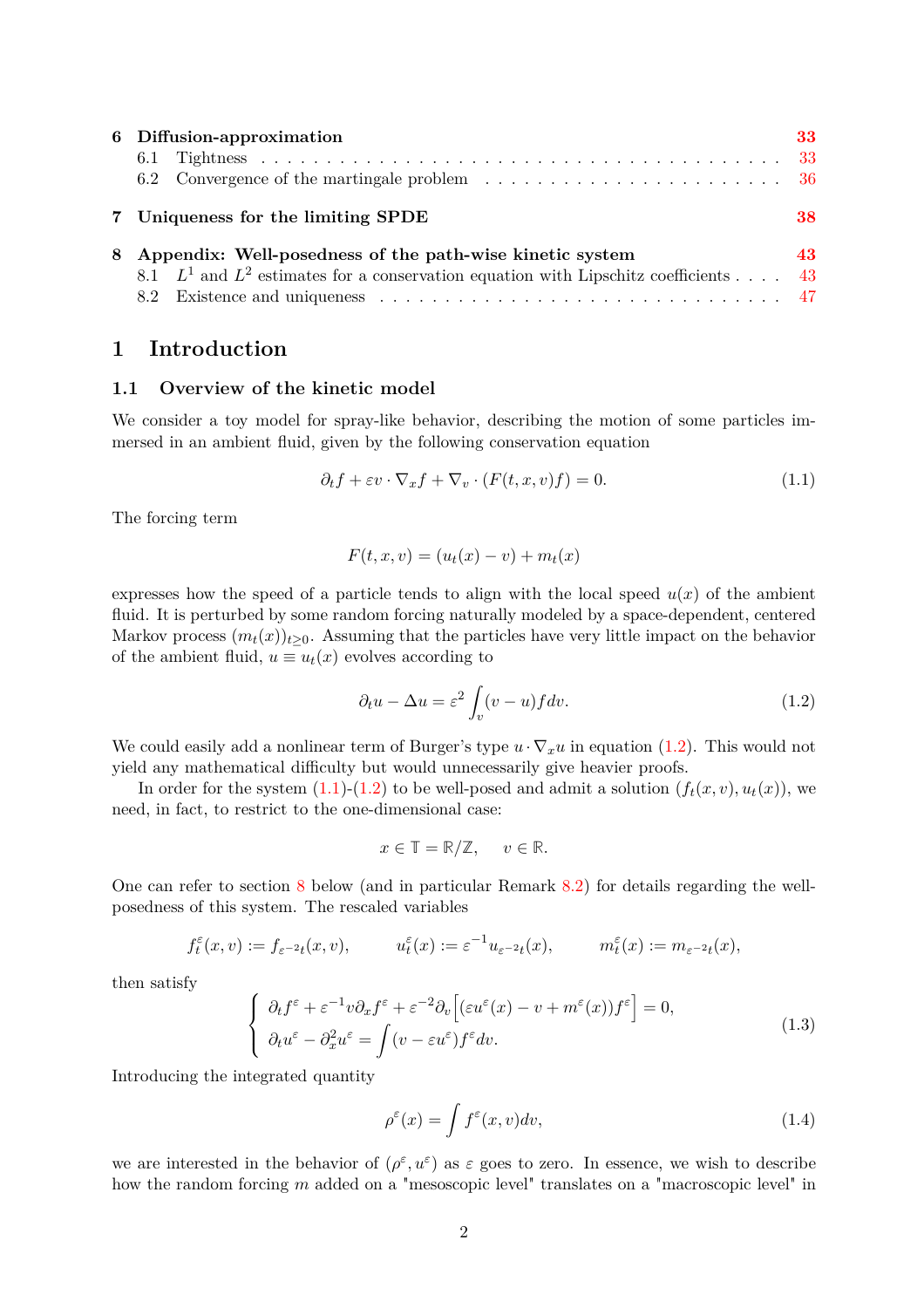| | | |
|---|---|---|
| **6** | **Diffusion-approximation** | **33** |
| | 6.1 Tightness | 33 |
| | 6.2 Convergence of the martingale problem | 36 |
| **7** | **Uniqueness for the limiting SPDE** | **38** |
| **8** | **Appendix: Well-posedness of the path-wise kinetic system** | **43** |
| | 8.1 $L^1$ and $L^2$ estimates for a conservation equation with Lipschitz coefficients | 43 |
| | 8.2 Existence and uniqueness | 47 |

# 1 Introduction

## 1.1 Overview of the kinetic model

We consider a toy model for spray-like behavior, describing the motion of some particles immersed in an ambient fluid, given by the following conservation equation

$$\partial_t f + \varepsilon v \cdot \nabla_x f + \nabla_v \cdot (F(t,x,v)f) = 0. \tag{1.1}$$

The forcing term

$$F(t,x,v) = (u_t(x) - v) + m_t(x)$$

expresses how the speed of a particle tends to align with the local speed $u(x)$ of the ambient fluid. It is perturbed by some random forcing naturally modeled by a space-dependent, centered Markov process $(m_t(x))_{t\geq 0}$. Assuming that the particles have very little impact on the behavior of the ambient fluid, $u \equiv u_t(x)$ evolves according to

$$\partial_t u - \Delta u = \varepsilon^2 \int_v (v-u) f dv. \tag{1.2}$$

We could easily add a nonlinear term of Burger's type $u \cdot \nabla_x u$ in equation (1.2). This would not yield any mathematical difficulty but would unnecessarily give heavier proofs.

In order for the system (1.1)-(1.2) to be well-posed and admit a solution $(f_t(x,v), u_t(x))$, we need, in fact, to restrict to the one-dimensional case:

$$x \in \mathbb{T} = \mathbb{R}/\mathbb{Z}, \qquad v \in \mathbb{R}.$$

One can refer to section 8 below (and in particular Remark 8.2) for details regarding the well-posedness of this system. The rescaled variables

$$f_t^\varepsilon(x,v) := f_{\varepsilon^{-2}t}(x,v), \qquad u_t^\varepsilon(x) := \varepsilon^{-1} u_{\varepsilon^{-2}t}(x), \qquad m_t^\varepsilon(x) := m_{\varepsilon^{-2}t}(x),$$

then satisfy

$$\begin{cases} \partial_t f^\varepsilon + \varepsilon^{-1} v \partial_x f^\varepsilon + \varepsilon^{-2} \partial_v \Big[ (\varepsilon u^\varepsilon(x) - v + m^\varepsilon(x)) f^\varepsilon \Big] = 0, \\ \partial_t u^\varepsilon - \partial_x^2 u^\varepsilon = \displaystyle\int (v - \varepsilon u^\varepsilon) f^\varepsilon dv. \end{cases} \tag{1.3}$$

Introducing the integrated quantity

$$\rho^\varepsilon(x) = \int f^\varepsilon(x,v) dv, \tag{1.4}$$

we are interested in the behavior of $(\rho^\varepsilon, u^\varepsilon)$ as $\varepsilon$ goes to zero. In essence, we wish to describe how the random forcing $m$ added on a "mesoscopic level" translates on a "macroscopic level" in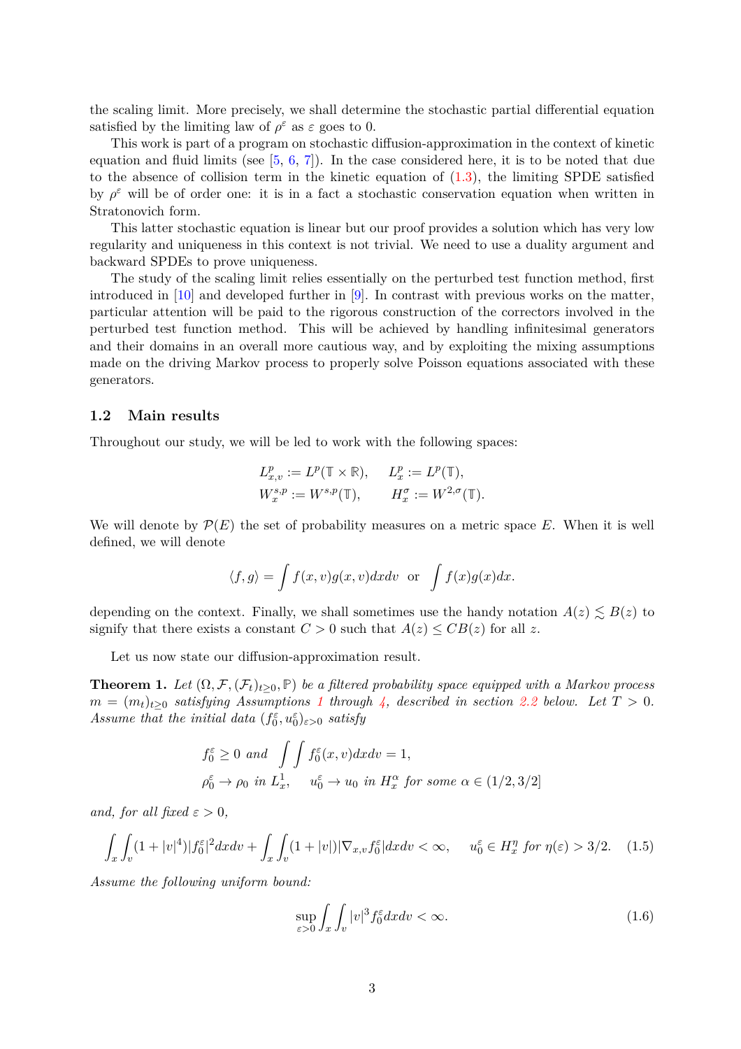the scaling limit. More precisely, we shall determine the stochastic partial differential equation satisfied by the limiting law of $\rho^\varepsilon$ as $\varepsilon$ goes to 0.

This work is part of a program on stochastic diffusion-approximation in the context of kinetic equation and fluid limits (see [5, 6, 7]). In the case considered here, it is to be noted that due to the absence of collision term in the kinetic equation of (1.3), the limiting SPDE satisfied by $\rho^\varepsilon$ will be of order one: it is in a fact a stochastic conservation equation when written in Stratonovich form.

This latter stochastic equation is linear but our proof provides a solution which has very low regularity and uniqueness in this context is not trivial. We need to use a duality argument and backward SPDEs to prove uniqueness.

The study of the scaling limit relies essentially on the perturbed test function method, first introduced in [10] and developed further in [9]. In contrast with previous works on the matter, particular attention will be paid to the rigorous construction of the correctors involved in the perturbed test function method. This will be achieved by handling infinitesimal generators and their domains in an overall more cautious way, and by exploiting the mixing assumptions made on the driving Markov process to properly solve Poisson equations associated with these generators.

### 1.2 Main results

Throughout our study, we will be led to work with the following spaces:

$$
\begin{aligned}
L^p_{x,v} &:= L^p(\mathbb{T}\times\mathbb{R}), \qquad L^p_x := L^p(\mathbb{T}),\\
W^{s,p}_x &:= W^{s,p}(\mathbb{T}), \qquad\ \ H^\sigma_x := W^{2,\sigma}(\mathbb{T}).
\end{aligned}
$$

We will denote by $\mathcal{P}(E)$ the set of probability measures on a metric space $E$. When it is well defined, we will denote

$$
\langle f, g\rangle = \int f(x,v)g(x,v)dxdv \ \text{ or } \ \int f(x)g(x)dx.
$$

depending on the context. Finally, we shall sometimes use the handy notation $A(z) \lesssim B(z)$ to signify that there exists a constant $C>0$ such that $A(z)\leq CB(z)$ for all $z$.

Let us now state our diffusion-approximation result.

**Theorem 1.** *Let $(\Omega, \mathcal{F}, (\mathcal{F}_t)_{t\geq 0}, \mathbb{P})$ be a filtered probability space equipped with a Markov process $m=(m_t)_{t\geq 0}$ satisfying Assumptions 1 through 4, described in section 2.2 below. Let $T>0$. Assume that the initial data $(f_0^\varepsilon, u_0^\varepsilon)_{\varepsilon>0}$ satisfy*

$$
\begin{aligned}
&f_0^\varepsilon \geq 0 \text{ and } \int\int f_0^\varepsilon(x,v)dxdv = 1,\\
&\rho_0^\varepsilon \to \rho_0 \text{ in } L^1_x, \quad u_0^\varepsilon \to u_0 \text{ in } H^\alpha_x \text{ for some } \alpha\in(1/2, 3/2]
\end{aligned}
$$

*and, for all fixed $\varepsilon>0$,*

$$
\int_x\int_v (1+|v|^4)|f_0^\varepsilon|^2 dxdv + \int_x\int_v (1+|v|)|\nabla_{x,v} f_0^\varepsilon| dxdv < \infty, \quad u_0^\varepsilon \in H^\eta_x \text{ for } \eta(\varepsilon) > 3/2. \tag{1.5}
$$

*Assume the following uniform bound:*

$$
\sup_{\varepsilon>0}\int_x\int_v |v|^3 f_0^\varepsilon dxdv < \infty. \tag{1.6}
$$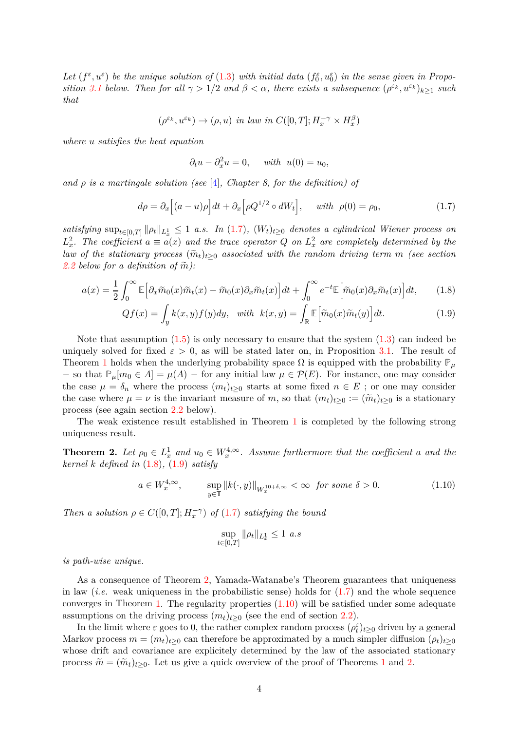*Let $(f^\varepsilon, u^\varepsilon)$ be the unique solution of (1.3) with initial data $(f_0^\varepsilon, u_0^\varepsilon)$ in the sense given in Proposition 3.1 below. Then for all $\gamma > 1/2$ and $\beta < \alpha$, there exists a subsequence $(\rho^{\varepsilon_k}, u^{\varepsilon_k})_{k\geq 1}$ such that*

$$(\rho^{\varepsilon_k}, u^{\varepsilon_k}) \to (\rho, u) \text{ in law in } C([0,T]; H_x^{-\gamma} \times H_x^{\beta})$$

*where $u$ satisfies the heat equation*

$$\partial_t u - \partial_x^2 u = 0, \quad \text{with } u(0) = u_0,$$

*and $\rho$ is a martingale solution (see [4], Chapter 8, for the definition) of*

$$d\rho = \partial_x\Big[(a-u)\rho\Big]dt + \partial_x\Big[\rho Q^{1/2} \circ dW_t\Big], \quad \text{with } \rho(0) = \rho_0, \tag{1.7}$$

*satisfying $\sup_{t\in[0,T]} \|\rho_t\|_{L_x^1} \leq 1$ a.s. In (1.7), $(W_t)_{t\geq 0}$ denotes a cylindrical Wiener process on $L_x^2$. The coefficient $a \equiv a(x)$ and the trace operator $Q$ on $L_x^2$ are completely determined by the law of the stationary process $(\widetilde{m}_t)_{t\geq 0}$ associated with the random driving term $m$ (see section 2.2 below for a definition of $\widetilde{m}$):*

$$a(x) = \frac{1}{2}\int_0^\infty \mathbb{E}\Big[\partial_x \widetilde{m}_0(x)\widetilde{m}_t(x) - \widetilde{m}_0(x)\partial_x \widetilde{m}_t(x)\Big]dt + \int_0^\infty e^{-t}\mathbb{E}\Big[\widetilde{m}_0(x)\partial_x \widetilde{m}_t(x)\Big]dt, \tag{1.8}$$

$$Qf(x) = \int_y k(x,y)f(y)dy, \quad \text{with } k(x,y) = \int_{\mathbb{R}} \mathbb{E}\Big[\widetilde{m}_0(x)\widetilde{m}_t(y)\Big]dt. \tag{1.9}$$

Note that assumption (1.5) is only necessary to ensure that the system (1.3) can indeed be uniquely solved for fixed $\varepsilon > 0$, as will be stated later on, in Proposition 3.1. The result of Theorem 1 holds when the underlying probability space $\Omega$ is equipped with the probability $\mathbb{P}_\mu$ – so that $\mathbb{P}_\mu[m_0 \in A] = \mu(A)$ – for any initial law $\mu \in \mathcal{P}(E)$. For instance, one may consider the case $\mu = \delta_n$ where the process $(m_t)_{t\geq 0}$ starts at some fixed $n \in E$ ; or one may consider the case where $\mu = \nu$ is the invariant measure of $m$, so that $(m_t)_{t\geq 0} := (\widetilde{m}_t)_{t\geq 0}$ is a stationary process (see again section 2.2 below).

The weak existence result established in Theorem 1 is completed by the following strong uniqueness result.

**Theorem 2.** *Let $\rho_0 \in L_x^1$ and $u_0 \in W_x^{4,\infty}$. Assume furthermore that the coefficient $a$ and the kernel $k$ defined in (1.8), (1.9) satisfy*

$$a \in W_x^{4,\infty}, \qquad \sup_{y\in\mathbb{T}} \|k(\cdot,y)\|_{W_x^{10+\delta,\infty}} < \infty \text{ for some } \delta > 0. \tag{1.10}$$

*Then a solution $\rho \in C([0,T]; H_x^{-\gamma})$ of (1.7) satisfying the bound*

$$\sup_{t\in[0,T]} \|\rho_t\|_{L_x^1} \leq 1 \text{ a.s}$$

*is path-wise unique.*

As a consequence of Theorem 2, Yamada-Watanabe's Theorem guarantees that uniqueness in law (*i.e.* weak uniqueness in the probabilistic sense) holds for (1.7) and the whole sequence converges in Theorem 1. The regularity properties (1.10) will be satisfied under some adequate assumptions on the driving process $(m_t)_{t\geq 0}$ (see the end of section 2.2).

In the limit where $\varepsilon$ goes to 0, the rather complex random process $(\rho_t^\varepsilon)_{t\geq 0}$ driven by a general Markov process $m = (m_t)_{t\geq 0}$ can therefore be approximated by a much simpler diffusion $(\rho_t)_{t\geq 0}$ whose drift and covariance are explicitely determined by the law of the associated stationary process $\widetilde{m} = (\widetilde{m}_t)_{t\geq 0}$. Let us give a quick overview of the proof of Theorems 1 and 2.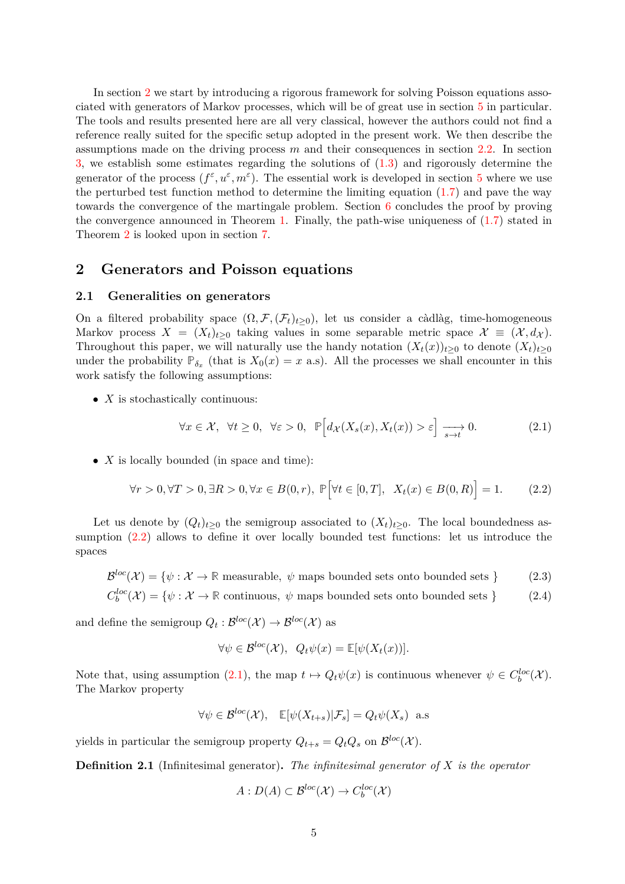In section 2 we start by introducing a rigorous framework for solving Poisson equations associated with generators of Markov processes, which will be of great use in section 5 in particular. The tools and results presented here are all very classical, however the authors could not find a reference really suited for the specific setup adopted in the present work. We then describe the assumptions made on the driving process $m$ and their consequences in section 2.2. In section 3, we establish some estimates regarding the solutions of (1.3) and rigorously determine the generator of the process $(f^\varepsilon, u^\varepsilon, m^\varepsilon)$. The essential work is developed in section 5 where we use the perturbed test function method to determine the limiting equation (1.7) and pave the way towards the convergence of the martingale problem. Section 6 concludes the proof by proving the convergence announced in Theorem 1. Finally, the path-wise uniqueness of (1.7) stated in Theorem 2 is looked upon in section 7.

## 2 Generators and Poisson equations

### 2.1 Generalities on generators

On a filtered probability space $(\Omega, \mathcal{F}, (\mathcal{F}_t)_{t\geq 0})$, let us consider a càdlàg, time-homogeneous Markov process $X = (X_t)_{t\geq 0}$ taking values in some separable metric space $\mathcal{X} \equiv (\mathcal{X}, d_\mathcal{X})$. Throughout this paper, we will naturally use the handy notation $(X_t(x))_{t\geq 0}$ to denote $(X_t)_{t\geq 0}$ under the probability $\mathbb{P}_{\delta_x}$ (that is $X_0(x) = x$ a.s). All the processes we shall encounter in this work satisfy the following assumptions:

- $X$ is stochastically continuous:

$$\forall x \in \mathcal{X}, \;\; \forall t \geq 0, \;\; \forall \varepsilon > 0, \;\; \mathbb{P}\Big[d_\mathcal{X}(X_s(x), X_t(x)) > \varepsilon\Big] \xrightarrow[s \to t]{} 0. \tag{2.1}$$

- $X$ is locally bounded (in space and time):

$$\forall r > 0, \forall T > 0, \exists R > 0, \forall x \in B(0,r), \;\mathbb{P}\Big[\forall t \in [0,T], \;\; X_t(x) \in B(0,R)\Big] = 1. \tag{2.2}$$

Let us denote by $(Q_t)_{t\geq 0}$ the semigroup associated to $(X_t)_{t\geq 0}$. The local boundedness assumption (2.2) allows to define it over locally bounded test functions: let us introduce the spaces

$$\mathcal{B}^{loc}(\mathcal{X}) = \{\psi : \mathcal{X} \to \mathbb{R} \text{ measurable, } \psi \text{ maps bounded sets onto bounded sets }\} \tag{2.3}$$

$$C_b^{loc}(\mathcal{X}) = \{\psi : \mathcal{X} \to \mathbb{R} \text{ continuous, } \psi \text{ maps bounded sets onto bounded sets }\} \tag{2.4}$$

and define the semigroup $Q_t : \mathcal{B}^{loc}(\mathcal{X}) \to \mathcal{B}^{loc}(\mathcal{X})$ as

$$\forall \psi \in \mathcal{B}^{loc}(\mathcal{X}), \;\; Q_t\psi(x) = \mathbb{E}[\psi(X_t(x))].$$

Note that, using assumption (2.1), the map $t \mapsto Q_t\psi(x)$ is continuous whenever $\psi \in C_b^{loc}(\mathcal{X})$. The Markov property

$$\forall \psi \in \mathcal{B}^{loc}(\mathcal{X}), \quad \mathbb{E}[\psi(X_{t+s})|\mathcal{F}_s] = Q_t\psi(X_s) \;\text{ a.s}$$

yields in particular the semigroup property $Q_{t+s} = Q_tQ_s$ on $\mathcal{B}^{loc}(\mathcal{X})$.

**Definition 2.1** (Infinitesimal generator)**.** *The infinitesimal generator of $X$ is the operator*

$$A : D(A) \subset \mathcal{B}^{loc}(\mathcal{X}) \to C_b^{loc}(\mathcal{X})$$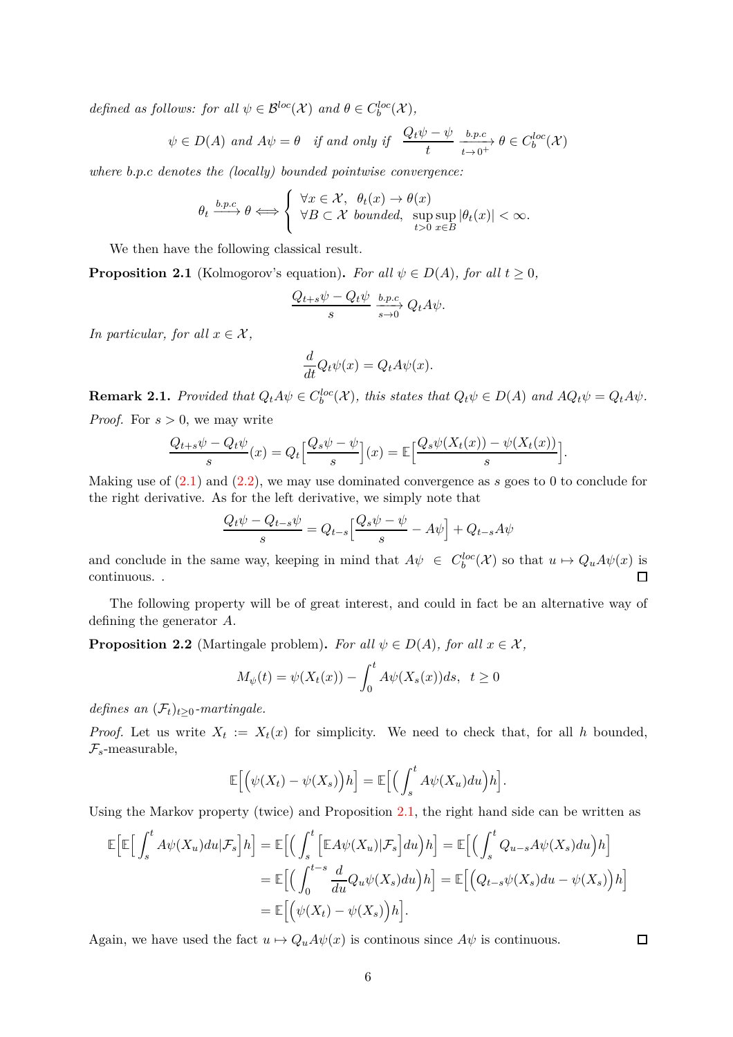*defined as follows: for all $\psi \in \mathcal{B}^{loc}(\mathcal{X})$ and $\theta \in C_b^{loc}(\mathcal{X})$,*

$$\psi \in D(A) \text{ and } A\psi = \theta \quad \text{if and only if} \quad \frac{Q_t\psi - \psi}{t} \xrightarrow[t \to 0^+]{b.p.c} \theta \in C_b^{loc}(\mathcal{X})$$

*where b.p.c denotes the (locally) bounded pointwise convergence:*

$$\theta_t \xrightarrow{b.p.c} \theta \Longleftrightarrow \begin{cases} \forall x \in \mathcal{X}, \;\; \theta_t(x) \to \theta(x) \\ \forall B \subset \mathcal{X} \text{ bounded}, \;\; \sup_{t>0} \sup_{x \in B} |\theta_t(x)| < \infty. \end{cases}$$

We then have the following classical result.

**Proposition 2.1** (Kolmogorov's equation)**.** *For all $\psi \in D(A)$, for all $t \geq 0$,*

$$\frac{Q_{t+s}\psi - Q_t\psi}{s} \xrightarrow[s \to 0]{b.p.c} Q_t A\psi.$$

*In particular, for all $x \in \mathcal{X}$,*

$$\frac{d}{dt} Q_t\psi(x) = Q_t A\psi(x).$$

**Remark 2.1.** *Provided that $Q_t A\psi \in C_b^{loc}(\mathcal{X})$, this states that $Q_t\psi \in D(A)$ and $AQ_t\psi = Q_t A\psi$.*

*Proof.* For $s > 0$, we may write

$$\frac{Q_{t+s}\psi - Q_t\psi}{s}(x) = Q_t\Big[\frac{Q_s\psi - \psi}{s}\Big](x) = \mathbb{E}\Big[\frac{Q_s\psi(X_t(x)) - \psi(X_t(x))}{s}\Big].$$

Making use of (2.1) and (2.2), we may use dominated convergence as $s$ goes to 0 to conclude for the right derivative. As for the left derivative, we simply note that

$$\frac{Q_t\psi - Q_{t-s}\psi}{s} = Q_{t-s}\Big[\frac{Q_s\psi - \psi}{s} - A\psi\Big] + Q_{t-s}A\psi$$

and conclude in the same way, keeping in mind that $A\psi \in C_b^{loc}(\mathcal{X})$ so that $u \mapsto Q_u A\psi(x)$ is continuous. . ∎

The following property will be of great interest, and could in fact be an alternative way of defining the generator $A$.

**Proposition 2.2** (Martingale problem)**.** *For all $\psi \in D(A)$, for all $x \in \mathcal{X}$,*

$$M_\psi(t) = \psi(X_t(x)) - \int_0^t A\psi(X_s(x))ds, \;\; t \geq 0$$

*defines an $(\mathcal{F}_t)_{t\geq 0}$-martingale.*

*Proof.* Let us write $X_t := X_t(x)$ for simplicity. We need to check that, for all $h$ bounded, $\mathcal{F}_s$-measurable,

$$\mathbb{E}\Big[\Big(\psi(X_t) - \psi(X_s)\Big)h\Big] = \mathbb{E}\Big[\Big(\int_s^t A\psi(X_u)du\Big)h\Big].$$

Using the Markov property (twice) and Proposition 2.1, the right hand side can be written as

$$\begin{aligned}
\mathbb{E}\Big[\mathbb{E}\Big[\int_s^t A\psi(X_u)du|\mathcal{F}_s\Big]h\Big] &= \mathbb{E}\Big[\Big(\int_s^t \Big[\mathbb{E}A\psi(X_u)|\mathcal{F}_s\Big]du\Big)h\Big] = \mathbb{E}\Big[\Big(\int_s^t Q_{u-s}A\psi(X_s)du\Big)h\Big] \\
&= \mathbb{E}\Big[\Big(\int_0^{t-s} \frac{d}{du}Q_u\psi(X_s)du\Big)h\Big] = \mathbb{E}\Big[\Big(Q_{t-s}\psi(X_s)du - \psi(X_s)\Big)h\Big] \\
&= \mathbb{E}\Big[\Big(\psi(X_t) - \psi(X_s)\Big)h\Big].
\end{aligned}$$

Again, we have used the fact $u \mapsto Q_u A\psi(x)$ is continous since $A\psi$ is continuous. ∎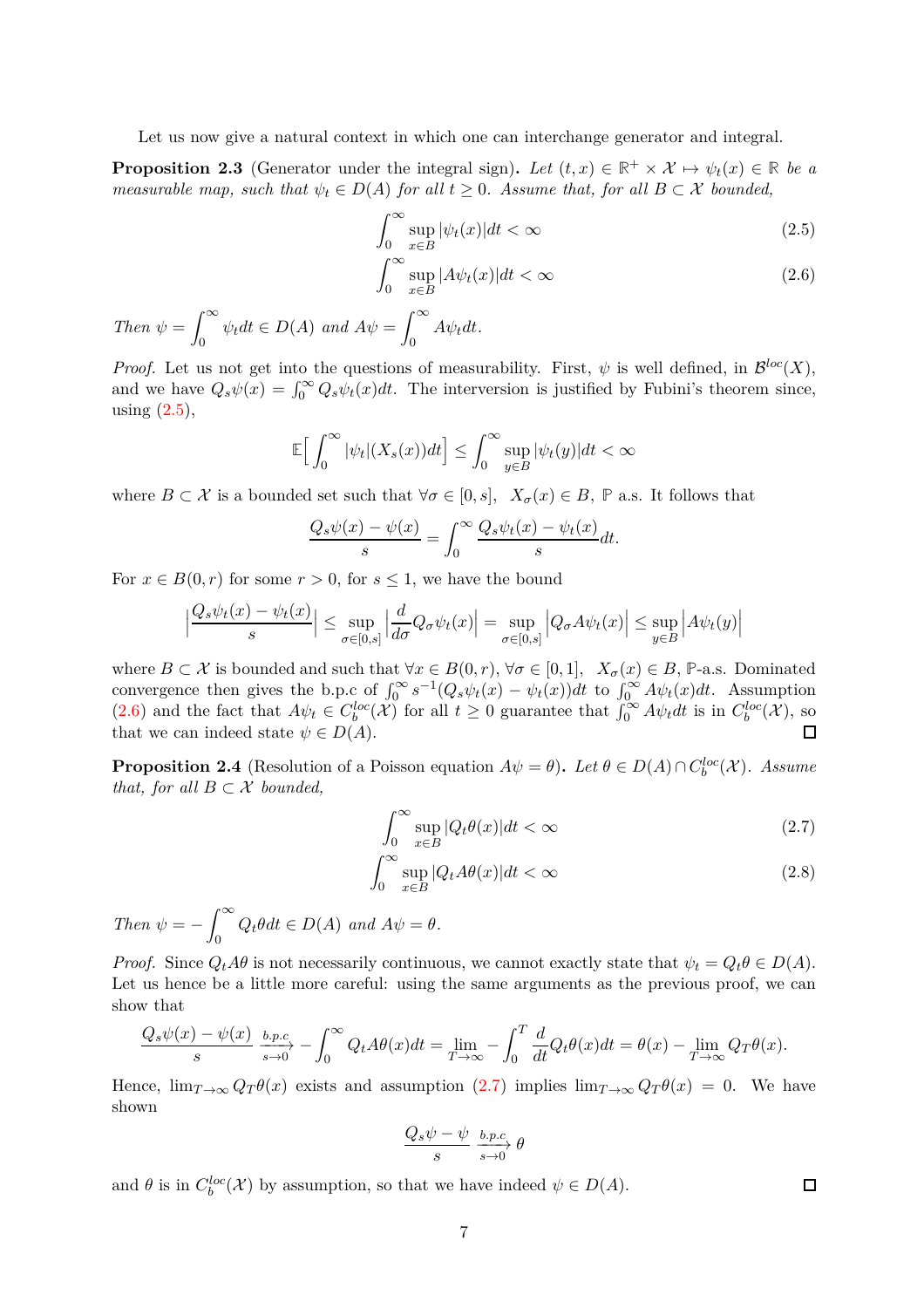Let us now give a natural context in which one can interchange generator and integral.

**Proposition 2.3** (Generator under the integral sign)**.** *Let $(t,x) \in \mathbb{R}^+ \times \mathcal{X} \mapsto \psi_t(x) \in \mathbb{R}$ be a measurable map, such that $\psi_t \in D(A)$ for all $t \geq 0$. Assume that, for all $B \subset \mathcal{X}$ bounded,*

$$\int_0^\infty \sup_{x\in B} |\psi_t(x)| dt < \infty \tag{2.5}$$

$$\int_0^\infty \sup_{x\in B} |A\psi_t(x)| dt < \infty \tag{2.6}$$

*Then $\psi = \int_0^\infty \psi_t dt \in D(A)$ and $A\psi = \int_0^\infty A\psi_t dt$.*

*Proof.* Let us not get into the questions of measurability. First, $\psi$ is well defined, in $\mathcal{B}^{loc}(X)$, and we have $Q_s\psi(x) = \int_0^\infty Q_s\psi_t(x)dt$. The interversion is justified by Fubini's theorem since, using (2.5),

$$\mathbb{E}\Big[\int_0^\infty |\psi_t|(X_s(x))dt\Big] \leq \int_0^\infty \sup_{y\in B} |\psi_t(y)| dt < \infty$$

where $B \subset \mathcal{X}$ is a bounded set such that $\forall \sigma \in [0,s],\;\; X_\sigma(x) \in B$, $\mathbb{P}$ a.s. It follows that

$$\frac{Q_s\psi(x) - \psi(x)}{s} = \int_0^\infty \frac{Q_s\psi_t(x) - \psi_t(x)}{s} dt.$$

For $x \in B(0,r)$ for some $r > 0$, for $s \leq 1$, we have the bound

$$\Big|\frac{Q_s\psi_t(x) - \psi_t(x)}{s}\Big| \leq \sup_{\sigma\in[0,s]} \Big|\frac{d}{d\sigma} Q_\sigma\psi_t(x)\Big| = \sup_{\sigma\in[0,s]} \Big|Q_\sigma A\psi_t(x)\Big| \leq \sup_{y\in B} \Big|A\psi_t(y)\Big|$$

where $B \subset \mathcal{X}$ is bounded and such that $\forall x \in B(0,r)$, $\forall \sigma \in [0,1]$, $\;X_\sigma(x) \in B$, $\mathbb{P}$-a.s. Dominated convergence then gives the b.p.c of $\int_0^\infty s^{-1}(Q_s\psi_t(x) - \psi_t(x))dt$ to $\int_0^\infty A\psi_t(x)dt$. Assumption (2.6) and the fact that $A\psi_t \in C_b^{loc}(\mathcal{X})$ for all $t \geq 0$ guarantee that $\int_0^\infty A\psi_t dt$ is in $C_b^{loc}(\mathcal{X})$, so that we can indeed state $\psi \in D(A)$. ◻

**Proposition 2.4** (Resolution of a Poisson equation $A\psi = \theta$)**.** *Let $\theta \in D(A) \cap C_b^{loc}(\mathcal{X})$. Assume that, for all $B \subset \mathcal{X}$ bounded,*

$$\int_0^\infty \sup_{x\in B} |Q_t\theta(x)| dt < \infty \tag{2.7}$$

$$\int_0^\infty \sup_{x\in B} |Q_t A\theta(x)| dt < \infty \tag{2.8}$$

*Then $\psi = -\int_0^\infty Q_t\theta dt \in D(A)$ and $A\psi = \theta$.*

*Proof.* Since $Q_tA\theta$ is not necessarily continuous, we cannot exactly state that $\psi_t = Q_t\theta \in D(A)$. Let us hence be a little more careful: using the same arguments as the previous proof, we can show that

$$\frac{Q_s\psi(x) - \psi(x)}{s} \xrightarrow[s\to 0]{b.p.c} -\int_0^\infty Q_tA\theta(x)dt = \lim_{T\to\infty} -\int_0^T \frac{d}{dt}Q_t\theta(x)dt = \theta(x) - \lim_{T\to\infty} Q_T\theta(x).$$

Hence, $\lim_{T\to\infty} Q_T\theta(x)$ exists and assumption (2.7) implies $\lim_{T\to\infty} Q_T\theta(x) = 0$. We have shown

$$\frac{Q_s\psi - \psi}{s} \xrightarrow[s\to 0]{b.p.c} \theta$$

and $\theta$ is in $C_b^{loc}(\mathcal{X})$ by assumption, so that we have indeed $\psi \in D(A)$. ◻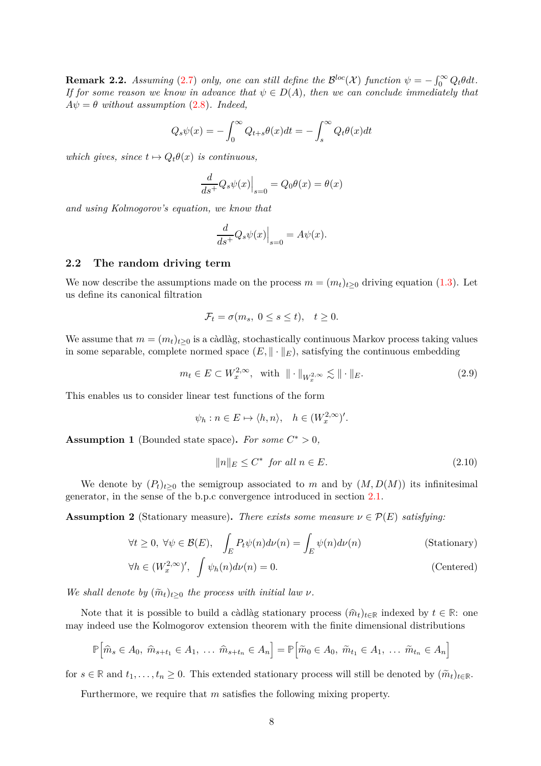**Remark 2.2.** *Assuming* (2.7) *only, one can still define the* $\mathcal{B}^{loc}(\mathcal{X})$ *function* $\psi = -\int_0^\infty Q_t\theta dt$. *If for some reason we know in advance that* $\psi \in D(A)$*, then we can conclude immediately that* $A\psi = \theta$ *without assumption* (2.8). *Indeed,*

$$Q_s\psi(x) = -\int_0^\infty Q_{t+s}\theta(x)dt = -\int_s^\infty Q_t\theta(x)dt$$

*which gives, since* $t \mapsto Q_t\theta(x)$ *is continuous,*

$$\frac{d}{ds^+}Q_s\psi(x)\Big|_{s=0} = Q_0\theta(x) = \theta(x)$$

*and using Kolmogorov's equation, we know that*

$$\frac{d}{ds^+}Q_s\psi(x)\Big|_{s=0} = A\psi(x).$$

## 2.2 The random driving term

We now describe the assumptions made on the process $m = (m_t)_{t\geq 0}$ driving equation (1.3). Let us define its canonical filtration

$$\mathcal{F}_t = \sigma(m_s,\ 0 \leq s \leq t), \quad t \geq 0.$$

We assume that $m = (m_t)_{t\geq 0}$ is a càdlàg, stochastically continuous Markov process taking values in some separable, complete normed space $(E, \|\cdot\|_E)$, satisfying the continuous embedding

$$m_t \in E \subset W_x^{2,\infty}, \quad \text{with } \|\cdot\|_{W_x^{2,\infty}} \lesssim \|\cdot\|_E. \tag{2.9}$$

This enables us to consider linear test functions of the form

$$\psi_h : n \in E \mapsto \langle h, n\rangle, \quad h \in (W_x^{2,\infty})'.$$

**Assumption 1** (Bounded state space)**.** *For some* $C^* > 0$*,*

$$\|n\|_E \leq C^* \text{ for all } n \in E. \tag{2.10}$$

We denote by $(P_t)_{t\geq 0}$ the semigroup associated to $m$ and by $(M, D(M))$ its infinitesimal generator, in the sense of the b.p.c convergence introduced in section 2.1.

**Assumption 2** (Stationary measure)**.** *There exists some measure* $\nu \in \mathcal{P}(E)$ *satisfying:*

$$\forall t \geq 0,\ \forall \psi \in \mathcal{B}(E), \quad \int_E P_t\psi(n)d\nu(n) = \int_E \psi(n)d\nu(n) \tag{Stationary}$$

$$\forall h \in (W_x^{2,\infty})', \ \int \psi_h(n)d\nu(n) = 0. \tag{Centered}$$

*We shall denote by* $(\widetilde{m}_t)_{t\geq 0}$ *the process with initial law* $\nu$.

Note that it is possible to build a càdlàg stationary process $(\widehat{m}_t)_{t\in\mathbb{R}}$ indexed by $t \in \mathbb{R}$: one may indeed use the Kolmogorov extension theorem with the finite dimensional distributions

$$\mathbb{P}\Big[\widehat{m}_s \in A_0,\ \widehat{m}_{s+t_1} \in A_1,\ \ldots\ \widehat{m}_{s+t_n} \in A_n\Big] = \mathbb{P}\Big[\widetilde{m}_0 \in A_0,\ \widetilde{m}_{t_1} \in A_1,\ \ldots\ \widetilde{m}_{t_n} \in A_n\Big]$$

for $s \in \mathbb{R}$ and $t_1, \ldots, t_n \geq 0$. This extended stationary process will still be denoted by $(\widetilde{m}_t)_{t\in\mathbb{R}}$.

Furthermore, we require that $m$ satisfies the following mixing property.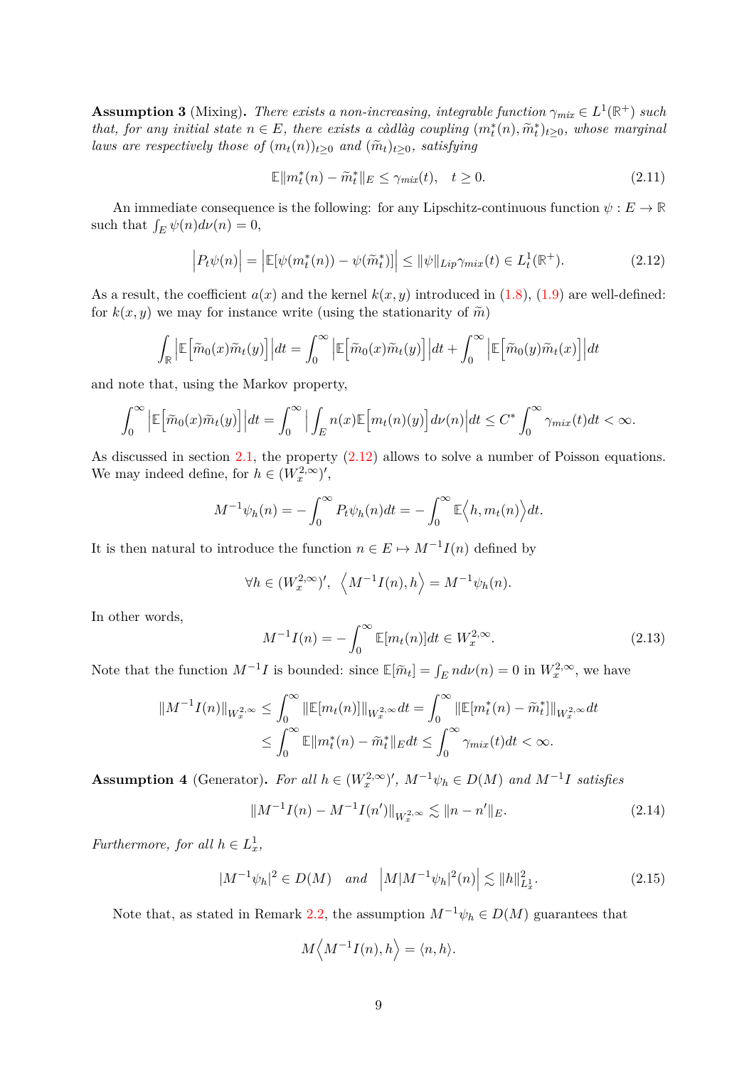**Assumption 3** (Mixing)**.** *There exists a non-increasing, integrable function $\gamma_{mix} \in L^1(\mathbb{R}^+)$ such that, for any initial state $n \in E$, there exists a càdlàg coupling $(m_t^*(n), \widetilde{m}_t^*)_{t\geq 0}$, whose marginal laws are respectively those of $(m_t(n))_{t\geq 0}$ and $(\widetilde{m}_t)_{t\geq 0}$, satisfying*

$$\mathbb{E}\|m_t^*(n) - \widetilde{m}_t^*\|_E \leq \gamma_{mix}(t), \quad t \geq 0. \tag{2.11}$$

An immediate consequence is the following: for any Lipschitz-continuous function $\psi : E \to \mathbb{R}$ such that $\int_E \psi(n) d\nu(n) = 0$,

$$\Big|P_t\psi(n)\Big| = \Big|\mathbb{E}[\psi(m_t^*(n)) - \psi(\widetilde{m}_t^*)]\Big| \leq \|\psi\|_{Lip}\gamma_{mix}(t) \in L^1_t(\mathbb{R}^+). \tag{2.12}$$

As a result, the coefficient $a(x)$ and the kernel $k(x,y)$ introduced in (1.8), (1.9) are well-defined: for $k(x,y)$ we may for instance write (using the stationarity of $\widetilde{m}$)

$$\int_{\mathbb{R}} \Big|\mathbb{E}\Big[\widetilde{m}_0(x)\widetilde{m}_t(y)\Big]\Big| dt = \int_0^\infty \Big|\mathbb{E}\Big[\widetilde{m}_0(x)\widetilde{m}_t(y)\Big]\Big| dt + \int_0^\infty \Big|\mathbb{E}\Big[\widetilde{m}_0(y)\widetilde{m}_t(x)\Big]\Big| dt$$

and note that, using the Markov property,

$$\int_0^\infty \Big|\mathbb{E}\Big[\widetilde{m}_0(x)\widetilde{m}_t(y)\Big]\Big| dt = \int_0^\infty \Big| \int_E n(x)\mathbb{E}\Big[m_t(n)(y)\Big] d\nu(n)\Big| dt \leq C^* \int_0^\infty \gamma_{mix}(t)dt < \infty.$$

As discussed in section 2.1, the property (2.12) allows to solve a number of Poisson equations. We may indeed define, for $h \in (W_x^{2,\infty})'$,

$$M^{-1}\psi_h(n) = -\int_0^\infty P_t\psi_h(n)dt = -\int_0^\infty \mathbb{E}\Big\langle h, m_t(n)\Big\rangle dt.$$

It is then natural to introduce the function $n \in E \mapsto M^{-1}I(n)$ defined by

$$\forall h \in (W_x^{2,\infty})', \ \Big\langle M^{-1}I(n), h\Big\rangle = M^{-1}\psi_h(n).$$

In other words,

$$M^{-1}I(n) = -\int_0^\infty \mathbb{E}[m_t(n)]dt \in W_x^{2,\infty}. \tag{2.13}$$

Note that the function $M^{-1}I$ is bounded: since $\mathbb{E}[\widetilde{m}_t] = \int_E n d\nu(n) = 0$ in $W_x^{2,\infty}$, we have

$$\begin{aligned}
\|M^{-1}I(n)\|_{W_x^{2,\infty}} &\leq \int_0^\infty \|\mathbb{E}[m_t(n)]\|_{W_x^{2,\infty}} dt = \int_0^\infty \|\mathbb{E}[m_t^*(n) - \widetilde{m}_t^*]\|_{W_x^{2,\infty}} dt \\
&\leq \int_0^\infty \mathbb{E}\|m_t^*(n) - \widetilde{m}_t^*\|_E dt \leq \int_0^\infty \gamma_{mix}(t)dt < \infty.
\end{aligned}$$

**Assumption 4** (Generator)**.** *For all $h \in (W_x^{2,\infty})'$, $M^{-1}\psi_h \in D(M)$ and $M^{-1}I$ satisfies*

$$\|M^{-1}I(n) - M^{-1}I(n')\|_{W_x^{2,\infty}} \lesssim \|n - n'\|_E. \tag{2.14}$$

*Furthermore, for all $h \in L^1_x$,*

$$|M^{-1}\psi_h|^2 \in D(M) \quad \text{and} \quad \Big|M|M^{-1}\psi_h|^2(n)\Big| \lesssim \|h\|^2_{L^1_x}. \tag{2.15}$$

Note that, as stated in Remark 2.2, the assumption $M^{-1}\psi_h \in D(M)$ guarantees that

$$M\Big\langle M^{-1}I(n), h\Big\rangle = \langle n, h\rangle.$$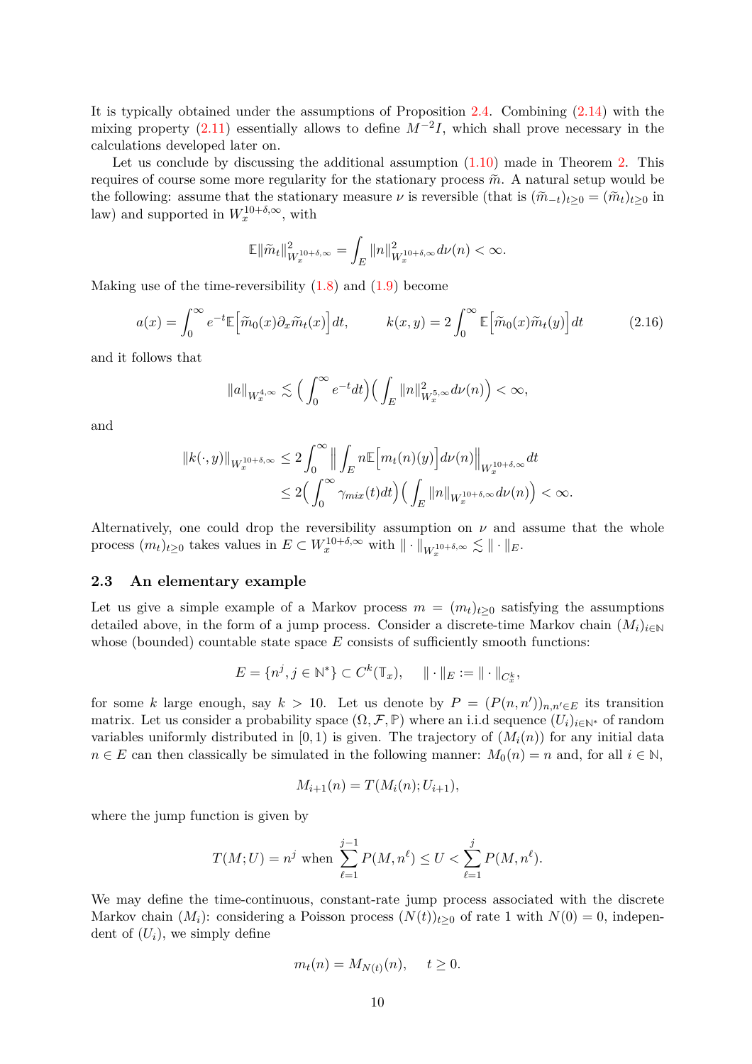It is typically obtained under the assumptions of Proposition 2.4. Combining (2.14) with the mixing property (2.11) essentially allows to define $M^{-2}I$, which shall prove necessary in the calculations developed later on.

Let us conclude by discussing the additional assumption (1.10) made in Theorem 2. This requires of course some more regularity for the stationary process $\widetilde{m}$. A natural setup would be the following: assume that the stationary measure $\nu$ is reversible (that is $(\widetilde{m}_{-t})_{t\geq 0} = (\widetilde{m}_t)_{t\geq 0}$ in law) and supported in $W_x^{10+\delta,\infty}$, with

$$\mathbb{E}\|\widetilde{m}_t\|^2_{W_x^{10+\delta,\infty}} = \int_E \|n\|^2_{W_x^{10+\delta,\infty}} d\nu(n) < \infty.$$

Making use of the time-reversibility (1.8) and (1.9) become

$$a(x) = \int_0^\infty e^{-t}\mathbb{E}\Big[\widetilde{m}_0(x)\partial_x \widetilde{m}_t(x)\Big]dt, \qquad k(x,y) = 2\int_0^\infty \mathbb{E}\Big[\widetilde{m}_0(x)\widetilde{m}_t(y)\Big]dt \tag{2.16}$$

and it follows that

$$\|a\|_{W_x^{4,\infty}} \lesssim \Big(\int_0^\infty e^{-t}dt\Big)\Big(\int_E \|n\|^2_{W_x^{5,\infty}} d\nu(n)\Big) < \infty,$$

and

$$\begin{aligned}
\|k(\cdot,y)\|_{W_x^{10+\delta,\infty}} &\leq 2\int_0^\infty \Big\| \int_E n\mathbb{E}\Big[m_t(n)(y)\Big]d\nu(n)\Big\|_{W_x^{10+\delta,\infty}} dt \\
&\leq 2\Big(\int_0^\infty \gamma_{mix}(t)dt\Big)\Big(\int_E \|n\|_{W_x^{10+\delta,\infty}} d\nu(n)\Big) < \infty.
\end{aligned}$$

Alternatively, one could drop the reversibility assumption on $\nu$ and assume that the whole process $(m_t)_{t\geq 0}$ takes values in $E \subset W_x^{10+\delta,\infty}$ with $\|\cdot\|_{W_x^{10+\delta,\infty}} \lesssim \|\cdot\|_E$.

### 2.3 An elementary example

Let us give a simple example of a Markov process $m = (m_t)_{t\geq 0}$ satisfying the assumptions detailed above, in the form of a jump process. Consider a discrete-time Markov chain $(M_i)_{i\in\mathbb{N}}$ whose (bounded) countable state space $E$ consists of sufficiently smooth functions:

$$E = \{n^j, j \in \mathbb{N}^*\} \subset C^k(\mathbb{T}_x), \qquad \|\cdot\|_E := \|\cdot\|_{C_x^k},$$

for some $k$ large enough, say $k > 10$. Let us denote by $P = (P(n,n'))_{n,n'\in E}$ its transition matrix. Let us consider a probability space $(\Omega, \mathcal{F}, \mathbb{P})$ where an i.i.d sequence $(U_i)_{i\in\mathbb{N}^*}$ of random variables uniformly distributed in $[0,1)$ is given. The trajectory of $(M_i(n))$ for any initial data $n \in E$ can then classically be simulated in the following manner: $M_0(n) = n$ and, for all $i \in \mathbb{N}$,

$$M_{i+1}(n) = T(M_i(n); U_{i+1}),$$

where the jump function is given by

$$T(M;U) = n^j \text{ when } \sum_{\ell=1}^{j-1} P(M,n^\ell) \leq U < \sum_{\ell=1}^{j} P(M,n^\ell).$$

We may define the time-continuous, constant-rate jump process associated with the discrete Markov chain $(M_i)$: considering a Poisson process $(N(t))_{t\geq 0}$ of rate 1 with $N(0) = 0$, independent of $(U_i)$, we simply define

$$m_t(n) = M_{N(t)}(n), \qquad t \geq 0.$$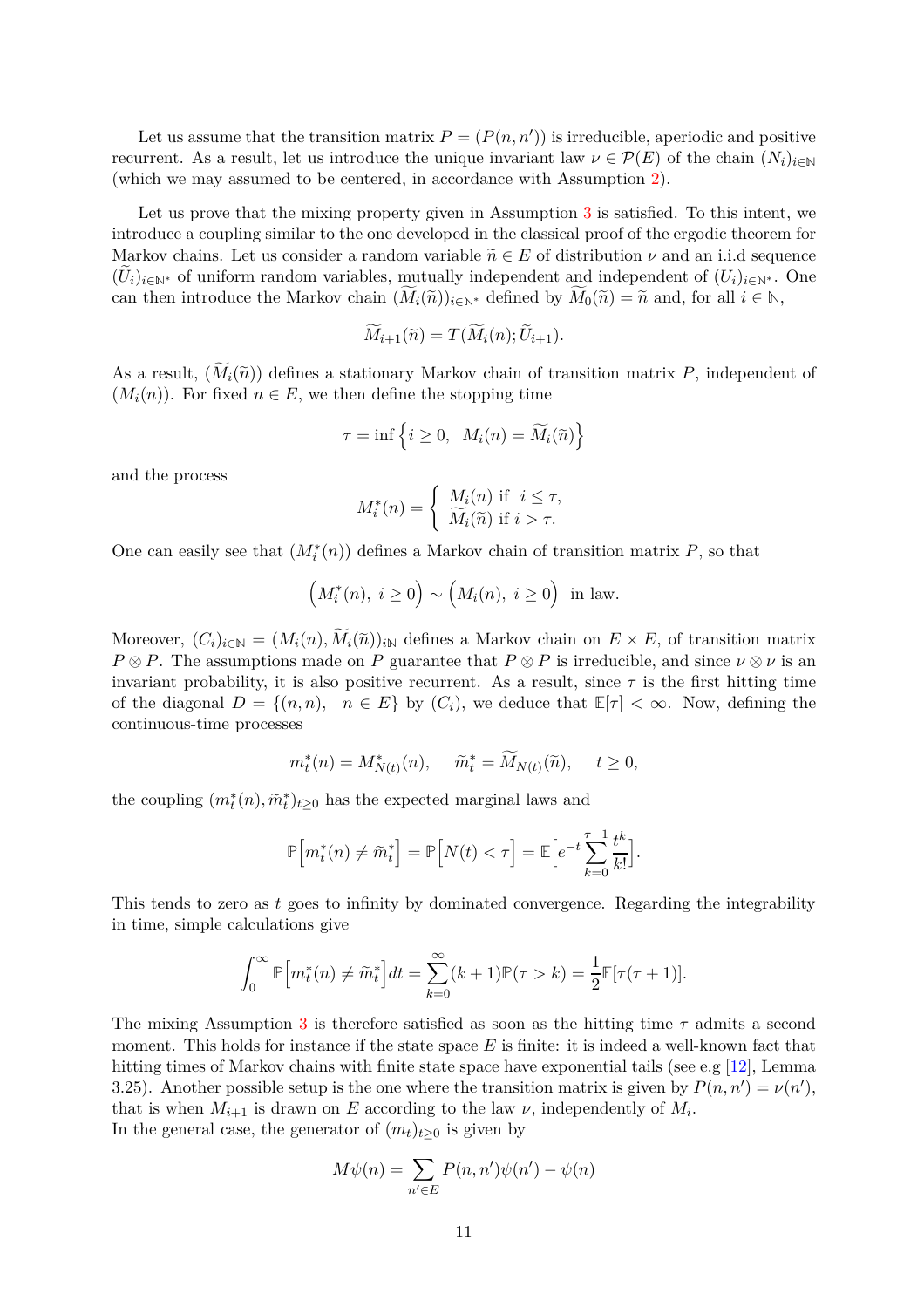Let us assume that the transition matrix $P = (P(n, n'))$ is irreducible, aperiodic and positive recurrent. As a result, let us introduce the unique invariant law $\nu \in \mathcal{P}(E)$ of the chain $(N_i)_{i\in\mathbb{N}}$ (which we may assumed to be centered, in accordance with Assumption 2).

Let us prove that the mixing property given in Assumption 3 is satisfied. To this intent, we introduce a coupling similar to the one developed in the classical proof of the ergodic theorem for Markov chains. Let us consider a random variable $\widetilde{n} \in E$ of distribution $\nu$ and an i.i.d sequence $(\widetilde{U}_i)_{i\in\mathbb{N}^*}$ of uniform random variables, mutually independent and independent of $(U_i)_{i\in\mathbb{N}^*}$. One can then introduce the Markov chain $(\widetilde{M}_i(\widetilde{n}))_{i\in\mathbb{N}^*}$ defined by $\widetilde{M}_0(\widetilde{n}) = \widetilde{n}$ and, for all $i \in \mathbb{N}$,

$$\widetilde{M}_{i+1}(\widetilde{n}) = T(\widetilde{M}_i(n); \widetilde{U}_{i+1}).$$

As a result, $(\widetilde{M}_i(\widetilde{n}))$ defines a stationary Markov chain of transition matrix $P$, independent of $(M_i(n))$. For fixed $n \in E$, we then define the stopping time

$$\tau = \inf\left\{i \geq 0, \;\; M_i(n) = \widetilde{M}_i(\widetilde{n})\right\}$$

and the process

$$M_i^*(n) = \left\{ \begin{array}{l} M_i(n) \text{ if } \;\; i \leq \tau, \\ \widetilde{M}_i(\widetilde{n}) \text{ if } i > \tau. \end{array} \right.$$

One can easily see that $(M_i^*(n))$ defines a Markov chain of transition matrix $P$, so that

$$\Big(M_i^*(n),\; i \geq 0\Big) \sim \Big(M_i(n),\; i \geq 0\Big) \;\text{ in law.}$$

Moreover, $(C_i)_{i\in\mathbb{N}} = (M_i(n), \widetilde{M}_i(\widetilde{n}))_{i\mathbb{N}}$ defines a Markov chain on $E \times E$, of transition matrix $P \otimes P$. The assumptions made on $P$ guarantee that $P \otimes P$ is irreducible, and since $\nu \otimes \nu$ is an invariant probability, it is also positive recurrent. As a result, since $\tau$ is the first hitting time of the diagonal $D = \{(n, n), \;\; n \in E\}$ by $(C_i)$, we deduce that $\mathbb{E}[\tau] < \infty$. Now, defining the continuous-time processes

$$m_t^*(n) = M_{N(t)}^*(n), \quad\; \widetilde{m}_t^* = \widetilde{M}_{N(t)}(\widetilde{n}), \quad\; t \geq 0,$$

the coupling $(m_t^*(n), \widetilde{m}_t^*)_{t\geq 0}$ has the expected marginal laws and

$$\mathbb{P}\Big[m_t^*(n) \neq \widetilde{m}_t^*\Big] = \mathbb{P}\Big[N(t) < \tau\Big] = \mathbb{E}\Big[e^{-t}\sum_{k=0}^{\tau-1}\frac{t^k}{k!}\Big].$$

This tends to zero as $t$ goes to infinity by dominated convergence. Regarding the integrability in time, simple calculations give

$$\int_0^\infty \mathbb{P}\Big[m_t^*(n) \neq \widetilde{m}_t^*\Big]dt = \sum_{k=0}^\infty (k+1)\mathbb{P}(\tau > k) = \frac{1}{2}\mathbb{E}[\tau(\tau+1)].$$

The mixing Assumption 3 is therefore satisfied as soon as the hitting time $\tau$ admits a second moment. This holds for instance if the state space $E$ is finite: it is indeed a well-known fact that hitting times of Markov chains with finite state space have exponential tails (see e.g [12], Lemma 3.25). Another possible setup is the one where the transition matrix is given by $P(n, n') = \nu(n')$, that is when $M_{i+1}$ is drawn on $E$ according to the law $\nu$, independently of $M_i$.
In the general case, the generator of $(m_t)_{t\geq 0}$ is given by

$$M\psi(n) = \sum_{n'\in E} P(n, n')\psi(n') - \psi(n)$$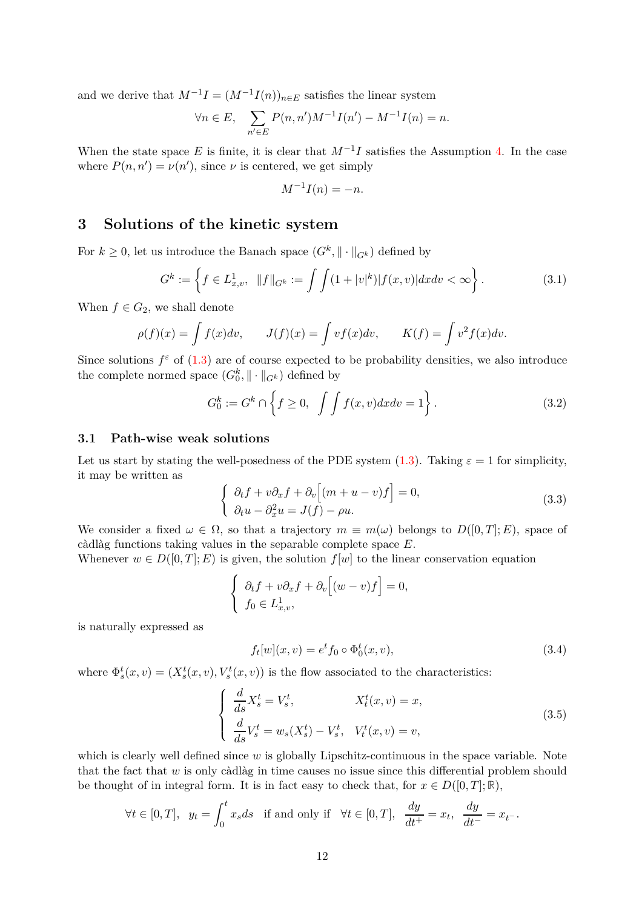and we derive that $M^{-1}I = (M^{-1}I(n))_{n\in E}$ satisfies the linear system

$$\forall n \in E, \quad \sum_{n'\in E} P(n,n')M^{-1}I(n') - M^{-1}I(n) = n.$$

When the state space $E$ is finite, it is clear that $M^{-1}I$ satisfies the Assumption 4. In the case where $P(n,n') = \nu(n')$, since $\nu$ is centered, we get simply

$$M^{-1}I(n) = -n.$$

## 3 Solutions of the kinetic system

For $k \geq 0$, let us introduce the Banach space $(G^k, \|\cdot\|_{G^k})$ defined by

$$G^k := \left\{ f \in L^1_{x,v}, \ \|f\|_{G^k} := \int\int (1+|v|^k)|f(x,v)|dxdv < \infty \right\}. \tag{3.1}$$

When $f \in G_2$, we shall denote

$$\rho(f)(x) = \int f(x)dv, \qquad J(f)(x) = \int vf(x)dv, \qquad K(f) = \int v^2 f(x)dv.$$

Since solutions $f^\varepsilon$ of (1.3) are of course expected to be probability densities, we also introduce the complete normed space $(G^k_0, \|\cdot\|_{G^k})$ defined by

$$G^k_0 := G^k \cap \left\{ f \geq 0, \ \int\int f(x,v)dxdv = 1 \right\}. \tag{3.2}$$

### 3.1 Path-wise weak solutions

Let us start by stating the well-posedness of the PDE system (1.3). Taking $\varepsilon = 1$ for simplicity, it may be written as

$$\begin{cases} \partial_t f + v\partial_x f + \partial_v \Big[ (m+u-v)f \Big] = 0, \\ \partial_t u - \partial_x^2 u = J(f) - \rho u. \end{cases} \tag{3.3}$$

We consider a fixed $\omega \in \Omega$, so that a trajectory $m \equiv m(\omega)$ belongs to $D([0,T];E)$, space of càdlàg functions taking values in the separable complete space $E$.
Whenever $w \in D([0,T];E)$ is given, the solution $f[w]$ to the linear conservation equation

$$\begin{cases} \partial_t f + v\partial_x f + \partial_v \Big[ (w-v)f \Big] = 0, \\ f_0 \in L^1_{x,v}, \end{cases}$$

is naturally expressed as

$$f_t[w](x,v) = e^t f_0 \circ \Phi_0^t(x,v), \tag{3.4}$$

where $\Phi_s^t(x,v) = (X_s^t(x,v), V_s^t(x,v))$ is the flow associated to the characteristics:

$$\begin{cases} \dfrac{d}{ds} X_s^t = V_s^t, & X_t^t(x,v) = x, \\ \dfrac{d}{ds} V_s^t = w_s(X_s^t) - V_s^t, & V_t^t(x,v) = v, \end{cases} \tag{3.5}$$

which is clearly well defined since $w$ is globally Lipschitz-continuous in the space variable. Note that the fact that $w$ is only càdlàg in time causes no issue since this differential problem should be thought of in integral form. It is in fact easy to check that, for $x \in D([0,T];\mathbb{R})$,

$$\forall t \in [0,T], \ \ y_t = \int_0^t x_s ds \ \ \text{if and only if} \ \ \forall t \in [0,T], \ \ \frac{dy}{dt^+} = x_t, \ \ \frac{dy}{dt^-} = x_{t^-}.$$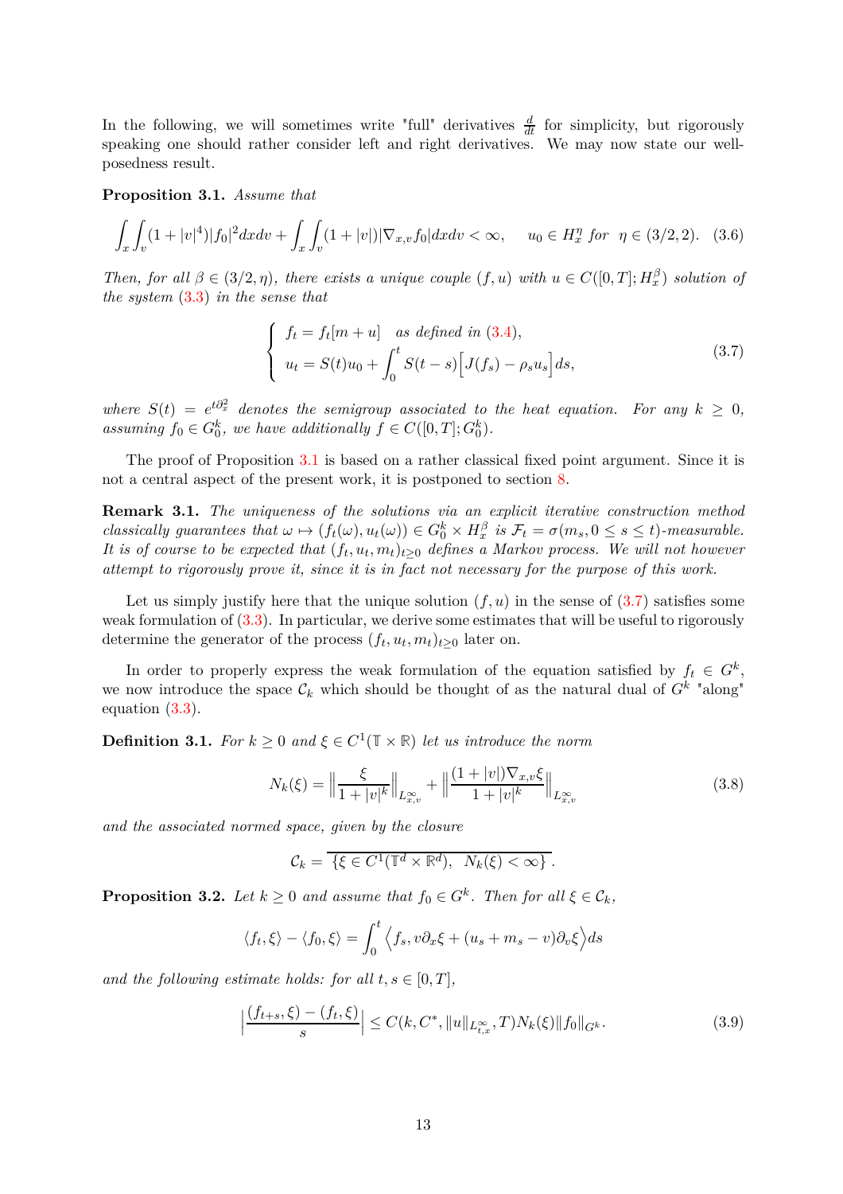In the following, we will sometimes write "full" derivatives $\frac{d}{dt}$ for simplicity, but rigorously speaking one should rather consider left and right derivatives. We may now state our well-posedness result.

**Proposition 3.1.** *Assume that*

$$\int_x \int_v (1+|v|^4)|f_0|^2 dxdv + \int_x \int_v (1+|v|)|\nabla_{x,v} f_0| dxdv < \infty, \qquad u_0 \in H^\eta_x \text{ for } \eta \in (3/2, 2). \tag{3.6}$$

*Then, for all $\beta \in (3/2, \eta)$, there exists a unique couple $(f, u)$ with $u \in C([0,T]; H^\beta_x)$ solution of the system (3.3) in the sense that*

$$\begin{cases} f_t = f_t[m+u] \quad \text{as defined in (3.4)}, \\ u_t = S(t)u_0 + \displaystyle\int_0^t S(t-s)\Big[J(f_s) - \rho_s u_s\Big] ds, \end{cases} \tag{3.7}$$

*where $S(t) = e^{t\partial_x^2}$ denotes the semigroup associated to the heat equation. For any $k \geq 0$, assuming $f_0 \in G^k_0$, we have additionally $f \in C([0,T]; G^k_0)$.*

The proof of Proposition 3.1 is based on a rather classical fixed point argument. Since it is not a central aspect of the present work, it is postponed to section 8.

**Remark 3.1.** *The uniqueness of the solutions via an explicit iterative construction method classically guarantees that $\omega \mapsto (f_t(\omega), u_t(\omega)) \in G^k_0 \times H^\beta_x$ is $\mathcal{F}_t = \sigma(m_s, 0 \leq s \leq t)$-measurable. It is of course to be expected that $(f_t, u_t, m_t)_{t \geq 0}$ defines a Markov process. We will not however attempt to rigorously prove it, since it is in fact not necessary for the purpose of this work.*

Let us simply justify here that the unique solution $(f, u)$ in the sense of (3.7) satisfies some weak formulation of (3.3). In particular, we derive some estimates that will be useful to rigorously determine the generator of the process $(f_t, u_t, m_t)_{t \geq 0}$ later on.

In order to properly express the weak formulation of the equation satisfied by $f_t \in G^k$, we now introduce the space $\mathcal{C}_k$ which should be thought of as the natural dual of $G^k$ "along" equation (3.3).

**Definition 3.1.** *For $k \geq 0$ and $\xi \in C^1(\mathbb{T} \times \mathbb{R})$ let us introduce the norm*

$$N_k(\xi) = \Big\| \frac{\xi}{1+|v|^k} \Big\|_{L^\infty_{x,v}} + \Big\| \frac{(1+|v|)\nabla_{x,v}\xi}{1+|v|^k} \Big\|_{L^\infty_{x,v}} \tag{3.8}$$

*and the associated normed space, given by the closure*

$$\mathcal{C}_k = \overline{\{\xi \in C^1(\mathbb{T}^d \times \mathbb{R}^d), \ \ N_k(\xi) < \infty\}}.$$

**Proposition 3.2.** *Let $k \geq 0$ and assume that $f_0 \in G^k$. Then for all $\xi \in \mathcal{C}_k$,*

$$\langle f_t, \xi \rangle - \langle f_0, \xi \rangle = \int_0^t \Big\langle f_s, v\partial_x \xi + (u_s + m_s - v)\partial_v \xi \Big\rangle ds$$

*and the following estimate holds: for all $t, s \in [0,T]$,*

$$\Big| \frac{(f_{t+s}, \xi) - (f_t, \xi)}{s} \Big| \leq C(k, C^*, \|u\|_{L^\infty_{t,x}}, T) N_k(\xi) \|f_0\|_{G^k}. \tag{3.9}$$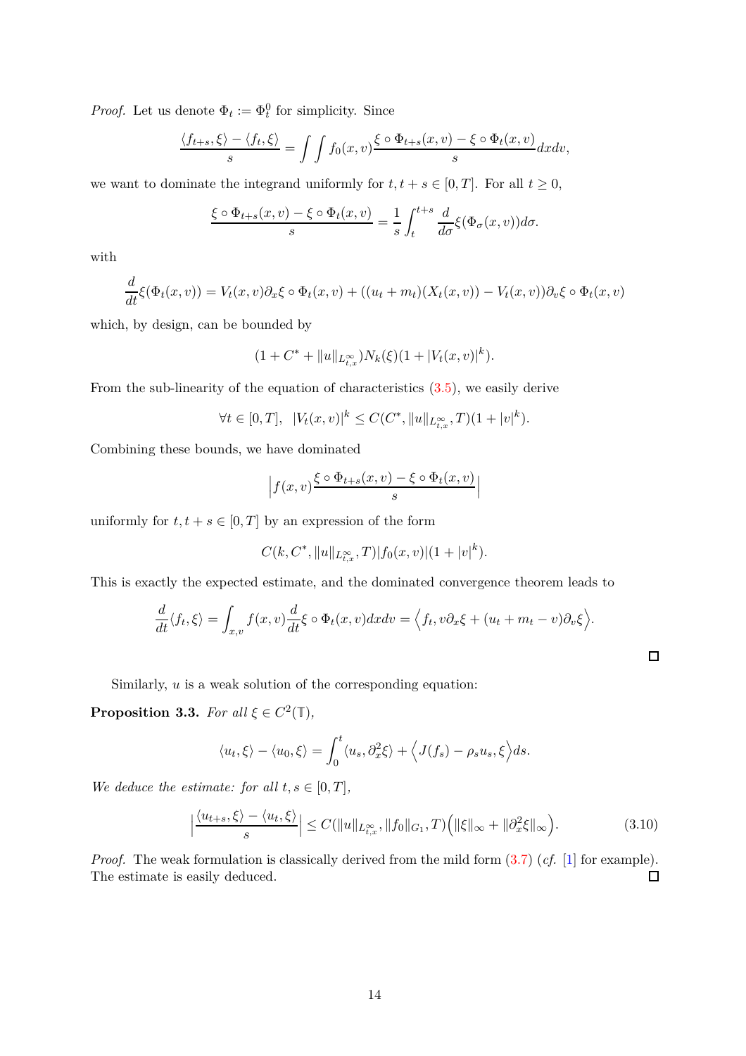*Proof.* Let us denote $\Phi_t := \Phi_t^0$ for simplicity. Since

$$\frac{\langle f_{t+s}, \xi\rangle - \langle f_t, \xi\rangle}{s} = \int\int f_0(x,v) \frac{\xi \circ \Phi_{t+s}(x,v) - \xi \circ \Phi_t(x,v)}{s} dxdv,$$

we want to dominate the integrand uniformly for $t, t+s \in [0,T]$. For all $t \geq 0$,

$$\frac{\xi \circ \Phi_{t+s}(x,v) - \xi \circ \Phi_t(x,v)}{s} = \frac{1}{s}\int_t^{t+s} \frac{d}{d\sigma}\xi(\Phi_\sigma(x,v))d\sigma.$$

with

$$\frac{d}{dt}\xi(\Phi_t(x,v)) = V_t(x,v)\partial_x \xi \circ \Phi_t(x,v) + ((u_t + m_t)(X_t(x,v)) - V_t(x,v))\partial_v \xi \circ \Phi_t(x,v)$$

which, by design, can be bounded by

$$(1 + C^* + \|u\|_{L^\infty_{t,x}}) N_k(\xi)(1 + |V_t(x,v)|^k).$$

From the sub-linearity of the equation of characteristics (3.5), we easily derive

$$\forall t \in [0,T], \quad |V_t(x,v)|^k \leq C(C^*, \|u\|_{L^\infty_{t,x}}, T)(1 + |v|^k).$$

Combining these bounds, we have dominated

$$\Big| f(x,v)\frac{\xi \circ \Phi_{t+s}(x,v) - \xi \circ \Phi_t(x,v)}{s}\Big|$$

uniformly for $t, t+s \in [0,T]$ by an expression of the form

$$C(k, C^*, \|u\|_{L^\infty_{t,x}}, T)|f_0(x,v)|(1 + |v|^k).$$

This is exactly the expected estimate, and the dominated convergence theorem leads to

$$\frac{d}{dt}\langle f_t, \xi\rangle = \int_{x,v} f(x,v)\frac{d}{dt}\xi \circ \Phi_t(x,v)dxdv = \Big\langle f_t, v\partial_x \xi + (u_t + m_t - v)\partial_v \xi\Big\rangle.$$

□

Similarly, $u$ is a weak solution of the corresponding equation:

**Proposition 3.3.** *For all $\xi \in C^2(\mathbb{T})$,*

$$\langle u_t, \xi\rangle - \langle u_0, \xi\rangle = \int_0^t \langle u_s, \partial_x^2 \xi\rangle + \Big\langle J(f_s) - \rho_s u_s, \xi\Big\rangle ds.$$

*We deduce the estimate: for all $t, s \in [0,T]$,*

$$\Big|\frac{\langle u_{t+s}, \xi\rangle - \langle u_t, \xi\rangle}{s}\Big| \leq C(\|u\|_{L^\infty_{t,x}}, \|f_0\|_{G_1}, T)\Big(\|\xi\|_\infty + \|\partial_x^2 \xi\|_\infty\Big). \tag{3.10}$$

*Proof.* The weak formulation is classically derived from the mild form (3.7) (*cf.* [1] for example). The estimate is easily deduced. □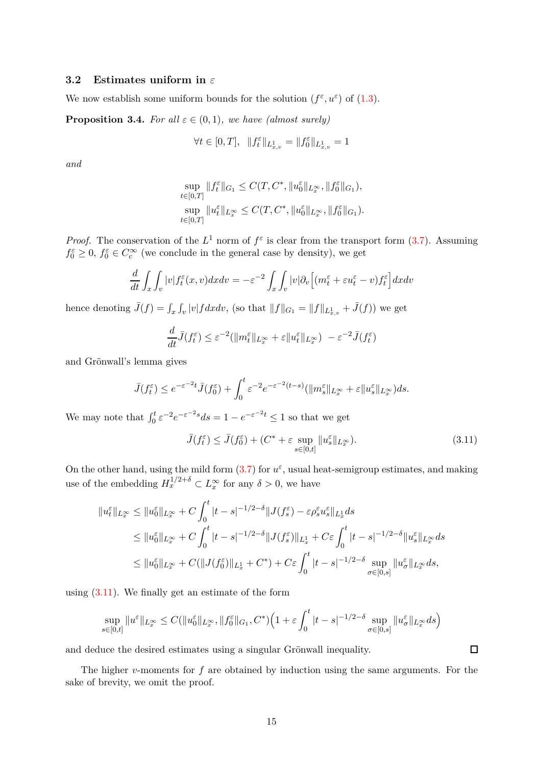### 3.2 Estimates uniform in $\varepsilon$

We now establish some uniform bounds for the solution $(f^\varepsilon, u^\varepsilon)$ of (1.3).

**Proposition 3.4.** *For all $\varepsilon \in (0,1)$, we have (almost surely)*

$$\forall t \in [0,T], \quad \|f_t^\varepsilon\|_{L^1_{x,v}} = \|f_0^\varepsilon\|_{L^1_{x,v}} = 1$$

*and*

$$\sup_{t\in[0,T]} \|f_t^\varepsilon\|_{G_1} \leq C(T, C^*, \|u_0^\varepsilon\|_{L^\infty_x}, \|f_0^\varepsilon\|_{G_1}),$$
$$\sup_{t\in[0,T]} \|u_t^\varepsilon\|_{L^\infty_x} \leq C(T, C^*, \|u_0^\varepsilon\|_{L^\infty_x}, \|f_0^\varepsilon\|_{G_1}).$$

*Proof.* The conservation of the $L^1$ norm of $f^\varepsilon$ is clear from the transport form (3.7). Assuming $f_0^\varepsilon \geq 0$, $f_0^\varepsilon \in C_c^\infty$ (we conclude in the general case by density), we get

$$\frac{d}{dt} \int_x \int_v |v| f_t^\varepsilon(x,v) dx dv = -\varepsilon^{-2} \int_x \int_v |v| \partial_v \Big[ (m_t^\varepsilon + \varepsilon u_t^\varepsilon - v) f_t^\varepsilon \Big] dx dv$$

hence denoting $\bar{J}(f) = \int_x \int_v |v| f dx dv$, (so that $\|f\|_{G_1} = \|f\|_{L^1_{x,v}} + \bar{J}(f)$) we get

$$\frac{d}{dt} \bar{J}(f_t^\varepsilon) \leq \varepsilon^{-2} (\|m_t^\varepsilon\|_{L^\infty_x} + \varepsilon \|u_t^\varepsilon\|_{L^\infty_x}) \; - \varepsilon^{-2} \bar{J}(f_t^\varepsilon)$$

and Grönwall's lemma gives

$$\bar{J}(f_t^\varepsilon) \leq e^{-\varepsilon^{-2} t} \bar{J}(f_0^\varepsilon) + \int_0^t \varepsilon^{-2} e^{-\varepsilon^{-2}(t-s)} (\|m_s^\varepsilon\|_{L^\infty_x} + \varepsilon \|u_s^\varepsilon\|_{L^\infty_x}) ds.$$

We may note that $\int_0^t \varepsilon^{-2} e^{-\varepsilon^{-2} s} ds = 1 - e^{-\varepsilon^{-2} t} \leq 1$ so that we get

$$\bar{J}(f_t^\varepsilon) \leq \bar{J}(f_0^\varepsilon) + (C^* + \varepsilon \sup_{s\in[0,t]} \|u_s^\varepsilon\|_{L^\infty_x}). \tag{3.11}$$

On the other hand, using the mild form (3.7) for $u^\varepsilon$, usual heat-semigroup estimates, and making use of the embedding $H_x^{1/2+\delta} \subset L^\infty_x$ for any $\delta > 0$, we have

$$\begin{aligned}
\|u_t^\varepsilon\|_{L^\infty_x} &\leq \|u_0^\varepsilon\|_{L^\infty_x} + C \int_0^t |t-s|^{-1/2-\delta} \|J(f_s^\varepsilon) - \varepsilon \rho_s^\varepsilon u_s^\varepsilon\|_{L^1_x} ds \\
&\leq \|u_0^\varepsilon\|_{L^\infty_x} + C \int_0^t |t-s|^{-1/2-\delta} \|J(f_s^\varepsilon)\|_{L^1_x} + C\varepsilon \int_0^t |t-s|^{-1/2-\delta} \|u_s^\varepsilon\|_{L^\infty_x} ds \\
&\leq \|u_0^\varepsilon\|_{L^\infty_x} + C(\|J(f_0^\varepsilon)\|_{L^1_x} + C^*) + C\varepsilon \int_0^t |t-s|^{-1/2-\delta} \sup_{\sigma\in[0,s]} \|u_\sigma^\varepsilon\|_{L^\infty_x} ds,
\end{aligned}$$

using (3.11). We finally get an estimate of the form

$$\sup_{s\in[0,t]} \|u^\varepsilon\|_{L^\infty_x} \leq C(\|u_0^\varepsilon\|_{L^\infty_x}, \|f_0^\varepsilon\|_{G_1}, C^*) \Big( 1 + \varepsilon \int_0^t |t-s|^{-1/2-\delta} \sup_{\sigma\in[0,s]} \|u_\sigma^\varepsilon\|_{L^\infty_x} ds \Big)$$

and deduce the desired estimates using a singular Grönwall inequality. ∎

The higher $v$-moments for $f$ are obtained by induction using the same arguments. For the sake of brevity, we omit the proof.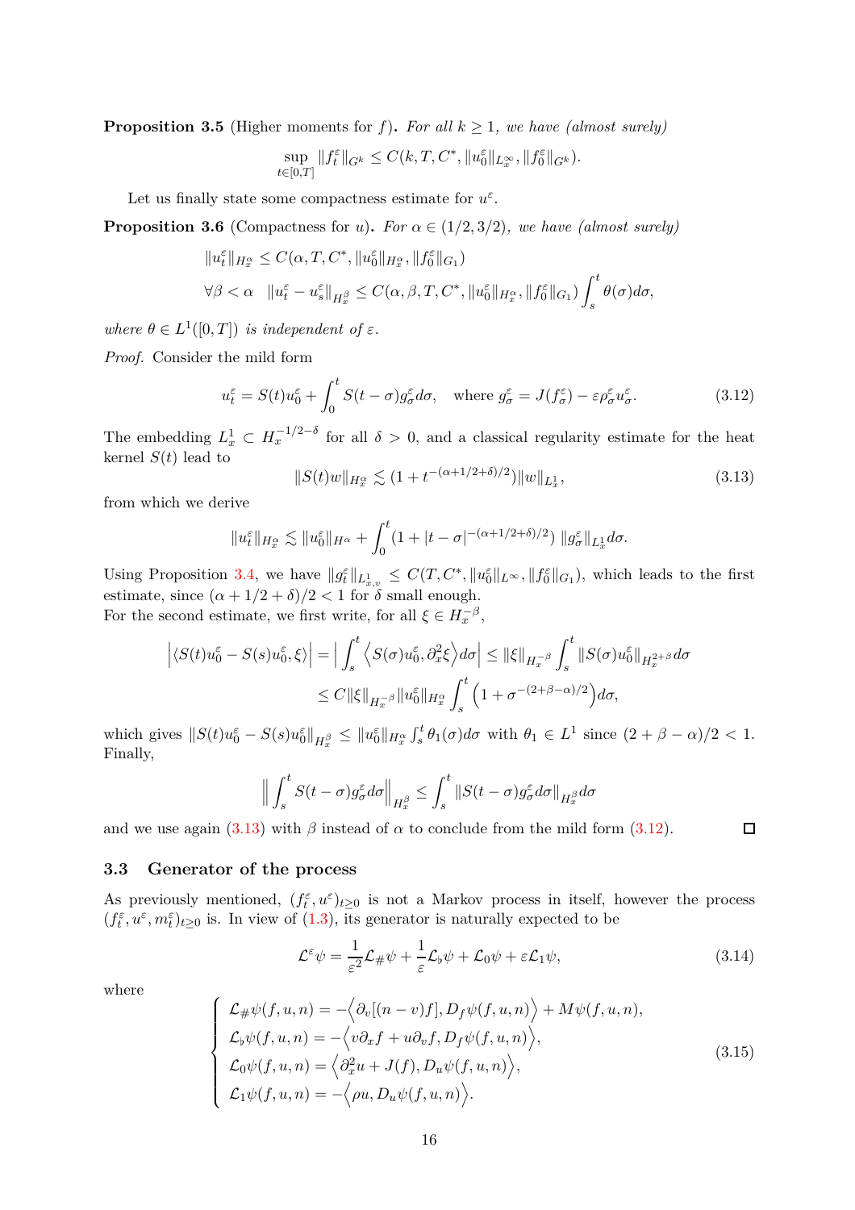**Proposition 3.5** (Higher moments for $f$)**.** *For all $k \geq 1$, we have (almost surely)*

$$\sup_{t\in[0,T]} \|f^\varepsilon_t\|_{G^k} \leq C(k, T, C^*, \|u^\varepsilon_0\|_{L^\infty_x}, \|f^\varepsilon_0\|_{G^k}).$$

Let us finally state some compactness estimate for $u^\varepsilon$.

**Proposition 3.6** (Compactness for $u$)**.** *For $\alpha \in (1/2, 3/2)$, we have (almost surely)*

$$\|u^\varepsilon_t\|_{H^\alpha_x} \leq C(\alpha, T, C^*, \|u^\varepsilon_0\|_{H^\alpha_x}, \|f^\varepsilon_0\|_{G_1})$$

$$\forall \beta < \alpha \quad \|u^\varepsilon_t - u^\varepsilon_s\|_{H^\beta_x} \leq C(\alpha, \beta, T, C^*, \|u^\varepsilon_0\|_{H^\alpha_x}, \|f^\varepsilon_0\|_{G_1}) \int_s^t \theta(\sigma) d\sigma,$$

*where $\theta \in L^1([0,T])$ is independent of $\varepsilon$.*

*Proof.* Consider the mild form

$$u^\varepsilon_t = S(t)u^\varepsilon_0 + \int_0^t S(t-\sigma) g^\varepsilon_\sigma d\sigma, \quad \text{where } g^\varepsilon_\sigma = J(f^\varepsilon_\sigma) - \varepsilon \rho^\varepsilon_\sigma u^\varepsilon_\sigma. \tag{3.12}$$

The embedding $L^1_x \subset H^{-1/2-\delta}_x$ for all $\delta > 0$, and a classical regularity estimate for the heat kernel $S(t)$ lead to

$$\|S(t)w\|_{H^\alpha_x} \lesssim (1 + t^{-(\alpha+1/2+\delta)/2}) \|w\|_{L^1_x}, \tag{3.13}$$

from which we derive

$$\|u^\varepsilon_t\|_{H^\alpha_x} \lesssim \|u^\varepsilon_0\|_{H^\alpha} + \int_0^t (1 + |t-\sigma|^{-(\alpha+1/2+\delta)/2}) \|g^\varepsilon_\sigma\|_{L^1_x} d\sigma.$$

Using Proposition 3.4, we have $\|g^\varepsilon_t\|_{L^1_{x,v}} \leq C(T, C^*, \|u^\varepsilon_0\|_{L^\infty}, \|f^\varepsilon_0\|_{G_1})$, which leads to the first estimate, since $(\alpha + 1/2 + \delta)/2 < 1$ for $\delta$ small enough.
For the second estimate, we first write, for all $\xi \in H^{-\beta}_x$,

$$\begin{aligned}
\left|\langle S(t)u^\varepsilon_0 - S(s)u^\varepsilon_0, \xi\rangle\right| &= \Big| \int_s^t \left\langle S(\sigma)u^\varepsilon_0, \partial^2_x \xi\right\rangle d\sigma \Big| \leq \|\xi\|_{H^{-\beta}_x} \int_s^t \|S(\sigma)u^\varepsilon_0\|_{H^{2+\beta}_x} d\sigma \\
&\leq C \|\xi\|_{H^{-\beta}_x} \|u^\varepsilon_0\|_{H^\alpha_x} \int_s^t \left(1 + \sigma^{-(2+\beta-\alpha)/2}\right) d\sigma,
\end{aligned}$$

which gives $\|S(t)u^\varepsilon_0 - S(s)u^\varepsilon_0\|_{H^\beta_x} \leq \|u^\varepsilon_0\|_{H^\alpha_x} \int_s^t \theta_1(\sigma) d\sigma$ with $\theta_1 \in L^1$ since $(2 + \beta - \alpha)/2 < 1$. Finally,

$$\Big\| \int_s^t S(t-\sigma) g^\varepsilon_\sigma d\sigma \Big\|_{H^\beta_x} \leq \int_s^t \|S(t-\sigma) g^\varepsilon_\sigma d\sigma\|_{H^\beta_x} d\sigma$$

and we use again (3.13) with $\beta$ instead of $\alpha$ to conclude from the mild form (3.12). ☐

### 3.3 Generator of the process

As previously mentioned, $(f^\varepsilon_t, u^\varepsilon)_{t\geq 0}$ is not a Markov process in itself, however the process $(f^\varepsilon_t, u^\varepsilon, m^\varepsilon_t)_{t\geq 0}$ is. In view of (1.3), its generator is naturally expected to be

$$\mathcal{L}^\varepsilon \psi = \frac{1}{\varepsilon^2} \mathcal{L}_\# \psi + \frac{1}{\varepsilon} \mathcal{L}_\flat \psi + \mathcal{L}_0 \psi + \varepsilon \mathcal{L}_1 \psi, \tag{3.14}$$

where

$$\left\{
\begin{aligned}
\mathcal{L}_\# \psi(f, u, n) &= -\Big\langle \partial_v [(n - v) f], D_f \psi(f, u, n)\Big\rangle + M\psi(f, u, n), \\
\mathcal{L}_\flat \psi(f, u, n) &= -\Big\langle v \partial_x f + u \partial_v f, D_f \psi(f, u, n)\Big\rangle, \\
\mathcal{L}_0 \psi(f, u, n) &= \Big\langle \partial^2_x u + J(f), D_u \psi(f, u, n)\Big\rangle, \\
\mathcal{L}_1 \psi(f, u, n) &= -\Big\langle \rho u, D_u \psi(f, u, n)\Big\rangle.
\end{aligned}
\right. \tag{3.15}$$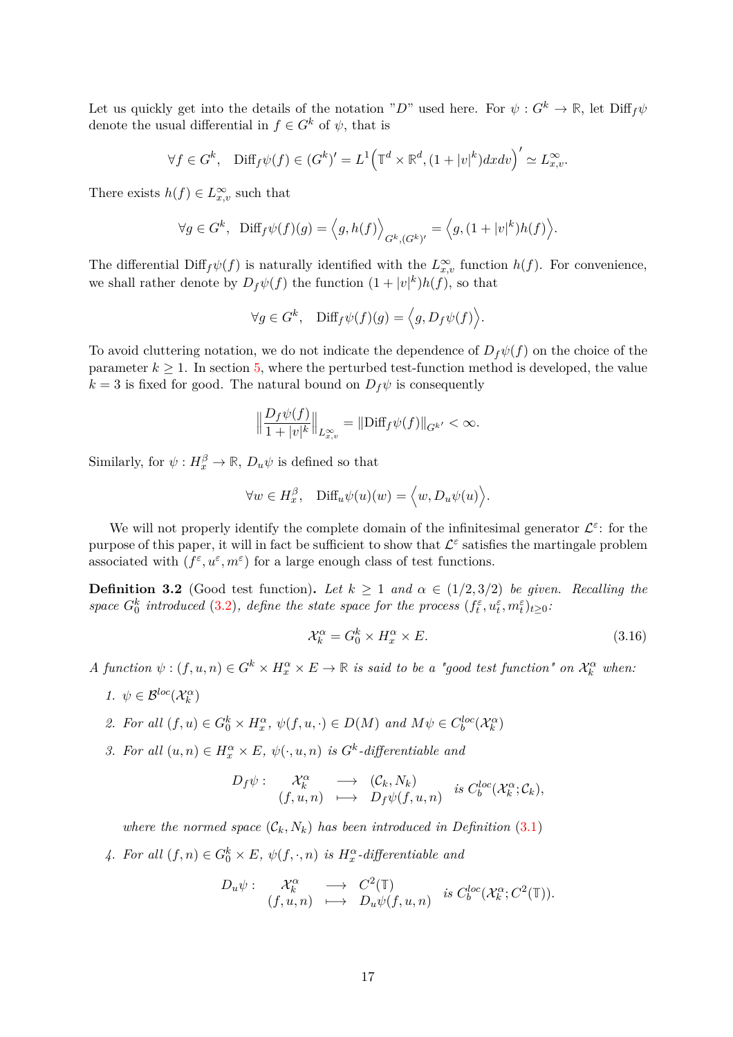Let us quickly get into the details of the notation "$D$" used here. For $\psi : G^k \to \mathbb{R}$, let $\mathrm{Diff}_f\psi$ denote the usual differential in $f \in G^k$ of $\psi$, that is

$$\forall f \in G^k, \quad \mathrm{Diff}_f\psi(f) \in (G^k)' = L^1\Big(\mathbb{T}^d \times \mathbb{R}^d, (1+|v|^k)dxdv\Big)' \simeq L^\infty_{x,v}.$$

There exists $h(f) \in L^\infty_{x,v}$ such that

$$\forall g \in G^k, \quad \mathrm{Diff}_f\psi(f)(g) = \Big\langle g, h(f)\Big\rangle_{G^k,(G^k)'} = \Big\langle g, (1+|v|^k)h(f)\Big\rangle.$$

The differential $\mathrm{Diff}_f\psi(f)$ is naturally identified with the $L^\infty_{x,v}$ function $h(f)$. For convenience, we shall rather denote by $D_f\psi(f)$ the function $(1+|v|^k)h(f)$, so that

$$\forall g \in G^k, \quad \mathrm{Diff}_f\psi(f)(g) = \Big\langle g, D_f\psi(f)\Big\rangle.$$

To avoid cluttering notation, we do not indicate the dependence of $D_f\psi(f)$ on the choice of the parameter $k \geq 1$. In section 5, where the perturbed test-function method is developed, the value $k = 3$ is fixed for good. The natural bound on $D_f\psi$ is consequently

$$\Big\|\frac{D_f\psi(f)}{1+|v|^k}\Big\|_{L^\infty_{x,v}} = \|\mathrm{Diff}_f\psi(f)\|_{G^{k'}} < \infty.$$

Similarly, for $\psi : H^\beta_x \to \mathbb{R}$, $D_u\psi$ is defined so that

$$\forall w \in H^\beta_x, \quad \mathrm{Diff}_u\psi(u)(w) = \Big\langle w, D_u\psi(u)\Big\rangle.$$

We will not properly identify the complete domain of the infinitesimal generator $\mathcal{L}^\varepsilon$: for the purpose of this paper, it will in fact be sufficient to show that $\mathcal{L}^\varepsilon$ satisfies the martingale problem associated with $(f^\varepsilon, u^\varepsilon, m^\varepsilon)$ for a large enough class of test functions.

**Definition 3.2** (Good test function)**.** *Let $k \geq 1$ and $\alpha \in (1/2, 3/2)$ be given. Recalling the space $G^k_0$ introduced (3.2), define the state space for the process $(f^\varepsilon_t, u^\varepsilon_t, m^\varepsilon_t)_{t\geq 0}$:*

$$\mathcal{X}^\alpha_k = G^k_0 \times H^\alpha_x \times E. \tag{3.16}$$

*A function $\psi : (f, u, n) \in G^k \times H^\alpha_x \times E \to \mathbb{R}$ is said to be a "good test function" on $\mathcal{X}^\alpha_k$ when:*

1. *$\psi \in \mathcal{B}^{loc}(\mathcal{X}^\alpha_k)$*
2. *For all $(f, u) \in G^k_0 \times H^\alpha_x$, $\psi(f, u, \cdot) \in D(M)$ and $M\psi \in C^{loc}_b(\mathcal{X}^\alpha_k)$*
3. *For all $(u, n) \in H^\alpha_x \times E$, $\psi(\cdot, u, n)$ is $G^k$-differentiable and*

$$D_f\psi : \begin{array}{ccc} \mathcal{X}^\alpha_k & \longrightarrow & (\mathcal{C}_k, N_k) \\ (f, u, n) & \longmapsto & D_f\psi(f, u, n) \end{array} \quad \text{is } C^{loc}_b(\mathcal{X}^\alpha_k; \mathcal{C}_k),$$

   *where the normed space $(\mathcal{C}_k, N_k)$ has been introduced in Definition (3.1)*

4. *For all $(f, n) \in G^k_0 \times E$, $\psi(f, \cdot, n)$ is $H^\alpha_x$-differentiable and*

$$D_u\psi : \begin{array}{ccc} \mathcal{X}^\alpha_k & \longrightarrow & C^2(\mathbb{T}) \\ (f, u, n) & \longmapsto & D_u\psi(f, u, n) \end{array} \quad \text{is } C^{loc}_b(\mathcal{X}^\alpha_k; C^2(\mathbb{T})).$$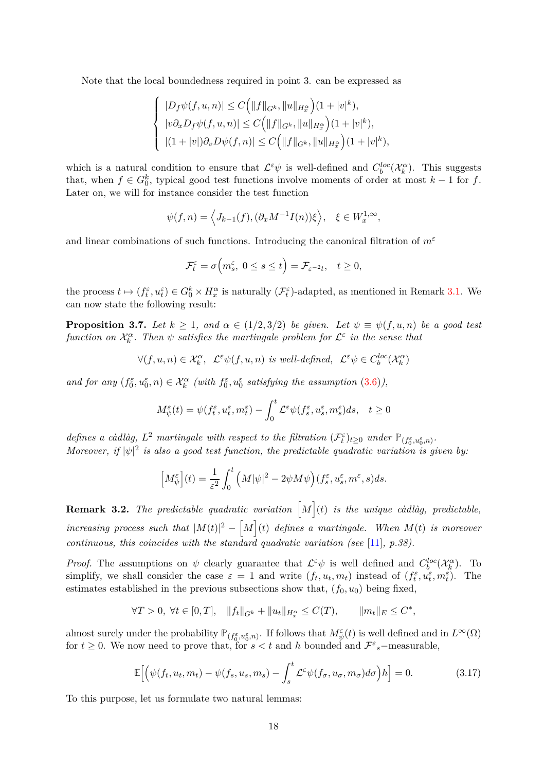Note that the local boundedness required in point 3. can be expressed as

$$\begin{cases} |D_f\psi(f,u,n)| \le C\Big(\|f\|_{G^k}, \|u\|_{H^\alpha_x}\Big)(1+|v|^k), \\ |v\partial_x D_f\psi(f,u,n)| \le C\Big(\|f\|_{G^k}, \|u\|_{H^\alpha_x}\Big)(1+|v|^k), \\ |(1+|v|)\partial_v D\psi(f,n)| \le C\Big(\|f\|_{G^k}, \|u\|_{H^\alpha_x}\Big)(1+|v|^k), \end{cases}$$

which is a natural condition to ensure that $\mathcal{L}^\varepsilon\psi$ is well-defined and $C^{loc}_b(\mathcal{X}^\alpha_k)$. This suggests that, when $f \in G^k_0$, typical good test functions involve moments of order at most $k-1$ for $f$. Later on, we will for instance consider the test function

$$\psi(f,n) = \Big\langle J_{k-1}(f), (\partial_x M^{-1} I(n))\xi \Big\rangle, \quad \xi \in W^{1,\infty}_x,$$

and linear combinations of such functions. Introducing the canonical filtration of $m^\varepsilon$

$$\mathcal{F}^\varepsilon_t = \sigma\Big(m^\varepsilon_s,\ 0 \le s \le t\Big) = \mathcal{F}_{\varepsilon^{-2}t}, \quad t \ge 0,$$

the process $t \mapsto (f^\varepsilon_t, u^\varepsilon_t) \in G^k_0 \times H^\alpha_x$ is naturally $(\mathcal{F}^\varepsilon_t)$-adapted, as mentioned in Remark 3.1. We can now state the following result:

**Proposition 3.7.** *Let $k \ge 1$, and $\alpha \in (1/2, 3/2)$ be given. Let $\psi \equiv \psi(f,u,n)$ be a good test function on $\mathcal{X}^\alpha_k$. Then $\psi$ satisfies the martingale problem for $\mathcal{L}^\varepsilon$ in the sense that*

$$\forall (f,u,n) \in \mathcal{X}^\alpha_k,\ \ \mathcal{L}^\varepsilon\psi(f,u,n) \text{ is well-defined},\ \ \mathcal{L}^\varepsilon\psi \in C^{loc}_b(\mathcal{X}^\alpha_k)$$

*and for any $(f^\varepsilon_0, u^\varepsilon_0, n) \in \mathcal{X}^\alpha_k$ (with $f^\varepsilon_0, u^\varepsilon_0$ satisfying the assumption (3.6)),*

$$M^\varepsilon_\psi(t) = \psi(f^\varepsilon_t, u^\varepsilon_t, m^\varepsilon_t) - \int_0^t \mathcal{L}^\varepsilon\psi(f^\varepsilon_s, u^\varepsilon_s, m^\varepsilon_s)ds, \quad t \ge 0$$

*defines a càdlàg, $L^2$ martingale with respect to the filtration $(\mathcal{F}^\varepsilon_t)_{t\ge 0}$ under $\mathbb{P}_{(f^\varepsilon_0, u^\varepsilon_0, n)}$.*
*Moreover, if $|\psi|^2$ is also a good test function, the predictable quadratic variation is given by:*

$$\Big[M^\varepsilon_\psi\Big](t) = \frac{1}{\varepsilon^2}\int_0^t \Big(M|\psi|^2 - 2\psi M\psi\Big)(f^\varepsilon_s, u^\varepsilon_s, m^\varepsilon, s)ds.$$

**Remark 3.2.** *The predictable quadratic variation $\Big[M\Big](t)$ is the unique càdlàg, predictable, increasing process such that $|M(t)|^2 - \Big[M\Big](t)$ defines a martingale. When $M(t)$ is moreover continuous, this coincides with the standard quadratic variation (see [11], p.38).*

*Proof.* The assumptions on $\psi$ clearly guarantee that $\mathcal{L}^\varepsilon\psi$ is well defined and $C^{loc}_b(\mathcal{X}^\alpha_k)$. To simplify, we shall consider the case $\varepsilon = 1$ and write $(f_t, u_t, m_t)$ instead of $(f^\varepsilon_t, u^\varepsilon_t, m^\varepsilon_t)$. The estimates established in the previous subsections show that, $(f_0, u_0)$ being fixed,

$$\forall T > 0,\ \forall t \in [0,T], \quad \|f_t\|_{G^k} + \|u_t\|_{H^\alpha_x} \le C(T), \qquad \|m_t\|_E \le C^*,$$

almost surely under the probability $\mathbb{P}_{(f^\varepsilon_0, u^\varepsilon_0, n)}$. If follows that $M^\varepsilon_\psi(t)$ is well defined and in $L^\infty(\Omega)$ for $t \ge 0$. We now need to prove that, for $s < t$ and $h$ bounded and $\mathcal{F}^\varepsilon{}_s-$measurable,

$$\mathbb{E}\Big[\Big(\psi(f_t, u_t, m_t) - \psi(f_s, u_s, m_s) - \int_s^t \mathcal{L}^\varepsilon\psi(f_\sigma, u_\sigma, m_\sigma)d\sigma\Big)h\Big] = 0. \tag{3.17}$$

To this purpose, let us formulate two natural lemmas: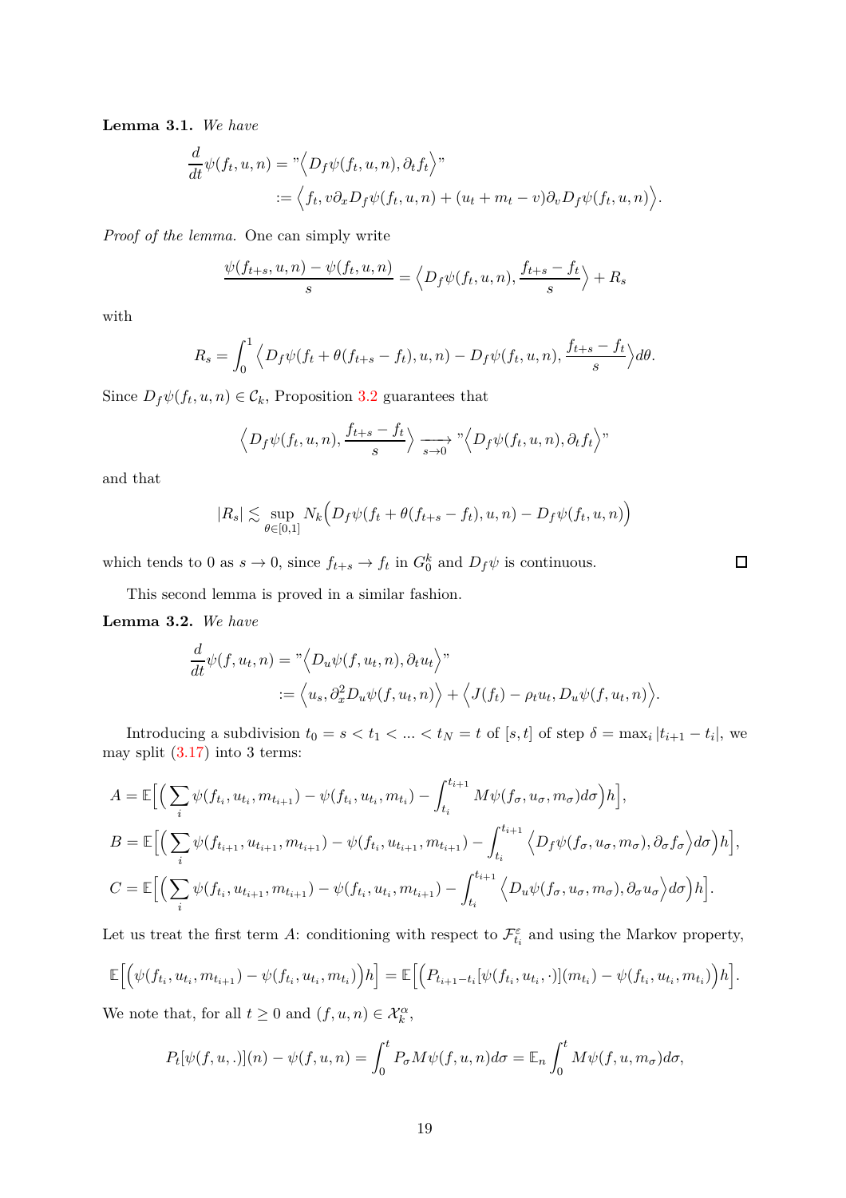**Lemma 3.1.** *We have*

$$\frac{d}{dt}\psi(f_t,u,n) = "\Big\langle D_f\psi(f_t,u,n), \partial_t f_t\Big\rangle"$$
$$:= \Big\langle f_t, v\partial_x D_f\psi(f_t,u,n) + (u_t+m_t-v)\partial_v D_f\psi(f_t,u,n)\Big\rangle.$$

*Proof of the lemma.* One can simply write

$$\frac{\psi(f_{t+s},u,n)-\psi(f_t,u,n)}{s} = \Big\langle D_f\psi(f_t,u,n), \frac{f_{t+s}-f_t}{s}\Big\rangle + R_s$$

with

$$R_s = \int_0^1 \Big\langle D_f\psi(f_t+\theta(f_{t+s}-f_t),u,n) - D_f\psi(f_t,u,n), \frac{f_{t+s}-f_t}{s}\Big\rangle d\theta.$$

Since $D_f\psi(f_t,u,n)\in\mathcal{C}_k$, Proposition 3.2 guarantees that

$$\Big\langle D_f\psi(f_t,u,n), \frac{f_{t+s}-f_t}{s}\Big\rangle \xrightarrow[s\to 0]{} "\Big\langle D_f\psi(f_t,u,n), \partial_t f_t\Big\rangle"$$

and that

$$|R_s| \lesssim \sup_{\theta\in[0,1]} N_k\Big(D_f\psi(f_t+\theta(f_{t+s}-f_t),u,n) - D_f\psi(f_t,u,n)\Big)$$

which tends to 0 as $s\to 0$, since $f_{t+s}\to f_t$ in $G_0^k$ and $D_f\psi$ is continuous. ◻

This second lemma is proved in a similar fashion.

**Lemma 3.2.** *We have*

$$\frac{d}{dt}\psi(f,u_t,n) = "\Big\langle D_u\psi(f,u_t,n), \partial_t u_t\Big\rangle"$$
$$:= \Big\langle u_s, \partial_x^2 D_u\psi(f,u_t,n)\Big\rangle + \Big\langle J(f_t)-\rho_t u_t, D_u\psi(f,u_t,n)\Big\rangle.$$

Introducing a subdivision $t_0=s<t_1<\ldots<t_N=t$ of $[s,t]$ of step $\delta=\max_i|t_{i+1}-t_i|$, we may split (3.17) into 3 terms:

$$A = \mathbb{E}\Big[\Big(\sum_i \psi(f_{t_i},u_{t_i},m_{t_{i+1}}) - \psi(f_{t_i},u_{t_i},m_{t_i}) - \int_{t_i}^{t_{i+1}} M\psi(f_\sigma,u_\sigma,m_\sigma)d\sigma\Big)h\Big],$$

$$B = \mathbb{E}\Big[\Big(\sum_i \psi(f_{t_{i+1}},u_{t_{i+1}},m_{t_{i+1}}) - \psi(f_{t_i},u_{t_{i+1}},m_{t_{i+1}}) - \int_{t_i}^{t_{i+1}} \Big\langle D_f\psi(f_\sigma,u_\sigma,m_\sigma),\partial_\sigma f_\sigma\Big\rangle d\sigma\Big)h\Big],$$

$$C = \mathbb{E}\Big[\Big(\sum_i \psi(f_{t_i},u_{t_{i+1}},m_{t_{i+1}}) - \psi(f_{t_i},u_{t_i},m_{t_{i+1}}) - \int_{t_i}^{t_{i+1}} \Big\langle D_u\psi(f_\sigma,u_\sigma,m_\sigma),\partial_\sigma u_\sigma\Big\rangle d\sigma\Big)h\Big].$$

Let us treat the first term $A$: conditioning with respect to $\mathcal{F}^\varepsilon_{t_i}$ and using the Markov property,

$$\mathbb{E}\Big[\Big(\psi(f_{t_i},u_{t_i},m_{t_{i+1}}) - \psi(f_{t_i},u_{t_i},m_{t_i})\Big)h\Big] = \mathbb{E}\Big[\Big(P_{t_{i+1}-t_i}[\psi(f_{t_i},u_{t_i},\cdot)](m_{t_i}) - \psi(f_{t_i},u_{t_i},m_{t_i})\Big)h\Big].$$

We note that, for all $t\geq 0$ and $(f,u,n)\in\mathcal{X}_k^\alpha$,

$$P_t[\psi(f,u,.)](n) - \psi(f,u,n) = \int_0^t P_\sigma M\psi(f,u,n)d\sigma = \mathbb{E}_n\int_0^t M\psi(f,u,m_\sigma)d\sigma,$$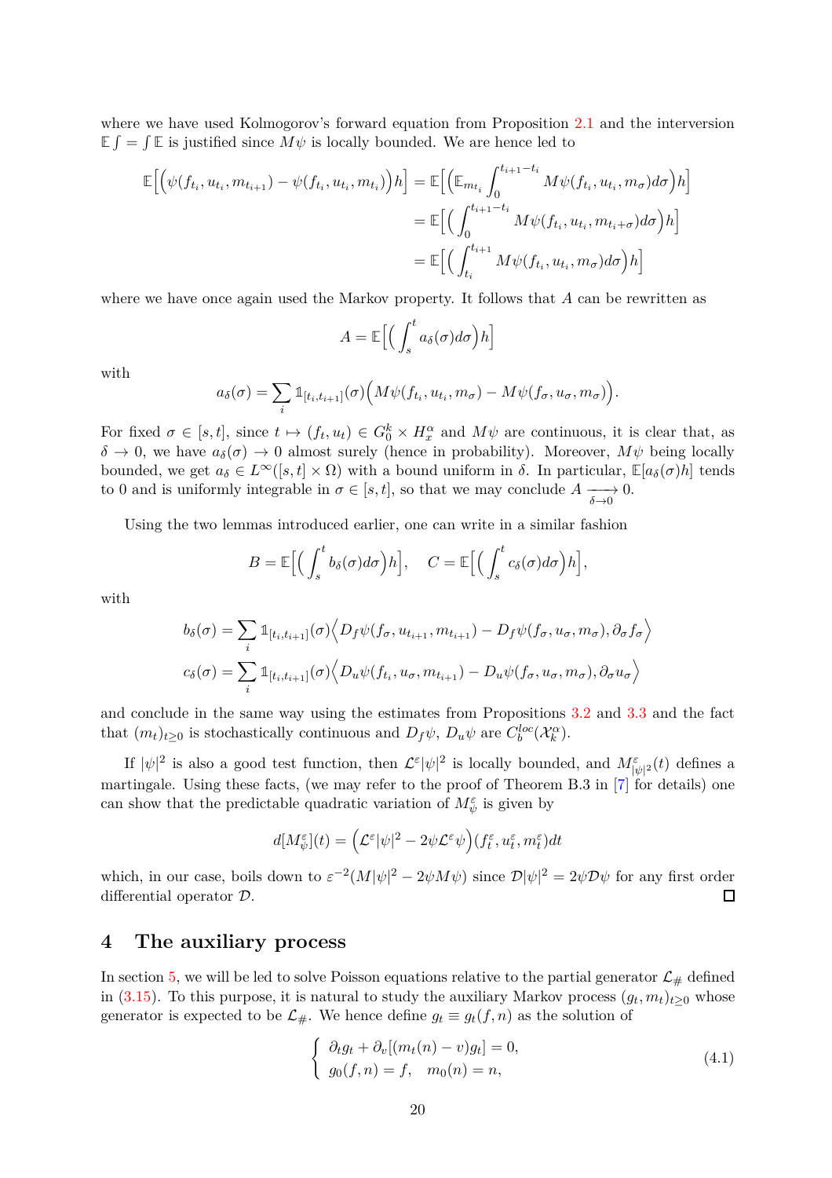where we have used Kolmogorov's forward equation from Proposition 2.1 and the interversion $\mathbb{E}\int = \int \mathbb{E}$ is justified since $M\psi$ is locally bounded. We are hence led to

$$
\begin{aligned}
\mathbb{E}\Big[\Big(\psi(f_{t_i}, u_{t_i}, m_{t_{i+1}}) - \psi(f_{t_i}, u_{t_i}, m_{t_i})\Big)h\Big] &= \mathbb{E}\Big[\Big(\mathbb{E}_{m_{t_i}} \int_0^{t_{i+1}-t_i} M\psi(f_{t_i}, u_{t_i}, m_\sigma) d\sigma\Big)h\Big] \\
&= \mathbb{E}\Big[\Big(\int_0^{t_{i+1}-t_i} M\psi(f_{t_i}, u_{t_i}, m_{t_i+\sigma}) d\sigma\Big)h\Big] \\
&= \mathbb{E}\Big[\Big(\int_{t_i}^{t_{i+1}} M\psi(f_{t_i}, u_{t_i}, m_\sigma) d\sigma\Big)h\Big]
\end{aligned}
$$

where we have once again used the Markov property. It follows that $A$ can be rewritten as

$$
A = \mathbb{E}\Big[\Big(\int_s^t a_\delta(\sigma) d\sigma\Big)h\Big]
$$

with

$$
a_\delta(\sigma) = \sum_i \mathbb{1}_{[t_i, t_{i+1}]}(\sigma)\Big(M\psi(f_{t_i}, u_{t_i}, m_\sigma) - M\psi(f_\sigma, u_\sigma, m_\sigma)\Big).
$$

For fixed $\sigma \in [s,t]$, since $t \mapsto (f_t, u_t) \in G_0^k \times H_x^\alpha$ and $M\psi$ are continuous, it is clear that, as $\delta \to 0$, we have $a_\delta(\sigma) \to 0$ almost surely (hence in probability). Moreover, $M\psi$ being locally bounded, we get $a_\delta \in L^\infty([s,t] \times \Omega)$ with a bound uniform in $\delta$. In particular, $\mathbb{E}[a_\delta(\sigma)h]$ tends to 0 and is uniformly integrable in $\sigma \in [s,t]$, so that we may conclude $A \xrightarrow[\delta \to 0]{} 0$.

Using the two lemmas introduced earlier, one can write in a similar fashion

$$
B = \mathbb{E}\Big[\Big(\int_s^t b_\delta(\sigma) d\sigma\Big)h\Big], \quad C = \mathbb{E}\Big[\Big(\int_s^t c_\delta(\sigma) d\sigma\Big)h\Big],
$$

with

$$
\begin{aligned}
b_\delta(\sigma) &= \sum_i \mathbb{1}_{[t_i, t_{i+1}]}(\sigma)\Big\langle D_f\psi(f_\sigma, u_{t_{i+1}}, m_{t_{i+1}}) - D_f\psi(f_\sigma, u_\sigma, m_\sigma), \partial_\sigma f_\sigma\Big\rangle \\
c_\delta(\sigma) &= \sum_i \mathbb{1}_{[t_i, t_{i+1}]}(\sigma)\Big\langle D_u\psi(f_{t_i}, u_\sigma, m_{t_{i+1}}) - D_u\psi(f_\sigma, u_\sigma, m_\sigma), \partial_\sigma u_\sigma\Big\rangle
\end{aligned}
$$

and conclude in the same way using the estimates from Propositions 3.2 and 3.3 and the fact that $(m_t)_{t\geq 0}$ is stochastically continuous and $D_f\psi$, $D_u\psi$ are $C_b^{loc}(\mathcal{X}_k^\alpha)$.

If $|\psi|^2$ is also a good test function, then $\mathcal{L}^\varepsilon|\psi|^2$ is locally bounded, and $M^\varepsilon_{|\psi|^2}(t)$ defines a martingale. Using these facts, (we may refer to the proof of Theorem B.3 in [7] for details) one can show that the predictable quadratic variation of $M^\varepsilon_\psi$ is given by

$$
d[M^\varepsilon_\psi](t) = \Big(\mathcal{L}^\varepsilon|\psi|^2 - 2\psi\mathcal{L}^\varepsilon\psi\Big)(f_t^\varepsilon, u_t^\varepsilon, m_t^\varepsilon)dt
$$

which, in our case, boils down to $\varepsilon^{-2}(M|\psi|^2 - 2\psi M\psi)$ since $\mathcal{D}|\psi|^2 = 2\psi\mathcal{D}\psi$ for any first order differential operator $\mathcal{D}$. ◻

## 4 The auxiliary process

In section 5, we will be led to solve Poisson equations relative to the partial generator $\mathcal{L}_\#$ defined in (3.15). To this purpose, it is natural to study the auxiliary Markov process $(g_t, m_t)_{t\geq 0}$ whose generator is expected to be $\mathcal{L}_\#$. We hence define $g_t \equiv g_t(f,n)$ as the solution of

$$
\begin{cases} \partial_t g_t + \partial_v[(m_t(n) - v)g_t] = 0, \\ g_0(f,n) = f, \quad m_0(n) = n, \end{cases} \tag{4.1}
$$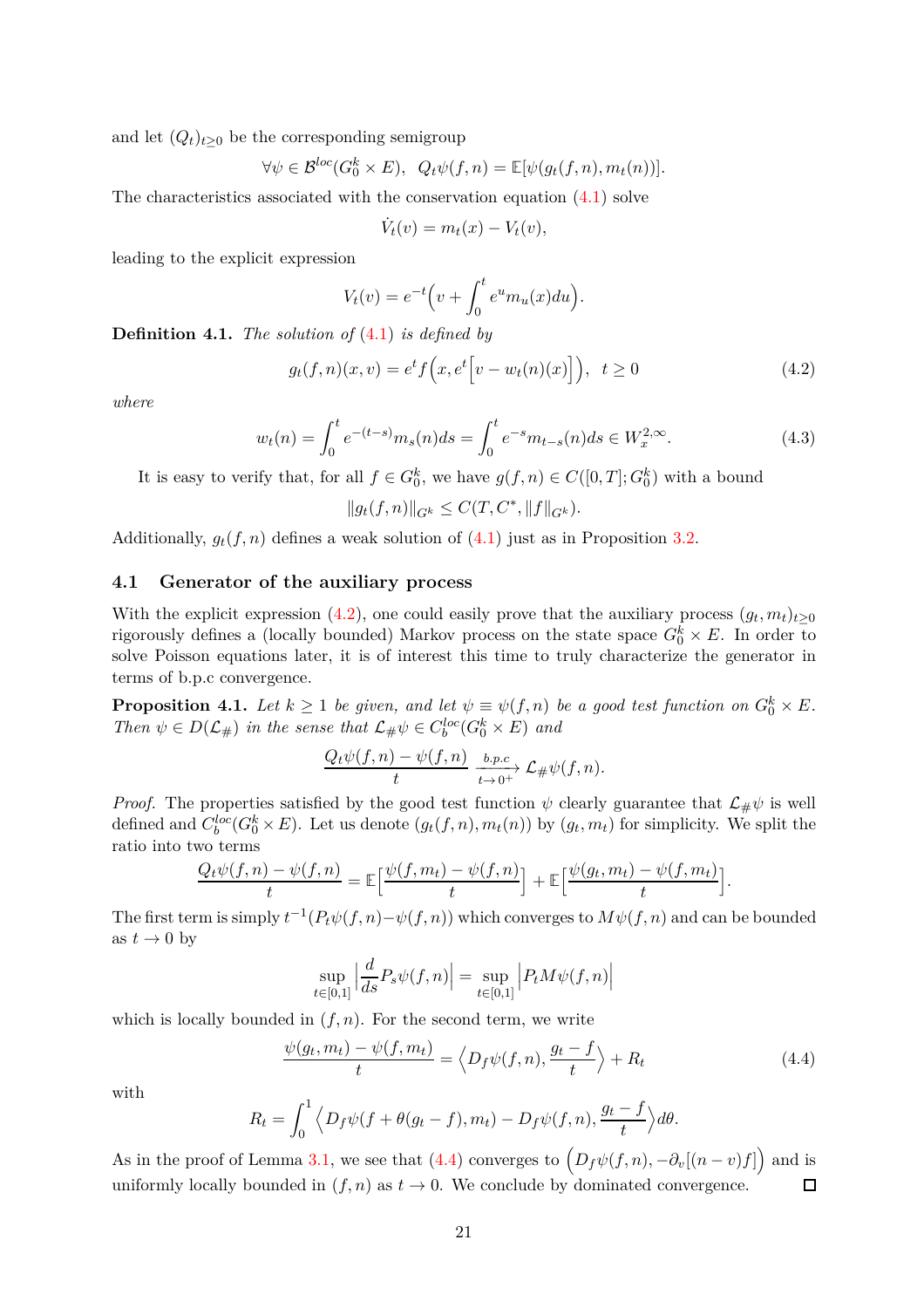and let $(Q_t)_{t\geq 0}$ be the corresponding semigroup

$$\forall \psi \in \mathcal{B}^{loc}(G_0^k \times E), \quad Q_t\psi(f,n) = \mathbb{E}[\psi(g_t(f,n), m_t(n))].$$

The characteristics associated with the conservation equation (4.1) solve

$$\dot{V}_t(v) = m_t(x) - V_t(v),$$

leading to the explicit expression

$$V_t(v) = e^{-t}\Big(v + \int_0^t e^u m_u(x) du\Big).$$

**Definition 4.1.** *The solution of (4.1) is defined by*

$$g_t(f,n)(x,v) = e^t f\Big(x, e^t\Big[v - w_t(n)(x)\Big]\Big), \quad t \geq 0 \tag{4.2}$$

*where*

$$w_t(n) = \int_0^t e^{-(t-s)} m_s(n) ds = \int_0^t e^{-s} m_{t-s}(n) ds \in W_x^{2,\infty}. \tag{4.3}$$

It is easy to verify that, for all $f \in G_0^k$, we have $g(f,n) \in C([0,T]; G_0^k)$ with a bound

$$\|g_t(f,n)\|_{G^k} \leq C(T, C^*, \|f\|_{G^k}).$$

Additionally, $g_t(f,n)$ defines a weak solution of (4.1) just as in Proposition 3.2.

## 4.1 Generator of the auxiliary process

With the explicit expression (4.2), one could easily prove that the auxiliary process $(g_t, m_t)_{t\geq 0}$ rigorously defines a (locally bounded) Markov process on the state space $G_0^k \times E$. In order to solve Poisson equations later, it is of interest this time to truly characterize the generator in terms of b.p.c convergence.

**Proposition 4.1.** *Let $k \geq 1$ be given, and let $\psi \equiv \psi(f,n)$ be a good test function on $G_0^k \times E$. Then $\psi \in D(\mathcal{L}_\#)$ in the sense that $\mathcal{L}_\#\psi \in C_b^{loc}(G_0^k \times E)$ and*

$$\frac{Q_t\psi(f,n) - \psi(f,n)}{t} \xrightarrow[t\to 0^+]{b.p.c} \mathcal{L}_\#\psi(f,n).$$

*Proof.* The properties satisfied by the good test function $\psi$ clearly guarantee that $\mathcal{L}_\#\psi$ is well defined and $C_b^{loc}(G_0^k \times E)$. Let us denote $(g_t(f,n), m_t(n))$ by $(g_t, m_t)$ for simplicity. We split the ratio into two terms

$$\frac{Q_t\psi(f,n) - \psi(f,n)}{t} = \mathbb{E}\Big[\frac{\psi(f,m_t) - \psi(f,n)}{t}\Big] + \mathbb{E}\Big[\frac{\psi(g_t,m_t) - \psi(f,m_t)}{t}\Big].$$

The first term is simply $t^{-1}(P_t\psi(f,n) - \psi(f,n))$ which converges to $M\psi(f,n)$ and can be bounded as $t \to 0$ by

$$\sup_{t\in[0,1]} \Big|\frac{d}{ds}P_s\psi(f,n)\Big| = \sup_{t\in[0,1]} \Big|P_t M\psi(f,n)\Big|$$

which is locally bounded in $(f,n)$. For the second term, we write

$$\frac{\psi(g_t,m_t) - \psi(f,m_t)}{t} = \Big\langle D_f\psi(f,n), \frac{g_t - f}{t}\Big\rangle + R_t \tag{4.4}$$

with

$$R_t = \int_0^1 \Big\langle D_f\psi(f + \theta(g_t - f), m_t) - D_f\psi(f,n), \frac{g_t - f}{t}\Big\rangle d\theta.$$

As in the proof of Lemma 3.1, we see that (4.4) converges to $\Big(D_f\psi(f,n), -\partial_v[(n-v)f]\Big)$ and is uniformly locally bounded in $(f,n)$ as $t \to 0$. We conclude by dominated convergence. $\square$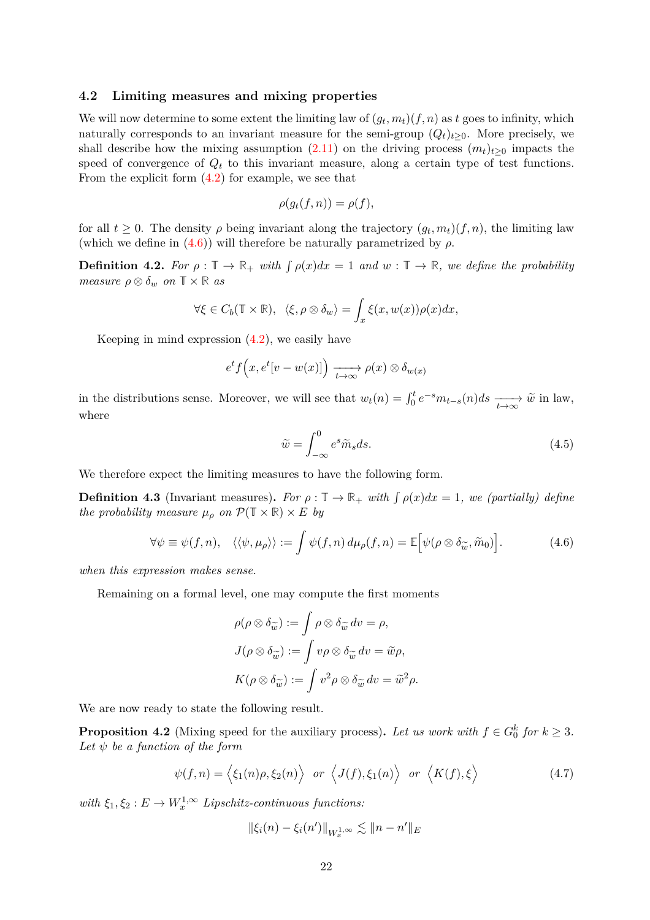### 4.2 Limiting measures and mixing properties

We will now determine to some extent the limiting law of $(g_t, m_t)(f, n)$ as $t$ goes to infinity, which naturally corresponds to an invariant measure for the semi-group $(Q_t)_{t\geq 0}$. More precisely, we shall describe how the mixing assumption (2.11) on the driving process $(m_t)_{t\geq 0}$ impacts the speed of convergence of $Q_t$ to this invariant measure, along a certain type of test functions. From the explicit form (4.2) for example, we see that

$$\rho(g_t(f, n)) = \rho(f),$$

for all $t \geq 0$. The density $\rho$ being invariant along the trajectory $(g_t, m_t)(f, n)$, the limiting law (which we define in (4.6)) will therefore be naturally parametrized by $\rho$.

**Definition 4.2.** *For $\rho : \mathbb{T} \to \mathbb{R}_+$ with $\int \rho(x)dx = 1$ and $w : \mathbb{T} \to \mathbb{R}$, we define the probability measure $\rho \otimes \delta_w$ on $\mathbb{T} \times \mathbb{R}$ as*

$$\forall \xi \in C_b(\mathbb{T} \times \mathbb{R}), \quad \langle \xi, \rho \otimes \delta_w \rangle = \int_x \xi(x, w(x))\rho(x)dx,$$

Keeping in mind expression (4.2), we easily have

$$e^t f\Big(x, e^t[v - w(x)]\Big) \xrightarrow[t\to\infty]{} \rho(x) \otimes \delta_{w(x)}$$

in the distributions sense. Moreover, we will see that $w_t(n) = \int_0^t e^{-s} m_{t-s}(n) ds \xrightarrow[t\to\infty]{} \widetilde{w}$ in law, where

$$\widetilde{w} = \int_{-\infty}^{0} e^s \widetilde{m}_s ds. \tag{4.5}$$

We therefore expect the limiting measures to have the following form.

**Definition 4.3** (Invariant measures)**.** *For $\rho : \mathbb{T} \to \mathbb{R}_+$ with $\int \rho(x)dx = 1$, we (partially) define the probability measure $\mu_\rho$ on $\mathcal{P}(\mathbb{T} \times \mathbb{R}) \times E$ by*

$$\forall \psi \equiv \psi(f, n), \quad \langle\langle \psi, \mu_\rho \rangle\rangle := \int \psi(f, n)\, d\mu_\rho(f, n) = \mathbb{E}\Big[\psi(\rho \otimes \delta_{\widetilde{w}}, \widetilde{m}_0)\Big]. \tag{4.6}$$

*when this expression makes sense.*

Remaining on a formal level, one may compute the first moments

$$\rho(\rho \otimes \delta_{\widetilde{w}}) := \int \rho \otimes \delta_{\widetilde{w}}\, dv = \rho,$$

$$J(\rho \otimes \delta_{\widetilde{w}}) := \int v \rho \otimes \delta_{\widetilde{w}}\, dv = \widetilde{w}\rho,$$

$$K(\rho \otimes \delta_{\widetilde{w}}) := \int v^2 \rho \otimes \delta_{\widetilde{w}}\, dv = \widetilde{w}^2\rho.$$

We are now ready to state the following result.

**Proposition 4.2** (Mixing speed for the auxiliary process)**.** *Let us work with $f \in G_0^k$ for $k \geq 3$. Let $\psi$ be a function of the form*

$$\psi(f, n) = \Big\langle \xi_1(n)\rho, \xi_2(n) \Big\rangle \quad or \quad \Big\langle J(f), \xi_1(n) \Big\rangle \quad or \quad \Big\langle K(f), \xi \Big\rangle \tag{4.7}$$

*with $\xi_1, \xi_2 : E \to W_x^{1,\infty}$ Lipschitz-continuous functions:*

$$\|\xi_i(n) - \xi_i(n')\|_{W_x^{1,\infty}} \lesssim \|n - n'\|_E$$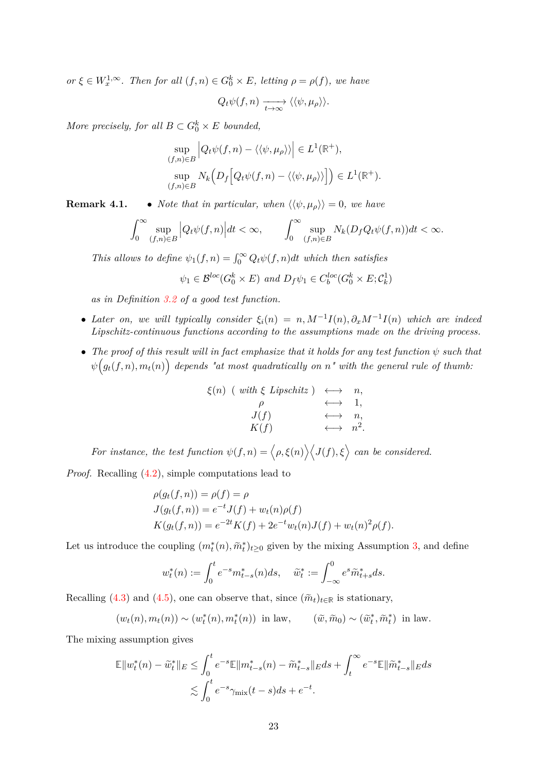*or* $\xi \in W^{1,\infty}_x$. *Then for all* $(f,n) \in G^k_0 \times E$, *letting* $\rho = \rho(f)$, *we have*

$$Q_t\psi(f,n) \xrightarrow[t\to\infty]{} \langle\langle \psi, \mu_\rho \rangle\rangle.$$

*More precisely, for all* $B \subset G^k_0 \times E$ *bounded,*

$$\sup_{(f,n)\in B} \Big| Q_t\psi(f,n) - \langle\langle \psi, \mu_\rho \rangle\rangle \Big| \in L^1(\mathbb{R}^+),$$

$$\sup_{(f,n)\in B} N_k\Big( D_f \Big[ Q_t\psi(f,n) - \langle\langle \psi, \mu_\rho \rangle\rangle \Big] \Big) \in L^1(\mathbb{R}^+).$$

**Remark 4.1.**

- *Note that in particular, when* $\langle\langle \psi, \mu_\rho \rangle\rangle = 0$, *we have*

$$\int_0^\infty \sup_{(f,n)\in B} \Big| Q_t\psi(f,n) \Big| dt < \infty, \qquad \int_0^\infty \sup_{(f,n)\in B} N_k(D_f Q_t\psi(f,n)) dt < \infty.$$

  *This allows to define* $\psi_1(f,n) = \int_0^\infty Q_t\psi(f,n)dt$ *which then satisfies*

$$\psi_1 \in \mathcal{B}^{loc}(G^k_0 \times E) \text{ and } D_f\psi_1 \in C^{loc}_b(G^k_0 \times E; \mathcal{C}^1_k)$$

  *as in Definition 3.2 of a good test function.*

- *Later on, we will typically consider* $\xi_i(n) = n, M^{-1}I(n), \partial_x M^{-1}I(n)$ *which are indeed Lipschitz-continuous functions according to the assumptions made on the driving process.*

- *The proof of this result will in fact emphasize that it holds for any test function* $\psi$ *such that* $\psi\Big(g_t(f,n), m_t(n)\Big)$ *depends "at most quadratically on* $n$*" with the general rule of thumb:*

$$\begin{array}{ccc} \xi(n) \ (\text{ with } \xi \text{ Lipschitz }) & \longleftrightarrow & n, \\ \rho & \longleftrightarrow & 1, \\ J(f) & \longleftrightarrow & n, \\ K(f) & \longleftrightarrow & n^2. \end{array}$$

  *For instance, the test function* $\psi(f,n) = \Big\langle \rho, \xi(n) \Big\rangle \Big\langle J(f), \xi \Big\rangle$ *can be considered.*

*Proof.* Recalling (4.2), simple computations lead to

$$\begin{aligned} \rho(g_t(f,n)) &= \rho(f) = \rho \\ J(g_t(f,n)) &= e^{-t}J(f) + w_t(n)\rho(f) \\ K(g_t(f,n)) &= e^{-2t}K(f) + 2e^{-t}w_t(n)J(f) + w_t(n)^2\rho(f). \end{aligned}$$

Let us introduce the coupling $(m^*_t(n), \widetilde{m}^*_t)_{t\geq 0}$ given by the mixing Assumption 3, and define

$$w^*_t(n) := \int_0^t e^{-s} m^*_{t-s}(n) ds, \quad \widetilde{w}^*_t := \int_{-\infty}^0 e^s \widetilde{m}^*_{t+s} ds.$$

Recalling (4.3) and (4.5), one can observe that, since $(\widetilde{m}_t)_{t\in\mathbb{R}}$ is stationary,

$$(w_t(n), m_t(n)) \sim (w^*_t(n), m^*_t(n)) \text{ in law}, \qquad (\widetilde{w}, \widetilde{m}_0) \sim (\widetilde{w}^*_t, \widetilde{m}^*_t) \text{ in law}.$$

The mixing assumption gives

$$\begin{aligned} \mathbb{E}\|w^*_t(n) - \widetilde{w}^*_t\|_E &\leq \int_0^t e^{-s}\mathbb{E}\|m^*_{t-s}(n) - \widetilde{m}^*_{t-s}\|_E ds + \int_t^\infty e^{-s}\mathbb{E}\|\widetilde{m}^*_{t-s}\|_E ds \\ &\lesssim \int_0^t e^{-s}\gamma_{\text{mix}}(t-s)ds + e^{-t}. \end{aligned}$$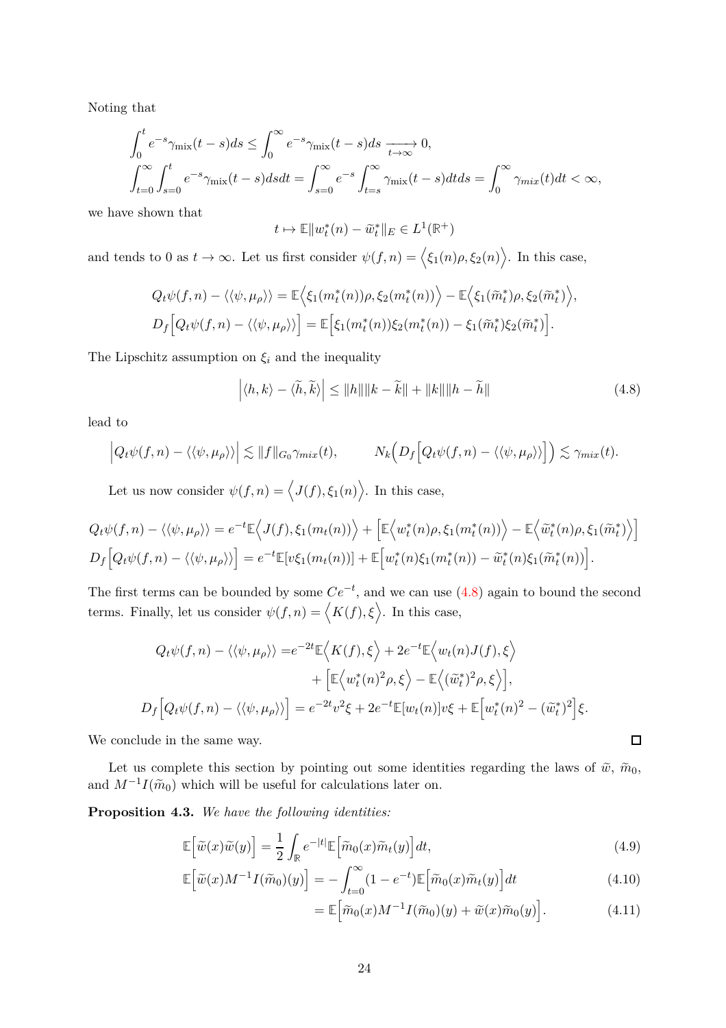Noting that

$$\int_0^t e^{-s}\gamma_{\text{mix}}(t-s)ds \le \int_0^\infty e^{-s}\gamma_{\text{mix}}(t-s)ds \xrightarrow[t\to\infty]{} 0,$$

$$\int_{t=0}^\infty \int_{s=0}^t e^{-s}\gamma_{\text{mix}}(t-s)dsdt = \int_{s=0}^\infty e^{-s}\int_{t=s}^\infty \gamma_{\text{mix}}(t-s)dtds = \int_0^\infty \gamma_{mix}(t)dt < \infty,$$

we have shown that

$$t \mapsto \mathbb{E}\|w_t^*(n) - \widetilde{w}_t^*\|_E \in L^1(\mathbb{R}^+)$$

and tends to 0 as $t\to\infty$. Let us first consider $\psi(f,n) = \left\langle \xi_1(n)\rho, \xi_2(n)\right\rangle$. In this case,

$$Q_t\psi(f,n) - \langle\langle \psi, \mu_\rho\rangle\rangle = \mathbb{E}\left\langle \xi_1(m_t^*(n))\rho, \xi_2(m_t^*(n))\right\rangle - \mathbb{E}\left\langle \xi_1(\widetilde{m}_t^*)\rho, \xi_2(\widetilde{m}_t^*)\right\rangle,$$

$$D_f\left[Q_t\psi(f,n) - \langle\langle \psi, \mu_\rho\rangle\rangle\right] = \mathbb{E}\left[\xi_1(m_t^*(n))\xi_2(m_t^*(n)) - \xi_1(\widetilde{m}_t^*)\xi_2(\widetilde{m}_t^*)\right].$$

The Lipschitz assumption on $\xi_i$ and the inequality

$$\left|\langle h,k\rangle - \langle \widetilde{h},\widetilde{k}\rangle\right| \le \|h\|\|k-\widetilde{k}\| + \|k\|\|h-\widetilde{h}\| \tag{4.8}$$

lead to

$$\left|Q_t\psi(f,n) - \langle\langle\psi,\mu_\rho\rangle\rangle\right| \lesssim \|f\|_{G_0}\gamma_{mix}(t), \qquad N_k\Big(D_f\left[Q_t\psi(f,n) - \langle\langle\psi,\mu_\rho\rangle\rangle\right]\Big) \lesssim \gamma_{mix}(t).$$

Let us now consider $\psi(f,n) = \left\langle J(f), \xi_1(n)\right\rangle$. In this case,

$$Q_t\psi(f,n) - \langle\langle\psi,\mu_\rho\rangle\rangle = e^{-t}\mathbb{E}\left\langle J(f), \xi_1(m_t(n))\right\rangle + \left[\mathbb{E}\left\langle w_t^*(n)\rho, \xi_1(m_t^*(n))\right\rangle - \mathbb{E}\left\langle \widetilde{w}_t^*(n)\rho, \xi_1(\widetilde{m}_t^*)\right\rangle\right]$$

$$D_f\left[Q_t\psi(f,n) - \langle\langle\psi,\mu_\rho\rangle\rangle\right] = e^{-t}\mathbb{E}[v\xi_1(m_t(n))] + \mathbb{E}\left[w_t^*(n)\xi_1(m_t^*(n)) - \widetilde{w}_t^*(n)\xi_1(\widetilde{m}_t^*(n))\right].$$

The first terms can be bounded by some $Ce^{-t}$, and we can use (4.8) again to bound the second terms. Finally, let us consider $\psi(f,n) = \left\langle K(f), \xi\right\rangle$. In this case,

$$\begin{aligned} Q_t\psi(f,n) - \langle\langle\psi,\mu_\rho\rangle\rangle =& e^{-2t}\mathbb{E}\left\langle K(f),\xi\right\rangle + 2e^{-t}\mathbb{E}\left\langle w_t(n)J(f),\xi\right\rangle \\ &+ \left[\mathbb{E}\left\langle w_t^*(n)^2\rho,\xi\right\rangle - \mathbb{E}\left\langle (\widetilde{w}_t^*)^2\rho,\xi\right\rangle\right], \\ D_f\left[Q_t\psi(f,n) - \langle\langle\psi,\mu_\rho\rangle\rangle\right] =& e^{-2t}v^2\xi + 2e^{-t}\mathbb{E}[w_t(n)]v\xi + \mathbb{E}\left[w_t^*(n)^2 - (\widetilde{w}_t^*)^2\right]\xi. \end{aligned}$$

We conclude in the same way. $\square$

Let us complete this section by pointing out some identities regarding the laws of $\widetilde{w}$, $\widetilde{m}_0$, and $M^{-1}I(\widetilde{m}_0)$ which will be useful for calculations later on.

**Proposition 4.3.** *We have the following identities:*

$$\mathbb{E}\left[\widetilde{w}(x)\widetilde{w}(y)\right] = \frac{1}{2}\int_{\mathbb{R}} e^{-|t|}\mathbb{E}\left[\widetilde{m}_0(x)\widetilde{m}_t(y)\right]dt, \tag{4.9}$$

$$\mathbb{E}\left[\widetilde{w}(x)M^{-1}I(\widetilde{m}_0)(y)\right] = -\int_{t=0}^\infty (1-e^{-t})\mathbb{E}\left[\widetilde{m}_0(x)\widetilde{m}_t(y)\right]dt \tag{4.10}$$

$$= \mathbb{E}\left[\widetilde{m}_0(x)M^{-1}I(\widetilde{m}_0)(y) + \widetilde{w}(x)\widetilde{m}_0(y)\right]. \tag{4.11}$$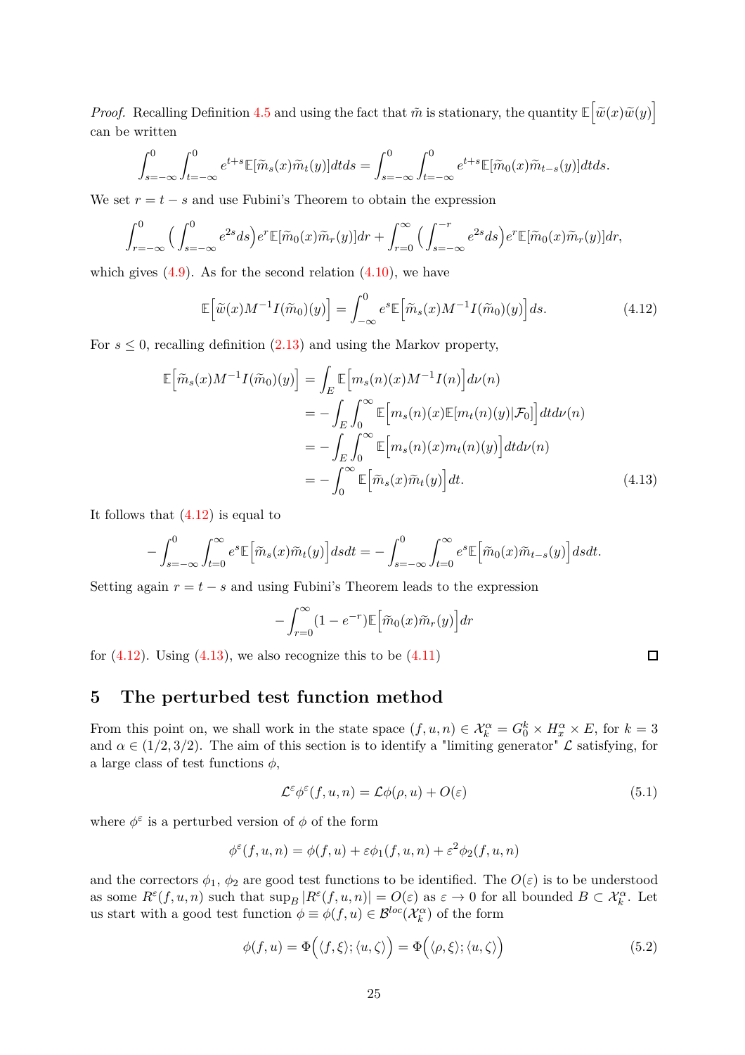*Proof.* Recalling Definition 4.5 and using the fact that $\tilde{m}$ is stationary, the quantity $\mathbb{E}\Big[\widetilde{w}(x)\widetilde{w}(y)\Big]$ can be written

$$\int_{s=-\infty}^{0}\int_{t=-\infty}^{0} e^{t+s}\mathbb{E}[\widetilde{m}_s(x)\widetilde{m}_t(y)]dtds = \int_{s=-\infty}^{0}\int_{t=-\infty}^{0} e^{t+s}\mathbb{E}[\widetilde{m}_0(x)\widetilde{m}_{t-s}(y)]dtds.$$

We set $r = t - s$ and use Fubini's Theorem to obtain the expression

$$\int_{r=-\infty}^{0}\Big(\int_{s=-\infty}^{0} e^{2s}ds\Big)e^{r}\mathbb{E}[\widetilde{m}_0(x)\widetilde{m}_r(y)]dr + \int_{r=0}^{\infty}\Big(\int_{s=-\infty}^{-r} e^{2s}ds\Big)e^{r}\mathbb{E}[\widetilde{m}_0(x)\widetilde{m}_r(y)]dr,$$

which gives (4.9). As for the second relation (4.10), we have

$$\mathbb{E}\Big[\widetilde{w}(x)M^{-1}I(\widetilde{m}_0)(y)\Big] = \int_{-\infty}^{0} e^{s}\mathbb{E}\Big[\widetilde{m}_s(x)M^{-1}I(\widetilde{m}_0)(y)\Big]ds. \tag{4.12}$$

For $s \leq 0$, recalling definition (2.13) and using the Markov property,

$$\begin{aligned}
\mathbb{E}\Big[\widetilde{m}_s(x)M^{-1}I(\widetilde{m}_0)(y)\Big] &= \int_E \mathbb{E}\Big[m_s(n)(x)M^{-1}I(n)\Big]d\nu(n)\\
&= -\int_E\int_0^\infty \mathbb{E}\Big[m_s(n)(x)\mathbb{E}[m_t(n)(y)|\mathcal{F}_0]\Big]dtd\nu(n)\\
&= -\int_E\int_0^\infty \mathbb{E}\Big[m_s(n)(x)m_t(n)(y)\Big]dtd\nu(n)\\
&= -\int_0^\infty \mathbb{E}\Big[\widetilde{m}_s(x)\widetilde{m}_t(y)\Big]dt.
\end{aligned} \tag{4.13}$$

It follows that (4.12) is equal to

$$-\int_{s=-\infty}^{0}\int_{t=0}^{\infty} e^{s}\mathbb{E}\Big[\widetilde{m}_s(x)\widetilde{m}_t(y)\Big]dsdt = -\int_{s=-\infty}^{0}\int_{t=0}^{\infty} e^{s}\mathbb{E}\Big[\widetilde{m}_0(x)\widetilde{m}_{t-s}(y)\Big]dsdt.$$

Setting again $r = t - s$ and using Fubini's Theorem leads to the expression

$$-\int_{r=0}^{\infty}(1-e^{-r})\mathbb{E}\Big[\widetilde{m}_0(x)\widetilde{m}_r(y)\Big]dr$$

for (4.12). Using (4.13), we also recognize this to be (4.11) ☐

## 5 The perturbed test function method

From this point on, we shall work in the state space $(f, u, n) \in \mathcal{X}_k^\alpha = G_0^k \times H_x^\alpha \times E$, for $k = 3$ and $\alpha \in (1/2, 3/2)$. The aim of this section is to identify a "limiting generator" $\mathcal{L}$ satisfying, for a large class of test functions $\phi$,

$$\mathcal{L}^\varepsilon\phi^\varepsilon(f, u, n) = \mathcal{L}\phi(\rho, u) + O(\varepsilon) \tag{5.1}$$

where $\phi^\varepsilon$ is a perturbed version of $\phi$ of the form

$$\phi^\varepsilon(f, u, n) = \phi(f, u) + \varepsilon\phi_1(f, u, n) + \varepsilon^2\phi_2(f, u, n)$$

and the correctors $\phi_1$, $\phi_2$ are good test functions to be identified. The $O(\varepsilon)$ is to be understood as some $R^\varepsilon(f, u, n)$ such that $\sup_B |R^\varepsilon(f, u, n)| = O(\varepsilon)$ as $\varepsilon \to 0$ for all bounded $B \subset \mathcal{X}_k^\alpha$. Let us start with a good test function $\phi \equiv \phi(f, u) \in \mathcal{B}^{loc}(\mathcal{X}_k^\alpha)$ of the form

$$\phi(f, u) = \Phi\Big(\langle f, \xi\rangle; \langle u, \zeta\rangle\Big) = \Phi\Big(\langle \rho, \xi\rangle; \langle u, \zeta\rangle\Big) \tag{5.2}$$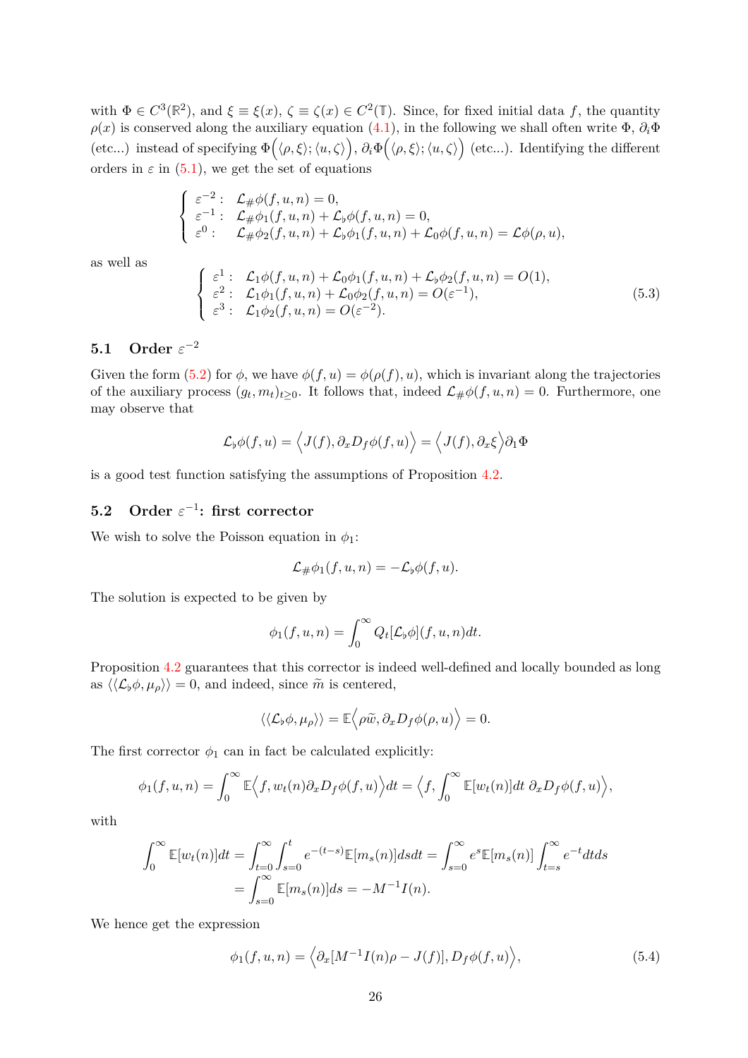with $\Phi \in C^3(\mathbb{R}^2)$, and $\xi \equiv \xi(x)$, $\zeta \equiv \zeta(x) \in C^2(\mathbb{T})$. Since, for fixed initial data $f$, the quantity $\rho(x)$ is conserved along the auxiliary equation (4.1), in the following we shall often write $\Phi$, $\partial_i \Phi$ (etc...) instead of specifying $\Phi\Big(\langle \rho, \xi\rangle; \langle u, \zeta\rangle\Big)$, $\partial_i \Phi\Big(\langle \rho, \xi\rangle; \langle u, \zeta\rangle\Big)$ (etc...). Identifying the different orders in $\varepsilon$ in (5.1), we get the set of equations

$$
\begin{cases}
\varepsilon^{-2}: & \mathcal{L}_{\#}\phi(f,u,n) = 0, \\
\varepsilon^{-1}: & \mathcal{L}_{\#}\phi_1(f,u,n) + \mathcal{L}_{\flat}\phi(f,u,n) = 0, \\
\varepsilon^{0}: & \mathcal{L}_{\#}\phi_2(f,u,n) + \mathcal{L}_{\flat}\phi_1(f,u,n) + \mathcal{L}_0\phi(f,u,n) = \mathcal{L}\phi(\rho,u),
\end{cases}
$$

as well as

$$
\begin{cases}
\varepsilon^{1}: & \mathcal{L}_1\phi(f,u,n) + \mathcal{L}_0\phi_1(f,u,n) + \mathcal{L}_{\flat}\phi_2(f,u,n) = O(1), \\
\varepsilon^{2}: & \mathcal{L}_1\phi_1(f,u,n) + \mathcal{L}_0\phi_2(f,u,n) = O(\varepsilon^{-1}), \\
\varepsilon^{3}: & \mathcal{L}_1\phi_2(f,u,n) = O(\varepsilon^{-2}).
\end{cases}
\tag{5.3}
$$

## 5.1 Order $\varepsilon^{-2}$

Given the form (5.2) for $\phi$, we have $\phi(f,u) = \phi(\rho(f),u)$, which is invariant along the trajectories of the auxiliary process $(g_t, m_t)_{t\geq 0}$. It follows that, indeed $\mathcal{L}_{\#}\phi(f,u,n) = 0$. Furthermore, one may observe that

$$
\mathcal{L}_{\flat}\phi(f,u) = \Big\langle J(f), \partial_x D_f \phi(f,u)\Big\rangle = \Big\langle J(f), \partial_x \xi\Big\rangle \partial_1 \Phi
$$

is a good test function satisfying the assumptions of Proposition 4.2.

## 5.2 Order $\varepsilon^{-1}$: first corrector

We wish to solve the Poisson equation in $\phi_1$:

$$
\mathcal{L}_{\#}\phi_1(f,u,n) = -\mathcal{L}_{\flat}\phi(f,u).
$$

The solution is expected to be given by

$$
\phi_1(f,u,n) = \int_0^\infty Q_t[\mathcal{L}_{\flat}\phi](f,u,n)dt.
$$

Proposition 4.2 guarantees that this corrector is indeed well-defined and locally bounded as long as $\langle\langle \mathcal{L}_{\flat}\phi, \mu_\rho\rangle\rangle = 0$, and indeed, since $\widetilde{m}$ is centered,

$$
\langle\langle \mathcal{L}_{\flat}\phi, \mu_\rho\rangle\rangle = \mathbb{E}\Big\langle \rho\widetilde{w}, \partial_x D_f \phi(\rho,u)\Big\rangle = 0.
$$

The first corrector $\phi_1$ can in fact be calculated explicitly:

$$
\phi_1(f,u,n) = \int_0^\infty \mathbb{E}\Big\langle f, w_t(n)\partial_x D_f\phi(f,u)\Big\rangle dt = \Big\langle f, \int_0^\infty \mathbb{E}[w_t(n)]dt \; \partial_x D_f\phi(f,u)\Big\rangle,
$$

with

$$
\begin{aligned}
\int_0^\infty \mathbb{E}[w_t(n)]dt &= \int_{t=0}^\infty \int_{s=0}^t e^{-(t-s)}\mathbb{E}[m_s(n)]dsdt = \int_{s=0}^\infty e^{s}\mathbb{E}[m_s(n)]\int_{t=s}^\infty e^{-t}dtds \\
&= \int_{s=0}^\infty \mathbb{E}[m_s(n)]ds = -M^{-1}I(n).
\end{aligned}
$$

We hence get the expression

$$
\phi_1(f,u,n) = \Big\langle \partial_x[M^{-1}I(n)\rho - J(f)], D_f\phi(f,u)\Big\rangle,
\tag{5.4}
$$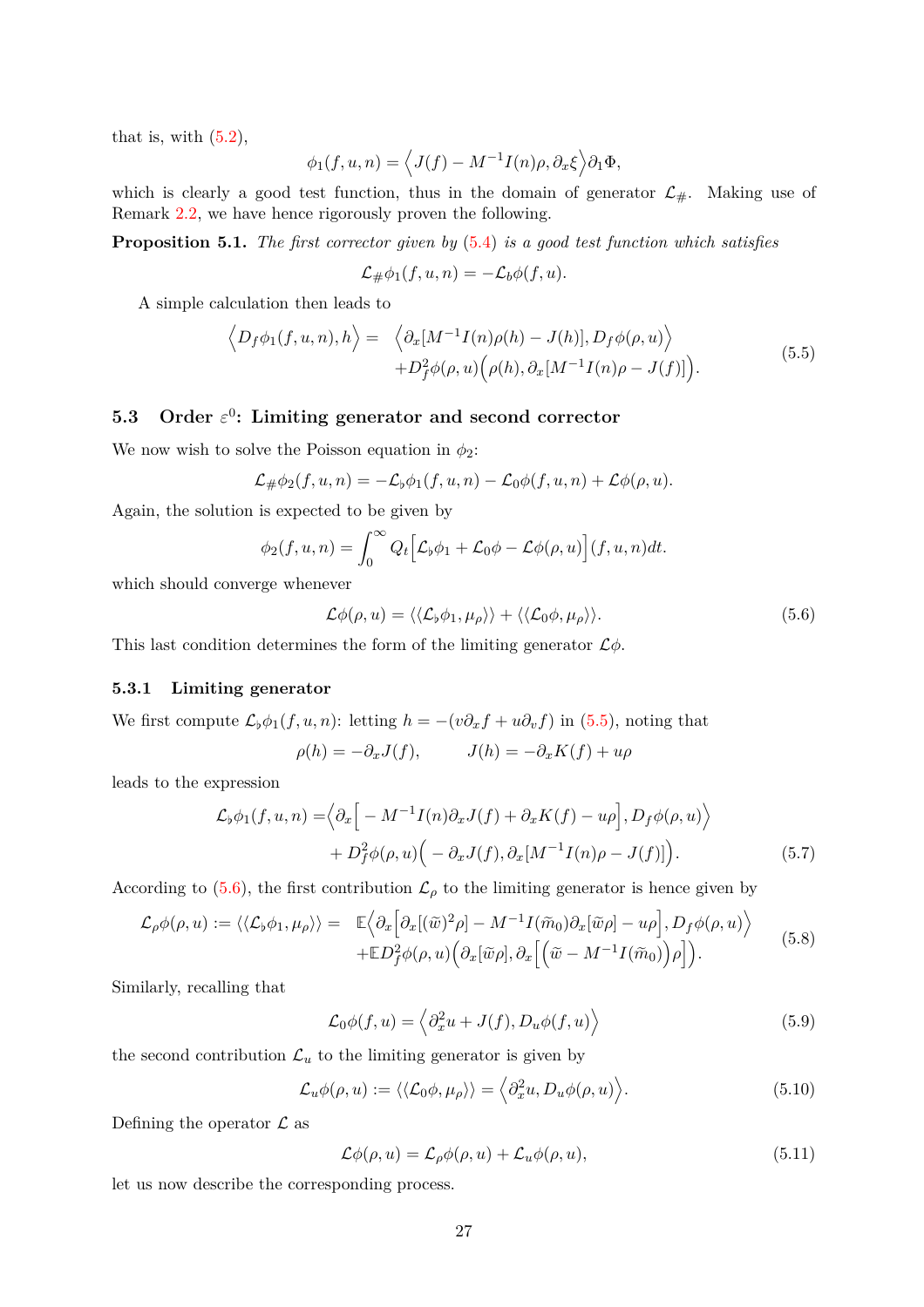that is, with (5.2),

$$\phi_1(f,u,n) = \Big\langle J(f) - M^{-1}I(n)\rho, \partial_x \xi \Big\rangle \partial_1 \Phi,$$

which is clearly a good test function, thus in the domain of generator $\mathcal{L}_\#$. Making use of Remark 2.2, we have hence rigorously proven the following.

**Proposition 5.1.** *The first corrector given by (5.4) is a good test function which satisfies*

$$\mathcal{L}_\# \phi_1(f,u,n) = -\mathcal{L}_\flat \phi(f,u).$$

A simple calculation then leads to

$$\begin{aligned}\Big\langle D_f \phi_1(f,u,n), h \Big\rangle = \; & \Big\langle \partial_x [M^{-1}I(n)\rho(h) - J(h)], D_f \phi(\rho,u) \Big\rangle \\ & + D_f^2 \phi(\rho,u)\Big(\rho(h), \partial_x [M^{-1}I(n)\rho - J(f)]\Big).\end{aligned} \tag{5.5}$$

## 5.3 Order $\varepsilon^0$: Limiting generator and second corrector

We now wish to solve the Poisson equation in $\phi_2$:

$$\mathcal{L}_\# \phi_2(f,u,n) = -\mathcal{L}_\flat \phi_1(f,u,n) - \mathcal{L}_0 \phi(f,u,n) + \mathcal{L}\phi(\rho,u).$$

Again, the solution is expected to be given by

$$\phi_2(f,u,n) = \int_0^\infty Q_t \Big[ \mathcal{L}_\flat \phi_1 + \mathcal{L}_0 \phi - \mathcal{L}\phi(\rho,u) \Big](f,u,n) dt.$$

which should converge whenever

$$\mathcal{L}\phi(\rho,u) = \langle\langle \mathcal{L}_\flat \phi_1, \mu_\rho \rangle\rangle + \langle\langle \mathcal{L}_0 \phi, \mu_\rho \rangle\rangle. \tag{5.6}$$

This last condition determines the form of the limiting generator $\mathcal{L}\phi$.

### 5.3.1 Limiting generator

We first compute $\mathcal{L}_\flat \phi_1(f,u,n)$: letting $h = -(v\partial_x f + u\partial_v f)$ in (5.5), noting that

$$\rho(h) = -\partial_x J(f), \qquad J(h) = -\partial_x K(f) + u\rho$$

leads to the expression

$$\begin{aligned}\mathcal{L}_\flat \phi_1(f,u,n) = & \Big\langle \partial_x \Big[ -M^{-1}I(n)\partial_x J(f) + \partial_x K(f) - u\rho \Big], D_f \phi(\rho,u) \Big\rangle \\ & + D_f^2 \phi(\rho,u)\Big( -\partial_x J(f), \partial_x [M^{-1}I(n)\rho - J(f)] \Big).\end{aligned} \tag{5.7}$$

According to (5.6), the first contribution $\mathcal{L}_\rho$ to the limiting generator is hence given by

$$\begin{aligned}\mathcal{L}_\rho \phi(\rho,u) := \langle\langle \mathcal{L}_\flat \phi_1, \mu_\rho \rangle\rangle = \; & \mathbb{E}\Big\langle \partial_x \Big[ \partial_x [(\widetilde{w})^2 \rho] - M^{-1}I(\widetilde{m}_0)\partial_x[\widetilde{w}\rho] - u\rho \Big], D_f \phi(\rho,u) \Big\rangle \\ & + \mathbb{E} D_f^2 \phi(\rho,u)\Big( \partial_x[\widetilde{w}\rho], \partial_x \Big[ \Big( \widetilde{w} - M^{-1}I(\widetilde{m}_0) \Big)\rho \Big] \Big).\end{aligned} \tag{5.8}$$

Similarly, recalling that

$$\mathcal{L}_0 \phi(f,u) = \Big\langle \partial_x^2 u + J(f), D_u \phi(f,u) \Big\rangle \tag{5.9}$$

the second contribution $\mathcal{L}_u$ to the limiting generator is given by

$$\mathcal{L}_u \phi(\rho,u) := \langle\langle \mathcal{L}_0 \phi, \mu_\rho \rangle\rangle = \Big\langle \partial_x^2 u, D_u \phi(\rho,u) \Big\rangle. \tag{5.10}$$

Defining the operator $\mathcal{L}$ as

$$\mathcal{L}\phi(\rho,u) = \mathcal{L}_\rho \phi(\rho,u) + \mathcal{L}_u \phi(\rho,u), \tag{5.11}$$

let us now describe the corresponding process.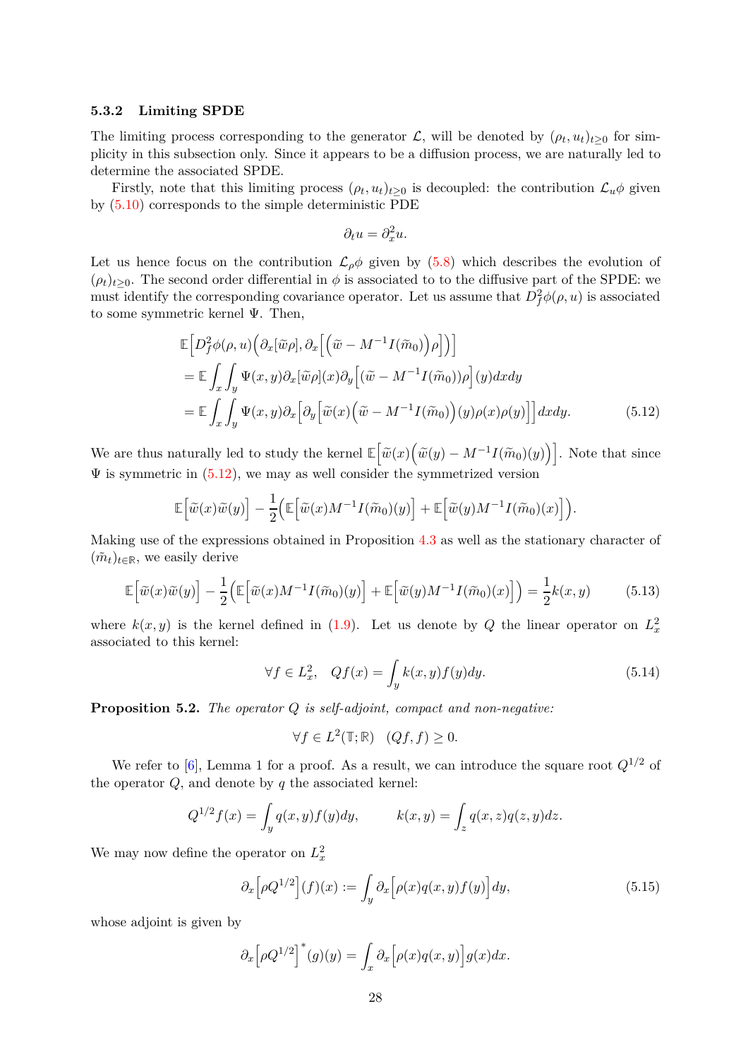### 5.3.2 Limiting SPDE

The limiting process corresponding to the generator $\mathcal{L}$, will be denoted by $(\rho_t, u_t)_{t\geq 0}$ for simplicity in this subsection only. Since it appears to be a diffusion process, we are naturally led to determine the associated SPDE.

Firstly, note that this limiting process $(\rho_t, u_t)_{t\geq 0}$ is decoupled: the contribution $\mathcal{L}_u\phi$ given by (5.10) corresponds to the simple deterministic PDE

$$\partial_t u = \partial_x^2 u.$$

Let us hence focus on the contribution $\mathcal{L}_\rho\phi$ given by (5.8) which describes the evolution of $(\rho_t)_{t\geq 0}$. The second order differential in $\phi$ is associated to to the diffusive part of the SPDE: we must identify the corresponding covariance operator. Let us assume that $D_f^2\phi(\rho, u)$ is associated to some symmetric kernel $\Psi$. Then,

$$\begin{aligned}
&\mathbb{E}\Big[D_f^2\phi(\rho,u)\Big(\partial_x[\widetilde{w}\rho], \partial_x\Big[\Big(\widetilde{w} - M^{-1}I(\widetilde{m}_0)\Big)\rho\Big]\Big)\Big] \\
&= \mathbb{E}\int_x\int_y \Psi(x,y)\partial_x[\widetilde{w}\rho](x)\partial_y\Big[(\widetilde{w} - M^{-1}I(\widetilde{m}_0))\rho\Big](y)dxdy \\
&= \mathbb{E}\int_x\int_y \Psi(x,y)\partial_x\Big[\partial_y\Big[\widetilde{w}(x)\Big(\widetilde{w} - M^{-1}I(\widetilde{m}_0)\Big)(y)\rho(x)\rho(y)\Big]\Big]dxdy. \qquad (5.12)
\end{aligned}$$

We are thus naturally led to study the kernel $\mathbb{E}\Big[\widetilde{w}(x)\Big(\widetilde{w}(y) - M^{-1}I(\widetilde{m}_0)(y)\Big)\Big]$. Note that since $\Psi$ is symmetric in (5.12), we may as well consider the symmetrized version

$$\mathbb{E}\Big[\widetilde{w}(x)\widetilde{w}(y)\Big] - \frac{1}{2}\Big(\mathbb{E}\Big[\widetilde{w}(x)M^{-1}I(\widetilde{m}_0)(y)\Big] + \mathbb{E}\Big[\widetilde{w}(y)M^{-1}I(\widetilde{m}_0)(x)\Big]\Big).$$

Making use of the expressions obtained in Proposition 4.3 as well as the stationary character of $(\tilde{m}_t)_{t\in\mathbb{R}}$, we easily derive

$$\mathbb{E}\Big[\widetilde{w}(x)\widetilde{w}(y)\Big] - \frac{1}{2}\Big(\mathbb{E}\Big[\widetilde{w}(x)M^{-1}I(\widetilde{m}_0)(y)\Big] + \mathbb{E}\Big[\widetilde{w}(y)M^{-1}I(\widetilde{m}_0)(x)\Big]\Big) = \frac{1}{2}k(x,y) \qquad (5.13)$$

where $k(x,y)$ is the kernel defined in (1.9). Let us denote by $Q$ the linear operator on $L_x^2$ associated to this kernel:

$$\forall f \in L_x^2, \quad Qf(x) = \int_y k(x,y)f(y)dy. \qquad (5.14)$$

**Proposition 5.2.** *The operator $Q$ is self-adjoint, compact and non-negative:*

$$\forall f \in L^2(\mathbb{T};\mathbb{R}) \quad (Qf, f) \geq 0.$$

We refer to [6], Lemma 1 for a proof. As a result, we can introduce the square root $Q^{1/2}$ of the operator $Q$, and denote by $q$ the associated kernel:

$$Q^{1/2}f(x) = \int_y q(x,y)f(y)dy, \qquad k(x,y) = \int_z q(x,z)q(z,y)dz.$$

We may now define the operator on $L_x^2$

$$\partial_x\Big[\rho Q^{1/2}\Big](f)(x) := \int_y \partial_x\Big[\rho(x)q(x,y)f(y)\Big]dy, \qquad (5.15)$$

whose adjoint is given by

$$\partial_x\Big[\rho Q^{1/2}\Big]^*(g)(y) = \int_x \partial_x\Big[\rho(x)q(x,y)\Big]g(x)dx.$$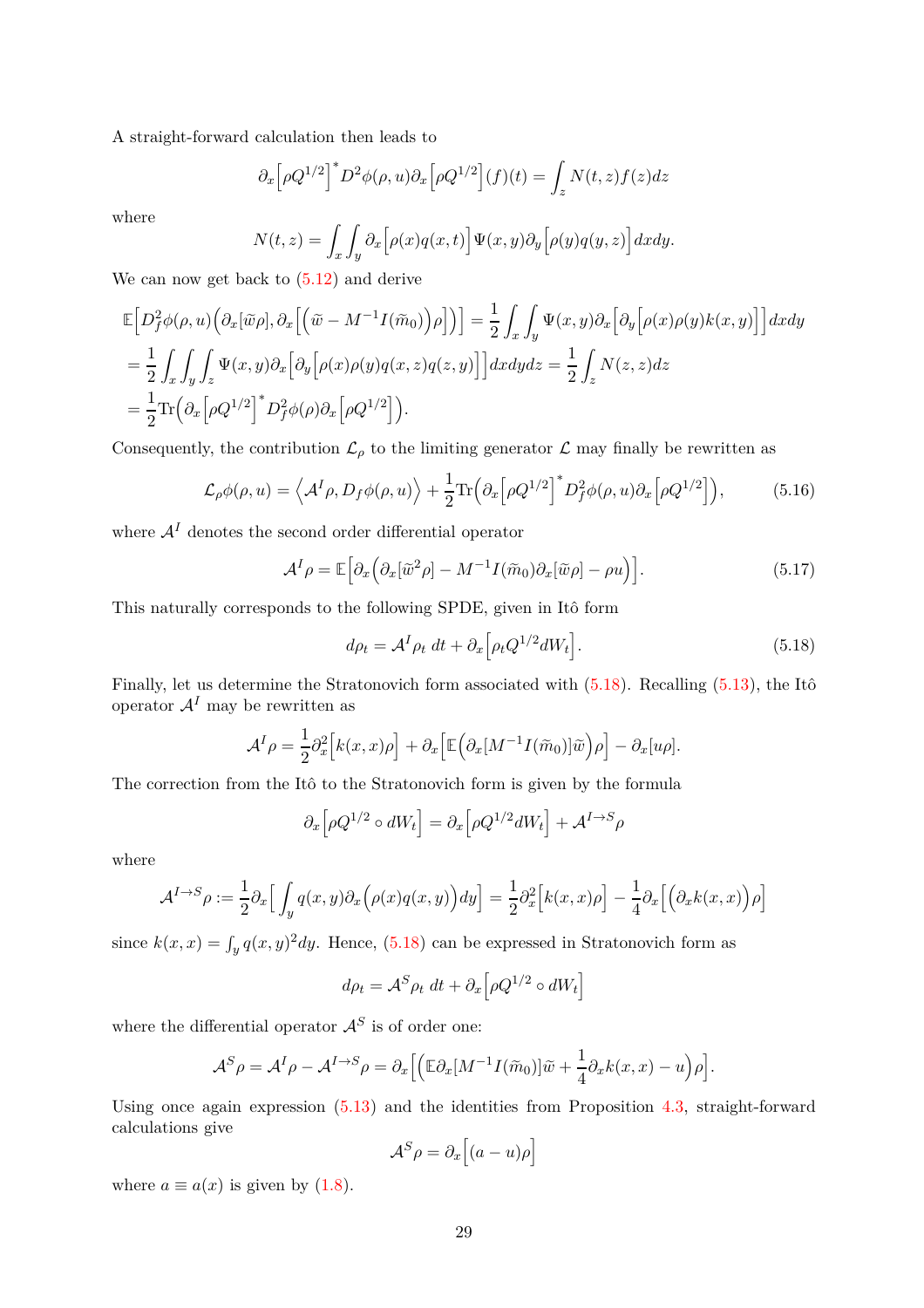A straight-forward calculation then leads to

$$\partial_x\Big[\rho Q^{1/2}\Big]^* D^2\phi(\rho,u)\partial_x\Big[\rho Q^{1/2}\Big](f)(t) = \int_z N(t,z)f(z)dz$$

where

$$N(t,z) = \int_x\int_y \partial_x\Big[\rho(x)q(x,t)\Big]\Psi(x,y)\partial_y\Big[\rho(y)q(y,z)\Big]dxdy.$$

We can now get back to (5.12) and derive

$$\begin{aligned}
&\mathbb{E}\Big[D_f^2\phi(\rho,u)\Big(\partial_x[\widetilde{w}\rho],\partial_x\Big[\Big(\widetilde{w}-M^{-1}I(\widetilde{m}_0)\Big)\rho\Big]\Big)\Big] = \frac{1}{2}\int_x\int_y \Psi(x,y)\partial_x\Big[\partial_y\Big[\rho(x)\rho(y)k(x,y)\Big]\Big]dxdy\\
&= \frac{1}{2}\int_x\int_y\int_z \Psi(x,y)\partial_x\Big[\partial_y\Big[\rho(x)\rho(y)q(x,z)q(z,y)\Big]\Big]dxdydz = \frac{1}{2}\int_z N(z,z)dz\\
&= \frac{1}{2}\mathrm{Tr}\Big(\partial_x\Big[\rho Q^{1/2}\Big]^* D_f^2\phi(\rho)\partial_x\Big[\rho Q^{1/2}\Big]\Big).
\end{aligned}$$

Consequently, the contribution $\mathcal{L}_\rho$ to the limiting generator $\mathcal{L}$ may finally be rewritten as

$$\mathcal{L}_\rho\phi(\rho,u) = \Big\langle \mathcal{A}^I\rho, D_f\phi(\rho,u)\Big\rangle + \frac{1}{2}\mathrm{Tr}\Big(\partial_x\Big[\rho Q^{1/2}\Big]^* D_f^2\phi(\rho,u)\partial_x\Big[\rho Q^{1/2}\Big]\Big), \tag{5.16}$$

where $\mathcal{A}^I$ denotes the second order differential operator

$$\mathcal{A}^I\rho = \mathbb{E}\Big[\partial_x\Big(\partial_x[\widetilde{w}^2\rho] - M^{-1}I(\widetilde{m}_0)\partial_x[\widetilde{w}\rho] - \rho u\Big)\Big]. \tag{5.17}$$

This naturally corresponds to the following SPDE, given in Itô form

$$d\rho_t = \mathcal{A}^I\rho_t\, dt + \partial_x\Big[\rho_t Q^{1/2}dW_t\Big]. \tag{5.18}$$

Finally, let us determine the Stratonovich form associated with (5.18). Recalling (5.13), the Itô operator $\mathcal{A}^I$ may be rewritten as

$$\mathcal{A}^I\rho = \frac{1}{2}\partial_x^2\Big[k(x,x)\rho\Big] + \partial_x\Big[\mathbb{E}\Big(\partial_x[M^{-1}I(\widetilde{m}_0)]\widetilde{w}\Big)\rho\Big] - \partial_x[u\rho].$$

The correction from the Itô to the Stratonovich form is given by the formula

$$\partial_x\Big[\rho Q^{1/2}\circ dW_t\Big] = \partial_x\Big[\rho Q^{1/2}dW_t\Big] + \mathcal{A}^{I\to S}\rho$$

where

$$\mathcal{A}^{I\to S}\rho := \frac{1}{2}\partial_x\Big[\int_y q(x,y)\partial_x\Big(\rho(x)q(x,y)\Big)dy\Big] = \frac{1}{2}\partial_x^2\Big[k(x,x)\rho\Big] - \frac{1}{4}\partial_x\Big[\Big(\partial_x k(x,x)\Big)\rho\Big]$$

since $k(x,x) = \int_y q(x,y)^2dy$. Hence, (5.18) can be expressed in Stratonovich form as

$$d\rho_t = \mathcal{A}^S\rho_t\, dt + \partial_x\Big[\rho Q^{1/2}\circ dW_t\Big]$$

where the differential operator $\mathcal{A}^S$ is of order one:

$$\mathcal{A}^S\rho = \mathcal{A}^I\rho - \mathcal{A}^{I\to S}\rho = \partial_x\Big[\Big(\mathbb{E}\partial_x[M^{-1}I(\widetilde{m}_0)]\widetilde{w} + \frac{1}{4}\partial_x k(x,x) - u\Big)\rho\Big].$$

Using once again expression (5.13) and the identities from Proposition 4.3, straight-forward calculations give

$$\mathcal{A}^S\rho = \partial_x\Big[(a-u)\rho\Big]$$

where $a \equiv a(x)$ is given by (1.8).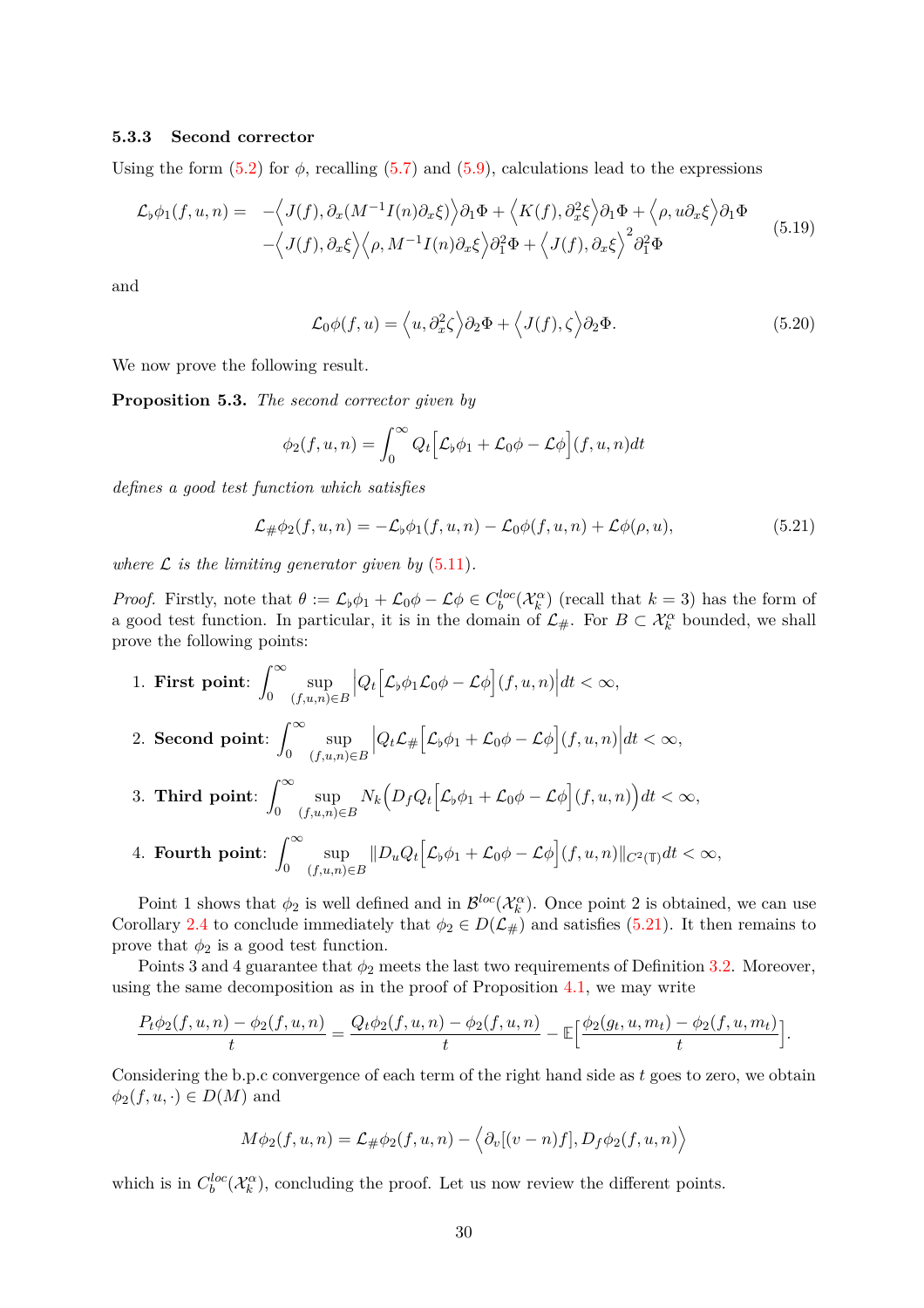### 5.3.3 Second corrector

Using the form (5.2) for $\phi$, recalling (5.7) and (5.9), calculations lead to the expressions

$$
\begin{aligned}
\mathcal{L}_\flat \phi_1(f,u,n) = \; & -\Big\langle J(f), \partial_x (M^{-1} I(n) \partial_x \xi) \Big\rangle \partial_1 \Phi + \Big\langle K(f), \partial_x^2 \xi \Big\rangle \partial_1 \Phi + \Big\langle \rho, u \partial_x \xi \Big\rangle \partial_1 \Phi \\
& - \Big\langle J(f), \partial_x \xi \Big\rangle \Big\langle \rho, M^{-1} I(n) \partial_x \xi \Big\rangle \partial_1^2 \Phi + \Big\langle J(f), \partial_x \xi \Big\rangle^2 \partial_1^2 \Phi
\end{aligned}
\tag{5.19}
$$

and

$$
\mathcal{L}_0 \phi(f,u) = \Big\langle u, \partial_x^2 \zeta \Big\rangle \partial_2 \Phi + \Big\langle J(f), \zeta \Big\rangle \partial_2 \Phi. \tag{5.20}
$$

We now prove the following result.

**Proposition 5.3.** *The second corrector given by*

$$
\phi_2(f,u,n) = \int_0^\infty Q_t \Big[ \mathcal{L}_\flat \phi_1 + \mathcal{L}_0 \phi - \mathcal{L} \phi \Big](f,u,n) dt
$$

*defines a good test function which satisfies*

$$
\mathcal{L}_\# \phi_2(f,u,n) = -\mathcal{L}_\flat \phi_1(f,u,n) - \mathcal{L}_0 \phi(f,u,n) + \mathcal{L} \phi(\rho, u), \tag{5.21}
$$

*where $\mathcal{L}$ is the limiting generator given by (5.11).*

*Proof.* Firstly, note that $\theta := \mathcal{L}_\flat \phi_1 + \mathcal{L}_0 \phi - \mathcal{L} \phi \in C_b^{loc}(\mathcal{X}_k^\alpha)$ (recall that $k = 3$) has the form of a good test function. In particular, it is in the domain of $\mathcal{L}_\#$. For $B \subset \mathcal{X}_k^\alpha$ bounded, we shall prove the following points:

1. **First point**: $\displaystyle\int_0^\infty \sup_{(f,u,n) \in B} \Big| Q_t \Big[ \mathcal{L}_\flat \phi_1 \mathcal{L}_0 \phi - \mathcal{L} \phi \Big](f,u,n) \Big| dt < \infty,$

2. **Second point**: $\displaystyle\int_0^\infty \sup_{(f,u,n) \in B} \Big| Q_t \mathcal{L}_\# \Big[ \mathcal{L}_\flat \phi_1 + \mathcal{L}_0 \phi - \mathcal{L} \phi \Big](f,u,n) \Big| dt < \infty,$

3. **Third point**: $\displaystyle\int_0^\infty \sup_{(f,u,n) \in B} N_k \Big( D_f Q_t \Big[ \mathcal{L}_\flat \phi_1 + \mathcal{L}_0 \phi - \mathcal{L} \phi \Big](f,u,n) \Big) dt < \infty,$

4. **Fourth point**: $\displaystyle\int_0^\infty \sup_{(f,u,n) \in B} \| D_u Q_t \Big[ \mathcal{L}_\flat \phi_1 + \mathcal{L}_0 \phi - \mathcal{L} \phi \Big](f,u,n) \|_{C^2(\mathbb{T})} dt < \infty,$

Point 1 shows that $\phi_2$ is well defined and in $\mathcal{B}^{loc}(\mathcal{X}_k^\alpha)$. Once point 2 is obtained, we can use Corollary 2.4 to conclude immediately that $\phi_2 \in D(\mathcal{L}_\#)$ and satisfies (5.21). It then remains to prove that $\phi_2$ is a good test function.

Points 3 and 4 guarantee that $\phi_2$ meets the last two requirements of Definition 3.2. Moreover, using the same decomposition as in the proof of Proposition 4.1, we may write

$$
\frac{P_t \phi_2(f,u,n) - \phi_2(f,u,n)}{t} = \frac{Q_t \phi_2(f,u,n) - \phi_2(f,u,n)}{t} - \mathbb{E}\Big[ \frac{\phi_2(g_t,u,m_t) - \phi_2(f,u,m_t)}{t} \Big].
$$

Considering the b.p.c convergence of each term of the right hand side as $t$ goes to zero, we obtain $\phi_2(f,u,\cdot) \in D(M)$ and

$$
M \phi_2(f,u,n) = \mathcal{L}_\# \phi_2(f,u,n) - \Big\langle \partial_v [(v-n) f], D_f \phi_2(f,u,n) \Big\rangle
$$

which is in $C_b^{loc}(\mathcal{X}_k^\alpha)$, concluding the proof. Let us now review the different points.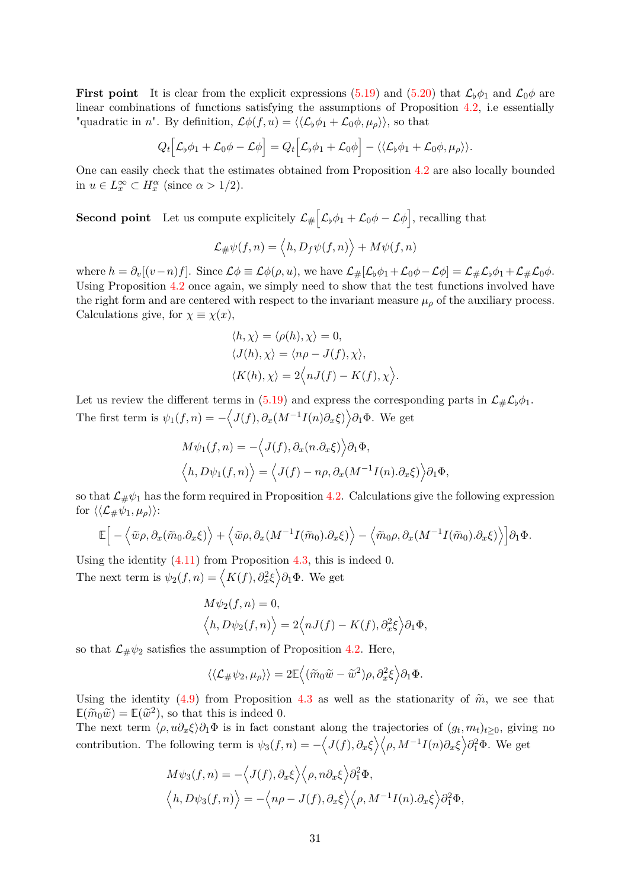**First point** It is clear from the explicit expressions (5.19) and (5.20) that $\mathcal{L}_\flat \phi_1$ and $\mathcal{L}_0 \phi$ are linear combinations of functions satisfying the assumptions of Proposition 4.2, i.e essentially "quadratic in $n$". By definition, $\mathcal{L}\phi(f,u) = \langle\langle \mathcal{L}_\flat \phi_1 + \mathcal{L}_0 \phi, \mu_\rho \rangle\rangle$, so that

$$Q_t\Big[\mathcal{L}_\flat \phi_1 + \mathcal{L}_0 \phi - \mathcal{L}\phi\Big] = Q_t\Big[\mathcal{L}_\flat \phi_1 + \mathcal{L}_0 \phi\Big] - \langle\langle \mathcal{L}_\flat \phi_1 + \mathcal{L}_0 \phi, \mu_\rho \rangle\rangle.$$

One can easily check that the estimates obtained from Proposition 4.2 are also locally bounded in $u \in L^\infty_x \subset H^\alpha_x$ (since $\alpha > 1/2$).

**Second point** Let us compute explicitely $\mathcal{L}_\#\Big[\mathcal{L}_\flat \phi_1 + \mathcal{L}_0 \phi - \mathcal{L}\phi\Big]$, recalling that

$$\mathcal{L}_\# \psi(f,n) = \Big\langle h, D_f \psi(f,n) \Big\rangle + M\psi(f,n)$$

where $h = \partial_v[(v-n)f]$. Since $\mathcal{L}\phi \equiv \mathcal{L}\phi(\rho,u)$, we have $\mathcal{L}_\#[\mathcal{L}_\flat \phi_1 + \mathcal{L}_0 \phi - \mathcal{L}\phi] = \mathcal{L}_\# \mathcal{L}_\flat \phi_1 + \mathcal{L}_\# \mathcal{L}_0 \phi$. Using Proposition 4.2 once again, we simply need to show that the test functions involved have the right form and are centered with respect to the invariant measure $\mu_\rho$ of the auxiliary process. Calculations give, for $\chi \equiv \chi(x)$,

$$\begin{aligned}
\langle h, \chi \rangle &= \langle \rho(h), \chi \rangle = 0, \\
\langle J(h), \chi \rangle &= \langle n\rho - J(f), \chi \rangle, \\
\langle K(h), \chi \rangle &= 2\Big\langle nJ(f) - K(f), \chi \Big\rangle.
\end{aligned}$$

Let us review the different terms in (5.19) and express the corresponding parts in $\mathcal{L}_\# \mathcal{L}_\flat \phi_1$. The first term is $\psi_1(f,n) = -\Big\langle J(f), \partial_x(M^{-1}I(n)\partial_x \xi) \Big\rangle \partial_1 \Phi$. We get

$$\begin{aligned}
M\psi_1(f,n) &= -\Big\langle J(f), \partial_x(n.\partial_x \xi) \Big\rangle \partial_1 \Phi, \\
\Big\langle h, D\psi_1(f,n) \Big\rangle &= \Big\langle J(f) - n\rho, \partial_x(M^{-1}I(n).\partial_x \xi) \Big\rangle \partial_1 \Phi,
\end{aligned}$$

so that $\mathcal{L}_\# \psi_1$ has the form required in Proposition 4.2. Calculations give the following expression for $\langle\langle \mathcal{L}_\# \psi_1, \mu_\rho \rangle\rangle$:

$$\mathbb{E}\Big[-\Big\langle \widetilde{w}\rho, \partial_x(\widetilde{m}_0.\partial_x \xi) \Big\rangle + \Big\langle \widetilde{w}\rho, \partial_x(M^{-1}I(\widetilde{m}_0).\partial_x \xi) \Big\rangle - \Big\langle \widetilde{m}_0 \rho, \partial_x(M^{-1}I(\widetilde{m}_0).\partial_x \xi) \Big\rangle\Big] \partial_1 \Phi.$$

Using the identity (4.11) from Proposition 4.3, this is indeed 0.
The next term is $\psi_2(f,n) = \Big\langle K(f), \partial_x^2 \xi \Big\rangle \partial_1 \Phi$. We get

$$\begin{aligned}
M\psi_2(f,n) &= 0, \\
\Big\langle h, D\psi_2(f,n) \Big\rangle &= 2\Big\langle nJ(f) - K(f), \partial_x^2 \xi \Big\rangle \partial_1 \Phi,
\end{aligned}$$

so that $\mathcal{L}_\# \psi_2$ satisfies the assumption of Proposition 4.2. Here,

$$\langle\langle \mathcal{L}_\# \psi_2, \mu_\rho \rangle\rangle = 2\mathbb{E}\Big\langle (\widetilde{m}_0 \widetilde{w} - \widetilde{w}^2)\rho, \partial_x^2 \xi \Big\rangle \partial_1 \Phi.$$

Using the identity (4.9) from Proposition 4.3 as well as the stationarity of $\widetilde{m}$, we see that $\mathbb{E}(\widetilde{m}_0 \widetilde{w}) = \mathbb{E}(\widetilde{w}^2)$, so that this is indeed 0.
The next term $\langle \rho, u\partial_x \xi \rangle \partial_1 \Phi$ is in fact constant along the trajectories of $(g_t, m_t)_{t \geq 0}$, giving no contribution. The following term is $\psi_3(f,n) = -\Big\langle J(f), \partial_x \xi \Big\rangle \Big\langle \rho, M^{-1}I(n)\partial_x \xi \Big\rangle \partial_1^2 \Phi$. We get

$$\begin{aligned}
M\psi_3(f,n) &= -\Big\langle J(f), \partial_x \xi \Big\rangle \Big\langle \rho, n\partial_x \xi \Big\rangle \partial_1^2 \Phi, \\
\Big\langle h, D\psi_3(f,n) \Big\rangle &= -\Big\langle n\rho - J(f), \partial_x \xi \Big\rangle \Big\langle \rho, M^{-1}I(n).\partial_x \xi \Big\rangle \partial_1^2 \Phi,
\end{aligned}$$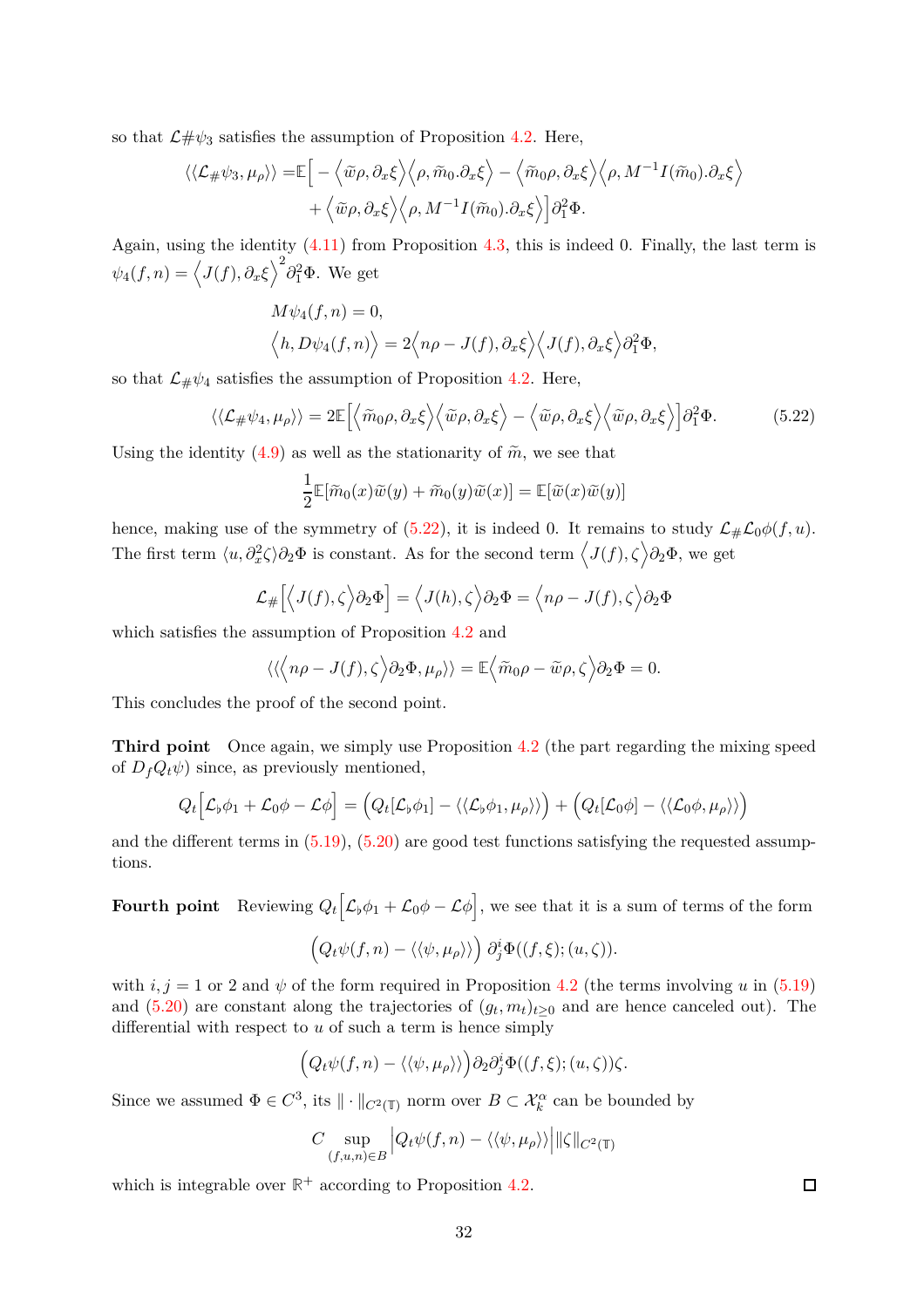so that $\mathcal{L}\#\psi_3$ satisfies the assumption of Proposition 4.2. Here,

$$\langle\langle \mathcal{L}_\#\psi_3, \mu_\rho\rangle\rangle = \mathbb{E}\Big[ -\Big\langle \widetilde{w}\rho, \partial_x\xi\Big\rangle\Big\langle \rho, \widetilde{m}_0.\partial_x\xi\Big\rangle - \Big\langle \widetilde{m}_0\rho, \partial_x\xi\Big\rangle\Big\langle \rho, M^{-1}I(\widetilde{m}_0).\partial_x\xi\Big\rangle \\ + \Big\langle \widetilde{w}\rho, \partial_x\xi\Big\rangle\Big\langle \rho, M^{-1}I(\widetilde{m}_0).\partial_x\xi\Big\rangle\Big]\partial_1^2\Phi.$$

Again, using the identity (4.11) from Proposition 4.3, this is indeed 0. Finally, the last term is $\psi_4(f,n) = \Big\langle J(f), \partial_x\xi\Big\rangle^2 \partial_1^2\Phi$. We get

$$M\psi_4(f,n) = 0,$$
$$\Big\langle h, D\psi_4(f,n)\Big\rangle = 2\Big\langle n\rho - J(f), \partial_x\xi\Big\rangle\Big\langle J(f), \partial_x\xi\Big\rangle\partial_1^2\Phi,$$

so that $\mathcal{L}_\#\psi_4$ satisfies the assumption of Proposition 4.2. Here,

$$\langle\langle \mathcal{L}_\#\psi_4, \mu_\rho\rangle\rangle = 2\mathbb{E}\Big[\Big\langle \widetilde{m}_0\rho, \partial_x\xi\Big\rangle\Big\langle \widetilde{w}\rho, \partial_x\xi\Big\rangle - \Big\langle \widetilde{w}\rho, \partial_x\xi\Big\rangle\Big\langle \widetilde{w}\rho, \partial_x\xi\Big\rangle\Big]\partial_1^2\Phi. \tag{5.22}$$

Using the identity (4.9) as well as the stationarity of $\widetilde{m}$, we see that

$$\frac{1}{2}\mathbb{E}[\widetilde{m}_0(x)\widetilde{w}(y) + \widetilde{m}_0(y)\widetilde{w}(x)] = \mathbb{E}[\widetilde{w}(x)\widetilde{w}(y)]$$

hence, making use of the symmetry of (5.22), it is indeed 0. It remains to study $\mathcal{L}_\#\mathcal{L}_0\phi(f,u)$. The first term $\langle u, \partial_x^2\zeta\rangle\partial_2\Phi$ is constant. As for the second term $\Big\langle J(f), \zeta\Big\rangle\partial_2\Phi$, we get

$$\mathcal{L}_\#\Big[\Big\langle J(f), \zeta\Big\rangle\partial_2\Phi\Big] = \Big\langle J(h), \zeta\Big\rangle\partial_2\Phi = \Big\langle n\rho - J(f), \zeta\Big\rangle\partial_2\Phi$$

which satisfies the assumption of Proposition 4.2 and

$$\langle\langle\Big\langle n\rho - J(f), \zeta\Big\rangle\partial_2\Phi, \mu_\rho\rangle\rangle = \mathbb{E}\Big\langle \widetilde{m}_0\rho - \widetilde{w}\rho, \zeta\Big\rangle\partial_2\Phi = 0.$$

This concludes the proof of the second point.

**Third point** Once again, we simply use Proposition 4.2 (the part regarding the mixing speed of $D_fQ_t\psi$) since, as previously mentioned,

$$Q_t\Big[\mathcal{L}_\flat\phi_1 + \mathcal{L}_0\phi - \mathcal{L}\phi\Big] = \Big(Q_t[\mathcal{L}_\flat\phi_1] - \langle\langle \mathcal{L}_\flat\phi_1, \mu_\rho\rangle\rangle\Big) + \Big(Q_t[\mathcal{L}_0\phi] - \langle\langle \mathcal{L}_0\phi, \mu_\rho\rangle\rangle\Big)$$

and the different terms in (5.19), (5.20) are good test functions satisfying the requested assumptions.

**Fourth point** Reviewing $Q_t\Big[\mathcal{L}_\flat\phi_1 + \mathcal{L}_0\phi - \mathcal{L}\phi\Big]$, we see that it is a sum of terms of the form

$$\Big(Q_t\psi(f,n) - \langle\langle \psi, \mu_\rho\rangle\rangle\Big)\,\partial_j^i\Phi((f,\xi);(u,\zeta)).$$

with $i,j = 1$ or $2$ and $\psi$ of the form required in Proposition 4.2 (the terms involving $u$ in (5.19) and (5.20) are constant along the trajectories of $(g_t, m_t)_{t\geq 0}$ and are hence canceled out). The differential with respect to $u$ of such a term is hence simply

$$\Big(Q_t\psi(f,n) - \langle\langle \psi, \mu_\rho\rangle\rangle\Big)\partial_2\partial_j^i\Phi((f,\xi);(u,\zeta))\zeta.$$

Since we assumed $\Phi \in C^3$, its $\|\cdot\|_{C^2(\mathbb{T})}$ norm over $B \subset \mathcal{X}_k^\alpha$ can be bounded by

$$C\sup_{(f,u,n)\in B}\Big|Q_t\psi(f,n) - \langle\langle \psi, \mu_\rho\rangle\rangle\Big|\|\zeta\|_{C^2(\mathbb{T})}$$

which is integrable over $\mathbb{R}^+$ according to Proposition 4.2. □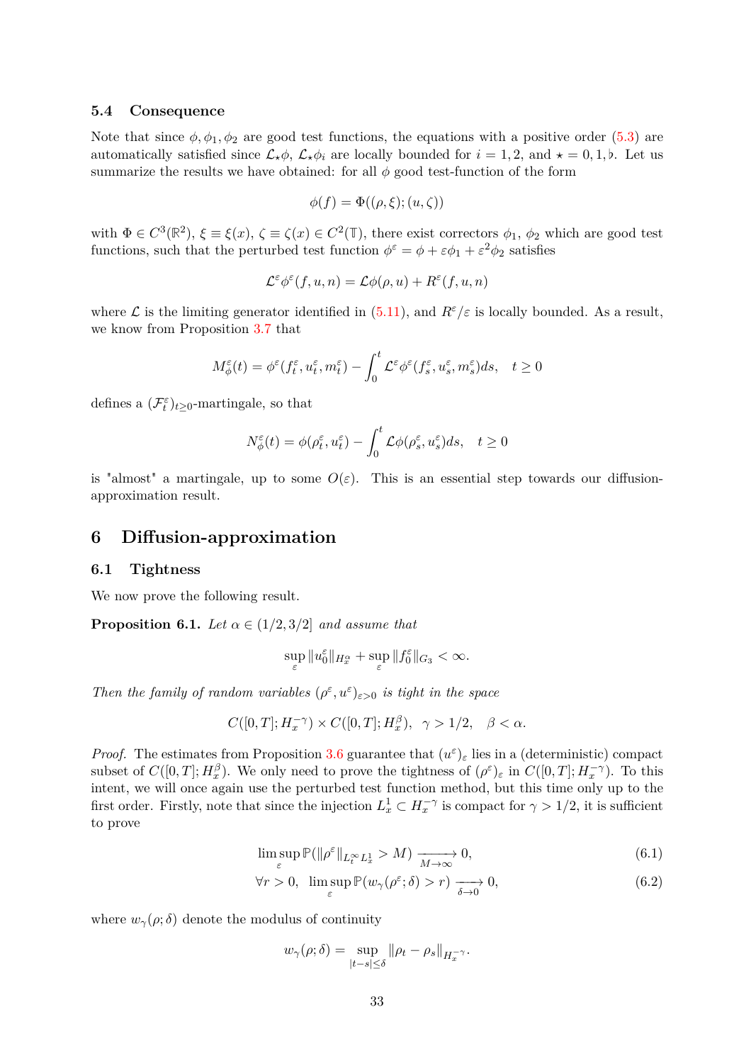### 5.4 Consequence

Note that since $\phi, \phi_1, \phi_2$ are good test functions, the equations with a positive order (5.3) are automatically satisfied since $\mathcal{L}_\star\phi$, $\mathcal{L}_\star\phi_i$ are locally bounded for $i = 1, 2$, and $\star = 0, 1, \flat$. Let us summarize the results we have obtained: for all $\phi$ good test-function of the form

$$\phi(f) = \Phi((\rho, \xi); (u, \zeta))$$

with $\Phi \in C^3(\mathbb{R}^2)$, $\xi \equiv \xi(x)$, $\zeta \equiv \zeta(x) \in C^2(\mathbb{T})$, there exist correctors $\phi_1$, $\phi_2$ which are good test functions, such that the perturbed test function $\phi^\varepsilon = \phi + \varepsilon\phi_1 + \varepsilon^2\phi_2$ satisfies

$$\mathcal{L}^\varepsilon\phi^\varepsilon(f, u, n) = \mathcal{L}\phi(\rho, u) + R^\varepsilon(f, u, n)$$

where $\mathcal{L}$ is the limiting generator identified in (5.11), and $R^\varepsilon/\varepsilon$ is locally bounded. As a result, we know from Proposition 3.7 that

$$M^\varepsilon_\phi(t) = \phi^\varepsilon(f^\varepsilon_t, u^\varepsilon_t, m^\varepsilon_t) - \int_0^t \mathcal{L}^\varepsilon\phi^\varepsilon(f^\varepsilon_s, u^\varepsilon_s, m^\varepsilon_s)ds, \quad t \geq 0$$

defines a $(\mathcal{F}^\varepsilon_t)_{t\geq 0}$-martingale, so that

$$N^\varepsilon_\phi(t) = \phi(\rho^\varepsilon_t, u^\varepsilon_t) - \int_0^t \mathcal{L}\phi(\rho^\varepsilon_s, u^\varepsilon_s)ds, \quad t \geq 0$$

is "almost" a martingale, up to some $O(\varepsilon)$. This is an essential step towards our diffusion-approximation result.

## 6 Diffusion-approximation

### 6.1 Tightness

We now prove the following result.

**Proposition 6.1.** *Let $\alpha \in (1/2, 3/2]$ and assume that*

$$\sup_\varepsilon \|u^\varepsilon_0\|_{H^\alpha_x} + \sup_\varepsilon \|f^\varepsilon_0\|_{G_3} < \infty.$$

*Then the family of random variables $(\rho^\varepsilon, u^\varepsilon)_{\varepsilon>0}$ is tight in the space*

$$C([0,T]; H^{-\gamma}_x) \times C([0,T]; H^\beta_x), \quad \gamma > 1/2, \quad \beta < \alpha.$$

*Proof.* The estimates from Proposition 3.6 guarantee that $(u^\varepsilon)_\varepsilon$ lies in a (deterministic) compact subset of $C([0,T]; H^\beta_x)$. We only need to prove the tightness of $(\rho^\varepsilon)_\varepsilon$ in $C([0,T]; H^{-\gamma}_x)$. To this intent, we will once again use the perturbed test function method, but this time only up to the first order. Firstly, note that since the injection $L^1_x \subset H^{-\gamma}_x$ is compact for $\gamma > 1/2$, it is sufficient to prove

$$\limsup_\varepsilon \mathbb{P}(\|\rho^\varepsilon\|_{L^\infty_t L^1_x} > M) \xrightarrow[M\to\infty]{} 0, \tag{6.1}$$

$$\forall r > 0, \quad \limsup_\varepsilon \mathbb{P}(w_\gamma(\rho^\varepsilon; \delta) > r) \xrightarrow[\delta\to 0]{} 0, \tag{6.2}$$

where $w_\gamma(\rho; \delta)$ denote the modulus of continuity

$$w_\gamma(\rho; \delta) = \sup_{|t-s|\leq\delta} \|\rho_t - \rho_s\|_{H^{-\gamma}_x}.$$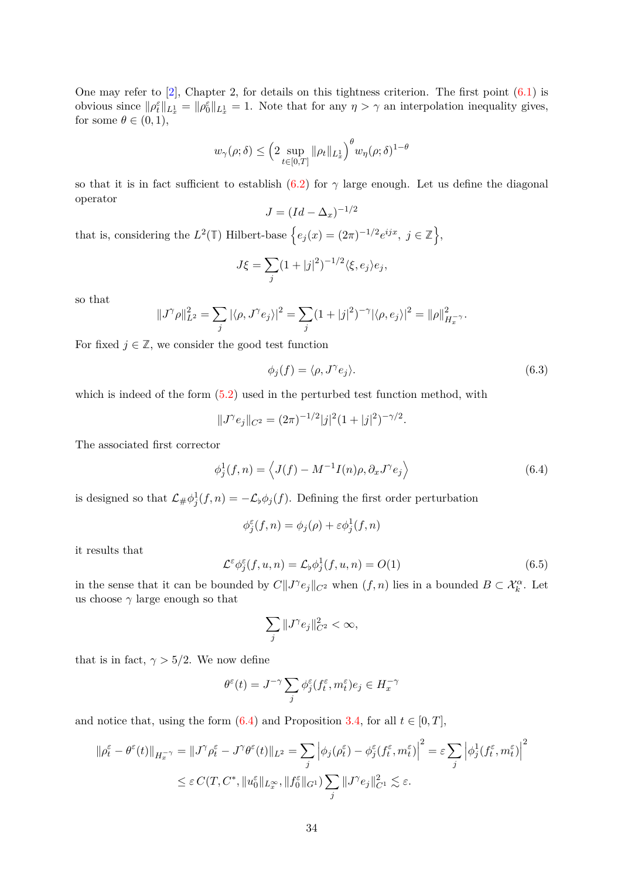One may refer to [2], Chapter 2, for details on this tightness criterion. The first point (6.1) is obvious since $\|\rho_t^\varepsilon\|_{L^1_x} = \|\rho_0^\varepsilon\|_{L^1_x} = 1$. Note that for any $\eta > \gamma$ an interpolation inequality gives, for some $\theta \in (0,1)$,

$$w_\gamma(\rho;\delta) \leq \Big(2 \sup_{t\in[0,T]} \|\rho_t\|_{L^1_x}\Big)^\theta w_\eta(\rho;\delta)^{1-\theta}$$

so that it is in fact sufficient to establish (6.2) for $\gamma$ large enough. Let us define the diagonal operator

$$J = (Id - \Delta_x)^{-1/2}$$

that is, considering the $L^2(\mathbb{T})$ Hilbert-base $\Big\{ e_j(x) = (2\pi)^{-1/2} e^{ijx},\ j \in \mathbb{Z} \Big\}$,

$$J\xi = \sum_j (1+|j|^2)^{-1/2} \langle \xi, e_j\rangle e_j,$$

so that

$$\|J^\gamma \rho\|_{L^2}^2 = \sum_j |\langle \rho, J^\gamma e_j\rangle|^2 = \sum_j (1+|j|^2)^{-\gamma} |\langle \rho, e_j\rangle|^2 = \|\rho\|^2_{H_x^{-\gamma}}.$$

For fixed $j \in \mathbb{Z}$, we consider the good test function

$$\phi_j(f) = \langle \rho, J^\gamma e_j\rangle. \tag{6.3}$$

which is indeed of the form (5.2) used in the perturbed test function method, with

$$\|J^\gamma e_j\|_{C^2} = (2\pi)^{-1/2} |j|^2 (1+|j|^2)^{-\gamma/2}.$$

The associated first corrector

$$\phi_j^1(f,n) = \Big\langle J(f) - M^{-1} I(n)\rho, \partial_x J^\gamma e_j \Big\rangle \tag{6.4}$$

is designed so that $\mathcal{L}_\# \phi_j^1(f,n) = -\mathcal{L}_\flat \phi_j(f)$. Defining the first order perturbation

$$\phi_j^\varepsilon(f,n) = \phi_j(\rho) + \varepsilon \phi_j^1(f,n)$$

it results that

$$\mathcal{L}^\varepsilon \phi_j^\varepsilon(f,u,n) = \mathcal{L}_\flat \phi_j^1(f,u,n) = O(1) \tag{6.5}$$

in the sense that it can be bounded by $C\|J^\gamma e_j\|_{C^2}$ when $(f,n)$ lies in a bounded $B \subset \mathcal{X}_k^\alpha$. Let us choose $\gamma$ large enough so that

$$\sum_j \|J^\gamma e_j\|_{C^2}^2 < \infty,$$

that is in fact, $\gamma > 5/2$. We now define

$$\theta^\varepsilon(t) = J^{-\gamma} \sum_j \phi_j^\varepsilon(f_t^\varepsilon, m_t^\varepsilon) e_j \in H_x^{-\gamma}$$

and notice that, using the form (6.4) and Proposition 3.4, for all $t \in [0,T]$,

$$\begin{aligned}
\|\rho_t^\varepsilon - \theta^\varepsilon(t)\|_{H_x^{-\gamma}} = \|J^\gamma \rho_t^\varepsilon - J^\gamma \theta^\varepsilon(t)\|_{L^2} &= \sum_j \Big|\phi_j(\rho_t^\varepsilon) - \phi_j^\varepsilon(f_t^\varepsilon, m_t^\varepsilon)\Big|^2 = \varepsilon \sum_j \Big|\phi_j^1(f_t^\varepsilon, m_t^\varepsilon)\Big|^2 \\
&\leq \varepsilon\, C(T, C^*, \|u_0^\varepsilon\|_{L^\infty_x}, \|f_0^\varepsilon\|_{G^1}) \sum_j \|J^\gamma e_j\|_{C^1}^2 \lesssim \varepsilon.
\end{aligned}$$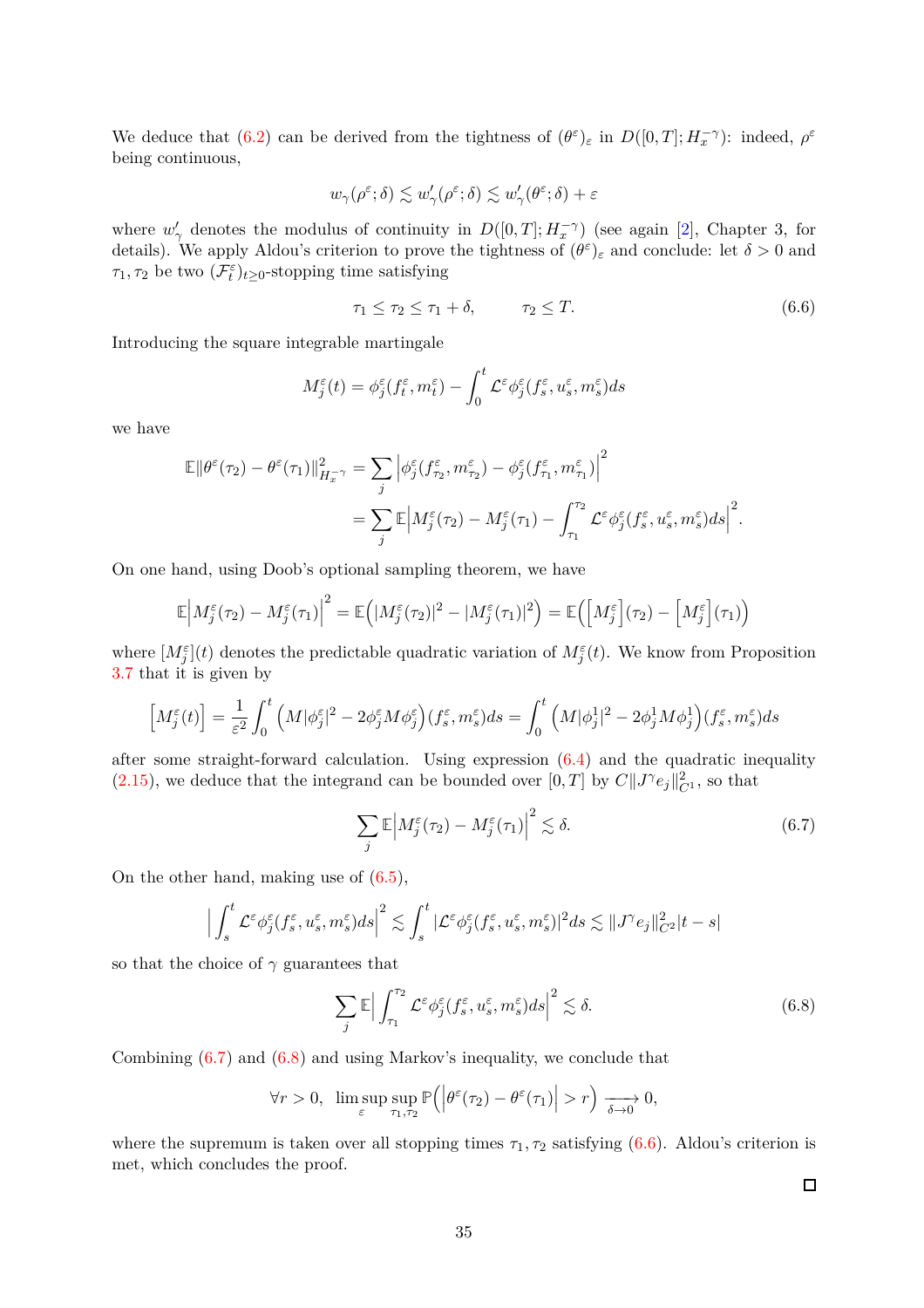We deduce that (6.2) can be derived from the tightness of $(\theta^\varepsilon)_\varepsilon$ in $D([0,T];H_x^{-\gamma})$: indeed, $\rho^\varepsilon$ being continuous,

$$w_\gamma(\rho^\varepsilon;\delta) \lesssim w'_\gamma(\rho^\varepsilon;\delta) \lesssim w'_\gamma(\theta^\varepsilon;\delta) + \varepsilon$$

where $w'_\gamma$ denotes the modulus of continuity in $D([0,T];H_x^{-\gamma})$ (see again [2], Chapter 3, for details). We apply Aldou's criterion to prove the tightness of $(\theta^\varepsilon)_\varepsilon$ and conclude: let $\delta > 0$ and $\tau_1, \tau_2$ be two $(\mathcal{F}_t^\varepsilon)_{t\geq 0}$-stopping time satisfying

$$\tau_1 \leq \tau_2 \leq \tau_1 + \delta, \qquad \tau_2 \leq T. \tag{6.6}$$

Introducing the square integrable martingale

$$M_j^\varepsilon(t) = \phi_j^\varepsilon(f_t^\varepsilon, m_t^\varepsilon) - \int_0^t \mathcal{L}^\varepsilon \phi_j^\varepsilon(f_s^\varepsilon, u_s^\varepsilon, m_s^\varepsilon)ds$$

we have

$$\begin{aligned}
\mathbb{E}\|\theta^\varepsilon(\tau_2) - \theta^\varepsilon(\tau_1)\|^2_{H_x^{-\gamma}} &= \sum_j \Big|\phi_j^\varepsilon(f_{\tau_2}^\varepsilon, m_{\tau_2}^\varepsilon) - \phi_j^\varepsilon(f_{\tau_1}^\varepsilon, m_{\tau_1}^\varepsilon)\Big|^2 \\
&= \sum_j \mathbb{E}\Big|M_j^\varepsilon(\tau_2) - M_j^\varepsilon(\tau_1) - \int_{\tau_1}^{\tau_2} \mathcal{L}^\varepsilon \phi_j^\varepsilon(f_s^\varepsilon, u_s^\varepsilon, m_s^\varepsilon)ds\Big|^2.
\end{aligned}$$

On one hand, using Doob's optional sampling theorem, we have

$$\mathbb{E}\Big|M_j^\varepsilon(\tau_2) - M_j^\varepsilon(\tau_1)\Big|^2 = \mathbb{E}\Big(|M_j^\varepsilon(\tau_2)|^2 - |M_j^\varepsilon(\tau_1)|^2\Big) = \mathbb{E}\Big(\Big[M_j^\varepsilon\Big](\tau_2) - \Big[M_j^\varepsilon\Big](\tau_1)\Big)$$

where $[M_j^\varepsilon](t)$ denotes the predictable quadratic variation of $M_j^\varepsilon(t)$. We know from Proposition 3.7 that it is given by

$$\Big[M_j^\varepsilon(t)\Big] = \frac{1}{\varepsilon^2}\int_0^t \Big(M|\phi_j^\varepsilon|^2 - 2\phi_j^\varepsilon M\phi_j^\varepsilon\Big)(f_s^\varepsilon, m_s^\varepsilon)ds = \int_0^t \Big(M|\phi_j^1|^2 - 2\phi_j^1 M\phi_j^1\Big)(f_s^\varepsilon, m_s^\varepsilon)ds$$

after some straight-forward calculation. Using expression (6.4) and the quadratic inequality (2.15), we deduce that the integrand can be bounded over $[0,T]$ by $C\|J^\gamma e_j\|^2_{C^1}$, so that

$$\sum_j \mathbb{E}\Big|M_j^\varepsilon(\tau_2) - M_j^\varepsilon(\tau_1)\Big|^2 \lesssim \delta. \tag{6.7}$$

On the other hand, making use of (6.5),

$$\Big|\int_s^t \mathcal{L}^\varepsilon \phi_j^\varepsilon(f_s^\varepsilon, u_s^\varepsilon, m_s^\varepsilon)ds\Big|^2 \lesssim \int_s^t |\mathcal{L}^\varepsilon \phi_j^\varepsilon(f_s^\varepsilon, u_s^\varepsilon, m_s^\varepsilon)|^2 ds \lesssim \|J^\gamma e_j\|^2_{C^2}|t-s|$$

so that the choice of $\gamma$ guarantees that

$$\sum_j \mathbb{E}\Big|\int_{\tau_1}^{\tau_2} \mathcal{L}^\varepsilon \phi_j^\varepsilon(f_s^\varepsilon, u_s^\varepsilon, m_s^\varepsilon)ds\Big|^2 \lesssim \delta. \tag{6.8}$$

Combining (6.7) and (6.8) and using Markov's inequality, we conclude that

$$\forall r > 0, \ \limsup_\varepsilon \sup_{\tau_1,\tau_2} \mathbb{P}\Big(\Big|\theta^\varepsilon(\tau_2) - \theta^\varepsilon(\tau_1)\Big| > r\Big) \xrightarrow[\delta\to 0]{} 0,$$

where the supremum is taken over all stopping times $\tau_1, \tau_2$ satisfying (6.6). Aldou's criterion is met, which concludes the proof.

□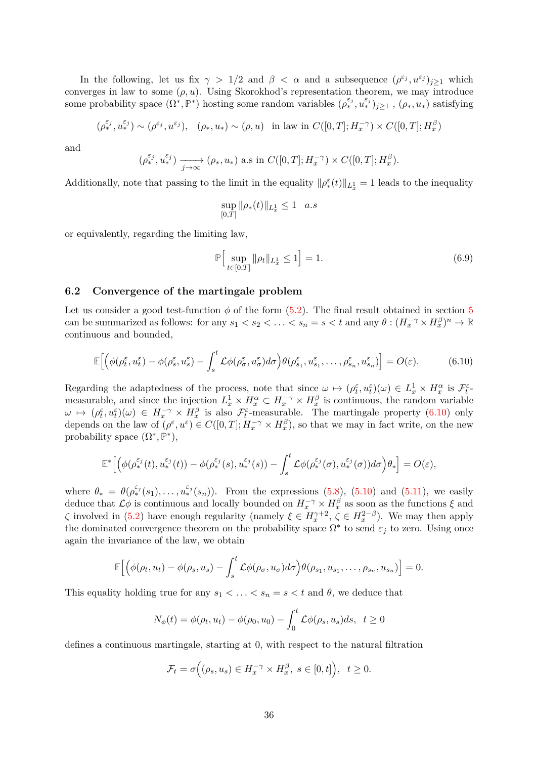In the following, let us fix $\gamma > 1/2$ and $\beta < \alpha$ and a subsequence $(\rho^{\varepsilon_j}, u^{\varepsilon_j})_{j\geq 1}$ which converges in law to some $(\rho, u)$. Using Skorokhod's representation theorem, we may introduce some probability space $(\Omega^*, \mathbb{P}^*)$ hosting some random variables $(\rho_*^{\varepsilon_j}, u_*^{\varepsilon_j})_{j\geq 1}$ , $(\rho_*, u_*)$ satisfying

$$
(\rho_*^{\varepsilon_j}, u_*^{\varepsilon_j}) \sim (\rho^{\varepsilon_j}, u^{\varepsilon_j}), \quad (\rho_*, u_*) \sim (\rho, u) \quad \text{in law in } C([0,T]; H_x^{-\gamma}) \times C([0,T]; H_x^{\beta})
$$

and

$$
(\rho_*^{\varepsilon_j}, u_*^{\varepsilon_j}) \xrightarrow[j\to\infty]{} (\rho_*, u_*) \text{ a.s in } C([0,T]; H_x^{-\gamma}) \times C([0,T]; H_x^{\beta}).
$$

Additionally, note that passing to the limit in the equality $\|\rho_*^{\varepsilon}(t)\|_{L_x^1} = 1$ leads to the inequality

$$
\sup_{[0,T]} \|\rho_*(t)\|_{L_x^1} \leq 1 \quad a.s
$$

or equivalently, regarding the limiting law,

$$
\mathbb{P}\Big[\sup_{t\in[0,T]} \|\rho_t\|_{L_x^1} \leq 1\Big] = 1. \tag{6.9}
$$

## 6.2 Convergence of the martingale problem

Let us consider a good test-function $\phi$ of the form (5.2). The final result obtained in section 5 can be summarized as follows: for any $s_1 < s_2 < \ldots < s_n = s < t$ and any $\theta : (H_x^{-\gamma} \times H_x^{\beta})^n \to \mathbb{R}$ continuous and bounded,

$$
\mathbb{E}\Big[\Big(\phi(\rho_t^\varepsilon, u_t^\varepsilon) - \phi(\rho_s^\varepsilon, u_s^\varepsilon) - \int_s^t \mathcal{L}\phi(\rho_\sigma^\varepsilon, u_\sigma^\varepsilon) d\sigma\Big)\theta(\rho_{s_1}^\varepsilon, u_{s_1}^\varepsilon, \ldots, \rho_{s_n}^\varepsilon, u_{s_n}^\varepsilon)\Big] = O(\varepsilon). \tag{6.10}
$$

Regarding the adaptedness of the process, note that since $\omega \mapsto (\rho_t^\varepsilon, u_t^\varepsilon)(\omega) \in L_x^1 \times H_x^\alpha$ is $\mathcal{F}_t^\varepsilon$-measurable, and since the injection $L_x^1 \times H_x^\alpha \subset H_x^{-\gamma} \times H_x^\beta$ is continuous, the random variable $\omega \mapsto (\rho_t^\varepsilon, u_t^\varepsilon)(\omega) \in H_x^{-\gamma} \times H_x^\beta$ is also $\mathcal{F}_t^\varepsilon$-measurable. The martingale property (6.10) only depends on the law of $(\rho^\varepsilon, u^\varepsilon) \in C([0,T]; H_x^{-\gamma} \times H_x^\beta)$, so that we may in fact write, on the new probability space $(\Omega^*, \mathbb{P}^*)$,

$$
\mathbb{E}^*\Big[\Big(\phi(\rho_*^{\varepsilon_j}(t), u_*^{\varepsilon_j}(t)) - \phi(\rho_*^{\varepsilon_j}(s), u_*^{\varepsilon_j}(s)) - \int_s^t \mathcal{L}\phi(\rho_*^{\varepsilon_j}(\sigma), u_*^{\varepsilon_j}(\sigma)) d\sigma\Big)\theta_*\Big] = O(\varepsilon),
$$

where $\theta_* = \theta(\rho_*^{\varepsilon_j}(s_1), \ldots, u_*^{\varepsilon_j}(s_n))$. From the expressions (5.8), (5.10) and (5.11), we easily deduce that $\mathcal{L}\phi$ is continuous and locally bounded on $H_x^{-\gamma} \times H_x^\beta$ as soon as the functions $\xi$ and $\zeta$ involved in (5.2) have enough regularity (namely $\xi \in H_x^{\gamma+2}$, $\zeta \in H_x^{2-\beta}$). We may then apply the dominated convergence theorem on the probability space $\Omega^*$ to send $\varepsilon_j$ to zero. Using once again the invariance of the law, we obtain

$$
\mathbb{E}\Big[\Big(\phi(\rho_t, u_t) - \phi(\rho_s, u_s) - \int_s^t \mathcal{L}\phi(\rho_\sigma, u_\sigma) d\sigma\Big)\theta(\rho_{s_1}, u_{s_1}, \ldots, \rho_{s_n}, u_{s_n})\Big] = 0.
$$

This equality holding true for any $s_1 < \ldots < s_n = s < t$ and $\theta$, we deduce that

$$
N_\phi(t) = \phi(\rho_t, u_t) - \phi(\rho_0, u_0) - \int_0^t \mathcal{L}\phi(\rho_s, u_s) ds, \quad t \geq 0
$$

defines a continuous martingale, starting at 0, with respect to the natural filtration

$$
\mathcal{F}_t = \sigma\Big((\rho_s, u_s) \in H_x^{-\gamma} \times H_x^\beta, \ s \in [0,t]\Big), \quad t \geq 0.
$$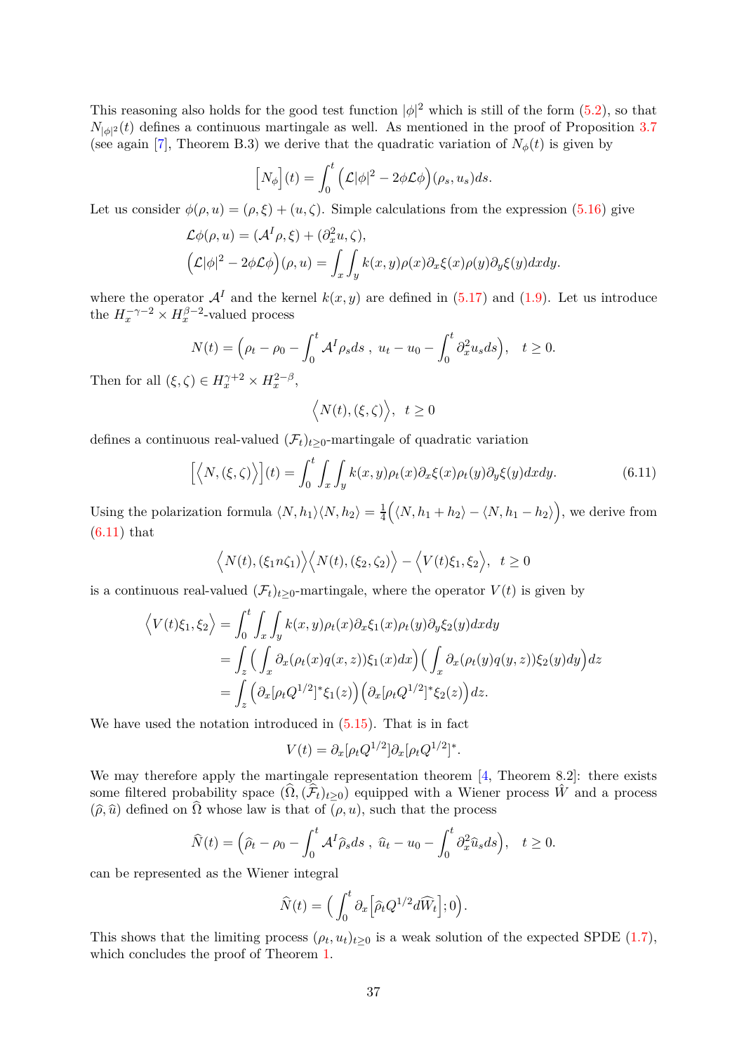This reasoning also holds for the good test function $|\phi|^2$ which is still of the form (5.2), so that $N_{|\phi|^2}(t)$ defines a continuous martingale as well. As mentioned in the proof of Proposition 3.7 (see again [7], Theorem B.3) we derive that the quadratic variation of $N_\phi(t)$ is given by

$$\Big[N_\phi\Big](t) = \int_0^t \Big(\mathcal{L}|\phi|^2 - 2\phi\mathcal{L}\phi\Big)(\rho_s, u_s)ds.$$

Let us consider $\phi(\rho, u) = (\rho, \xi) + (u, \zeta)$. Simple calculations from the expression (5.16) give

$$\mathcal{L}\phi(\rho, u) = (\mathcal{A}^I\rho, \xi) + (\partial_x^2 u, \zeta),$$
$$\Big(\mathcal{L}|\phi|^2 - 2\phi\mathcal{L}\phi\Big)(\rho, u) = \int_x\int_y k(x,y)\rho(x)\partial_x\xi(x)\rho(y)\partial_y\xi(y)dxdy.$$

where the operator $\mathcal{A}^I$ and the kernel $k(x,y)$ are defined in (5.17) and (1.9). Let us introduce the $H_x^{-\gamma-2} \times H_x^{\beta-2}$-valued process

$$N(t) = \Big(\rho_t - \rho_0 - \int_0^t \mathcal{A}^I\rho_s ds \ ,\ u_t - u_0 - \int_0^t \partial_x^2 u_s ds\Big), \quad t \geq 0.$$

Then for all $(\xi, \zeta) \in H_x^{\gamma+2} \times H_x^{2-\beta}$,

$$\Big\langle N(t), (\xi,\zeta)\Big\rangle, \ \ t \geq 0$$

defines a continuous real-valued $(\mathcal{F}_t)_{t\geq 0}$-martingale of quadratic variation

$$\Big[\Big\langle N, (\xi,\zeta)\Big\rangle\Big](t) = \int_0^t \int_x\int_y k(x,y)\rho_t(x)\partial_x\xi(x)\rho_t(y)\partial_y\xi(y)dxdy. \tag{6.11}$$

Using the polarization formula $\langle N, h_1\rangle\langle N, h_2\rangle = \frac{1}{4}\Big(\langle N, h_1 + h_2\rangle - \langle N, h_1 - h_2\rangle\Big)$, we derive from (6.11) that

$$\Big\langle N(t), (\xi_1 n\zeta_1)\Big\rangle\Big\langle N(t), (\xi_2,\zeta_2)\Big\rangle - \Big\langle V(t)\xi_1, \xi_2\Big\rangle, \ \ t \geq 0$$

is a continuous real-valued $(\mathcal{F}_t)_{t\geq 0}$-martingale, where the operator $V(t)$ is given by

$$\begin{aligned}
\Big\langle V(t)\xi_1, \xi_2\Big\rangle &= \int_0^t \int_x\int_y k(x,y)\rho_t(x)\partial_x\xi_1(x)\rho_t(y)\partial_y\xi_2(y)dxdy \\
&= \int_z \Big(\int_x \partial_x(\rho_t(x)q(x,z))\xi_1(x)dx\Big)\Big(\int_x \partial_x(\rho_t(y)q(y,z))\xi_2(y)dy\Big)dz \\
&= \int_z \Big(\partial_x[\rho_t Q^{1/2}]^*\xi_1(z)\Big)\Big(\partial_x[\rho_t Q^{1/2}]^*\xi_2(z)\Big)dz.
\end{aligned}$$

We have used the notation introduced in (5.15). That is in fact

$$V(t) = \partial_x[\rho_t Q^{1/2}]\partial_x[\rho_t Q^{1/2}]^*.$$

We may therefore apply the martingale representation theorem [4, Theorem 8.2]: there exists some filtered probability space $(\widehat{\Omega}, (\widehat{\mathcal{F}}_t)_{t\geq 0})$ equipped with a Wiener process $\hat{W}$ and a process $(\widehat{\rho}, \widehat{u})$ defined on $\widehat{\Omega}$ whose law is that of $(\rho, u)$, such that the process

$$\widehat{N}(t) = \Big(\widehat{\rho}_t - \rho_0 - \int_0^t \mathcal{A}^I\widehat{\rho}_s ds \ ,\ \widehat{u}_t - u_0 - \int_0^t \partial_x^2 \widehat{u}_s ds\Big), \quad t \geq 0.$$

can be represented as the Wiener integral

$$\widehat{N}(t) = \Big(\int_0^t \partial_x\Big[\widehat{\rho}_t Q^{1/2}d\widehat{W}_t\Big]; 0\Big).$$

This shows that the limiting process $(\rho_t, u_t)_{t\geq 0}$ is a weak solution of the expected SPDE (1.7), which concludes the proof of Theorem 1.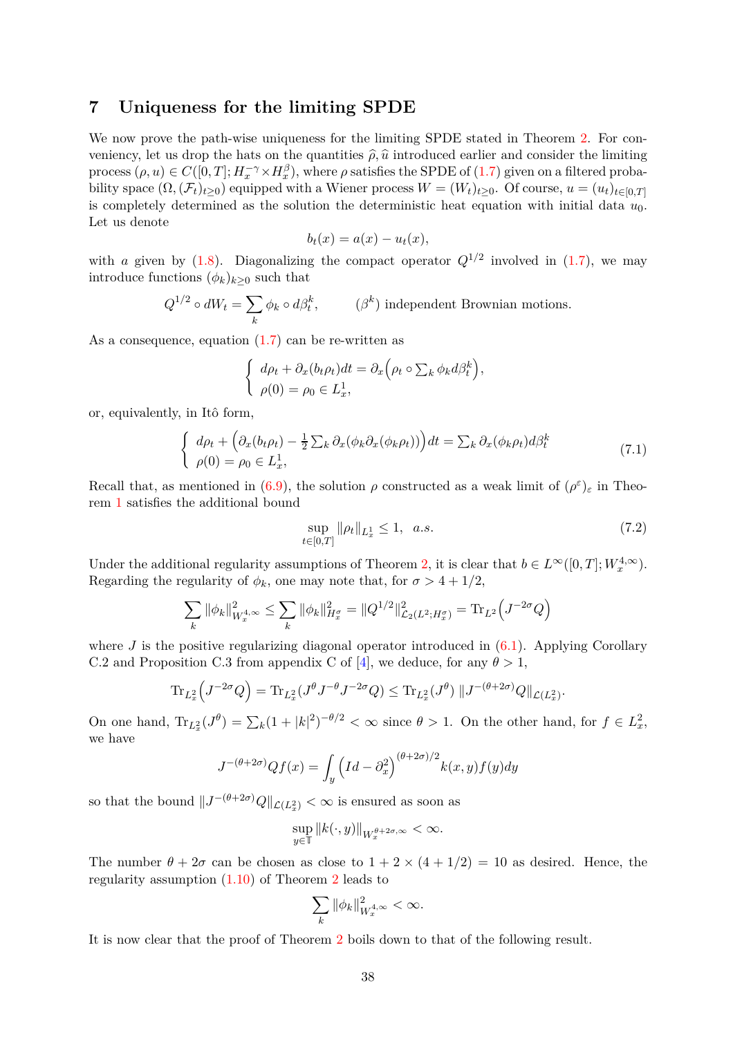## 7 Uniqueness for the limiting SPDE

We now prove the path-wise uniqueness for the limiting SPDE stated in Theorem 2. For conveniency, let us drop the hats on the quantities $\widehat{\rho}, \widehat{u}$ introduced earlier and consider the limiting process $(\rho, u) \in C([0,T]; H_x^{-\gamma} \times H_x^{\beta})$, where $\rho$ satisfies the SPDE of (1.7) given on a filtered probability space $(\Omega, (\mathcal{F}_t)_{t\geq 0})$ equipped with a Wiener process $W = (W_t)_{t\geq 0}$. Of course, $u = (u_t)_{t\in[0,T]}$ is completely determined as the solution the deterministic heat equation with initial data $u_0$. Let us denote

$$b_t(x) = a(x) - u_t(x),$$

with $a$ given by (1.8). Diagonalizing the compact operator $Q^{1/2}$ involved in (1.7), we may introduce functions $(\phi_k)_{k\geq 0}$ such that

$$Q^{1/2} \circ dW_t = \sum_k \phi_k \circ d\beta_t^k, \qquad (\beta^k) \text{ independent Brownian motions.}$$

As a consequence, equation (1.7) can be re-written as

$$\begin{cases} d\rho_t + \partial_x(b_t\rho_t)dt = \partial_x\Big(\rho_t \circ \sum_k \phi_k d\beta_t^k\Big), \\ \rho(0) = \rho_0 \in L_x^1, \end{cases}$$

or, equivalently, in Itô form,

$$\begin{cases} d\rho_t + \Big(\partial_x(b_t\rho_t) - \frac{1}{2}\sum_k \partial_x(\phi_k\partial_x(\phi_k\rho_t))\Big)dt = \sum_k \partial_x(\phi_k\rho_t)d\beta_t^k \\ \rho(0) = \rho_0 \in L_x^1, \end{cases} \tag{7.1}$$

Recall that, as mentioned in (6.9), the solution $\rho$ constructed as a weak limit of $(\rho^\varepsilon)_\varepsilon$ in Theorem 1 satisfies the additional bound

$$\sup_{t\in[0,T]} \|\rho_t\|_{L_x^1} \leq 1, \quad a.s. \tag{7.2}$$

Under the additional regularity assumptions of Theorem 2, it is clear that $b \in L^\infty([0,T]; W_x^{4,\infty})$. Regarding the regularity of $\phi_k$, one may note that, for $\sigma > 4 + 1/2$,

$$\sum_k \|\phi_k\|^2_{W_x^{4,\infty}} \leq \sum_k \|\phi_k\|^2_{H_x^\sigma} = \|Q^{1/2}\|^2_{\mathcal{L}_2(L^2; H_x^\sigma)} = \mathrm{Tr}_{L^2}\Big(J^{-2\sigma}Q\Big)$$

where $J$ is the positive regularizing diagonal operator introduced in (6.1). Applying Corollary C.2 and Proposition C.3 from appendix C of [4], we deduce, for any $\theta > 1$,

$$\mathrm{Tr}_{L_x^2}\Big(J^{-2\sigma}Q\Big) = \mathrm{Tr}_{L_x^2}(J^\theta J^{-\theta} J^{-2\sigma}Q) \leq \mathrm{Tr}_{L_x^2}(J^\theta)\, \|J^{-(\theta+2\sigma)}Q\|_{\mathcal{L}(L_x^2)}.$$

On one hand, $\mathrm{Tr}_{L_x^2}(J^\theta) = \sum_k (1+|k|^2)^{-\theta/2} < \infty$ since $\theta > 1$. On the other hand, for $f \in L_x^2$, we have

$$J^{-(\theta+2\sigma)}Qf(x) = \int_y \Big(Id - \partial_x^2\Big)^{(\theta+2\sigma)/2} k(x,y)f(y)dy$$

so that the bound $\|J^{-(\theta+2\sigma)}Q\|_{\mathcal{L}(L_x^2)} < \infty$ is ensured as soon as

$$\sup_{y\in\mathbb{T}} \|k(\cdot,y)\|_{W_x^{\theta+2\sigma,\infty}} < \infty.$$

The number $\theta + 2\sigma$ can be chosen as close to $1 + 2 \times (4 + 1/2) = 10$ as desired. Hence, the regularity assumption (1.10) of Theorem 2 leads to

$$\sum_k \|\phi_k\|^2_{W_x^{4,\infty}} < \infty.$$

It is now clear that the proof of Theorem 2 boils down to that of the following result.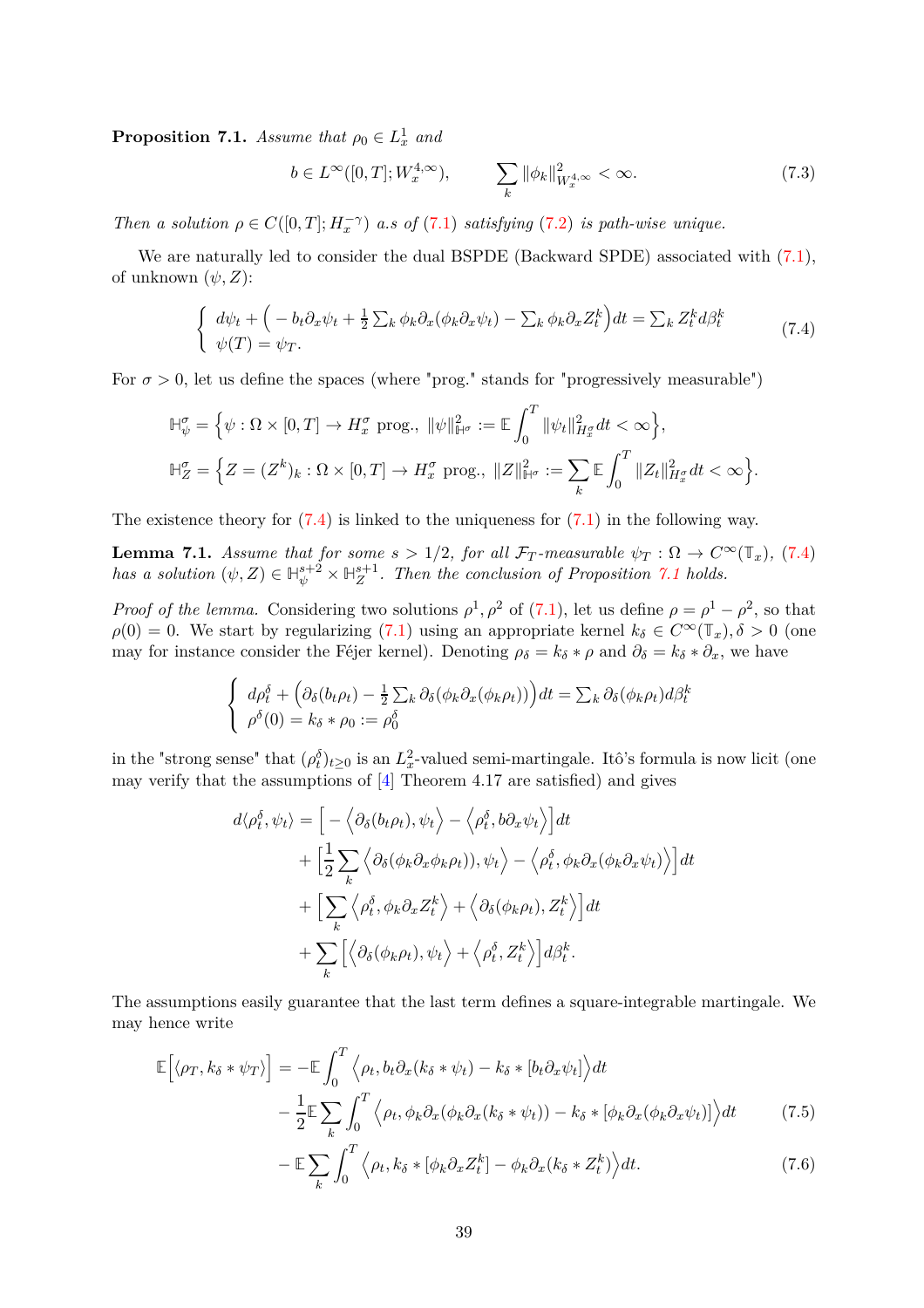**Proposition 7.1.** *Assume that $\rho_0 \in L^1_x$ and*

$$b \in L^\infty([0,T]; W^{4,\infty}_x), \qquad \sum_k \|\phi_k\|^2_{W^{4,\infty}_x} < \infty. \tag{7.3}$$

*Then a solution $\rho \in C([0,T]; H^{-\gamma}_x)$ a.s of (7.1) satisfying (7.2) is path-wise unique.*

We are naturally led to consider the dual BSPDE (Backward SPDE) associated with (7.1), of unknown $(\psi, Z)$:

$$\begin{cases} d\psi_t + \Big( - b_t \partial_x \psi_t + \frac{1}{2}\sum_k \phi_k \partial_x(\phi_k \partial_x \psi_t) - \sum_k \phi_k \partial_x Z^k_t \Big) dt = \sum_k Z^k_t d\beta^k_t \\ \psi(T) = \psi_T. \end{cases} \tag{7.4}$$

For $\sigma > 0$, let us define the spaces (where "prog." stands for "progressively measurable")

$$\mathbb{H}^\sigma_\psi = \Big\{ \psi : \Omega \times [0,T] \to H^\sigma_x \text{ prog., } \|\psi\|^2_{\mathbb{H}^\sigma} := \mathbb{E} \int_0^T \|\psi_t\|^2_{H^\sigma_x} dt < \infty \Big\},$$

$$\mathbb{H}^\sigma_Z = \Big\{ Z = (Z^k)_k : \Omega \times [0,T] \to H^\sigma_x \text{ prog., } \|Z\|^2_{\mathbb{H}^\sigma} := \sum_k \mathbb{E} \int_0^T \|Z_t\|^2_{H^\sigma_x} dt < \infty \Big\}.$$

The existence theory for (7.4) is linked to the uniqueness for (7.1) in the following way.

**Lemma 7.1.** *Assume that for some $s > 1/2$, for all $\mathcal{F}_T$-measurable $\psi_T : \Omega \to C^\infty(\mathbb{T}_x)$, (7.4) has a solution $(\psi, Z) \in \mathbb{H}^{s+2}_\psi \times \mathbb{H}^{s+1}_Z$. Then the conclusion of Proposition 7.1 holds.*

*Proof of the lemma.* Considering two solutions $\rho^1, \rho^2$ of (7.1), let us define $\rho = \rho^1 - \rho^2$, so that $\rho(0) = 0$. We start by regularizing (7.1) using an appropriate kernel $k_\delta \in C^\infty(\mathbb{T}_x), \delta > 0$ (one may for instance consider the Féjer kernel). Denoting $\rho_\delta = k_\delta * \rho$ and $\partial_\delta = k_\delta * \partial_x$, we have

$$\begin{cases} d\rho^\delta_t + \Big( \partial_\delta(b_t \rho_t) - \frac{1}{2}\sum_k \partial_\delta(\phi_k \partial_x(\phi_k \rho_t)) \Big) dt = \sum_k \partial_\delta(\phi_k \rho_t) d\beta^k_t \\ \rho^\delta(0) = k_\delta * \rho_0 := \rho^\delta_0 \end{cases}$$

in the "strong sense" that $(\rho^\delta_t)_{t \geq 0}$ is an $L^2_x$-valued semi-martingale. Itô's formula is now licit (one may verify that the assumptions of [4] Theorem 4.17 are satisfied) and gives

$$\begin{aligned} d\langle \rho^\delta_t, \psi_t \rangle = &\Big[ - \Big\langle \partial_\delta(b_t \rho_t), \psi_t \Big\rangle - \Big\langle \rho^\delta_t, b \partial_x \psi_t \Big\rangle \Big] dt \\ &+ \Big[ \frac{1}{2} \sum_k \Big\langle \partial_\delta(\phi_k \partial_x \phi_k \rho_t)), \psi_t \Big\rangle - \Big\langle \rho^\delta_t, \phi_k \partial_x(\phi_k \partial_x \psi_t) \Big\rangle \Big] dt \\ &+ \Big[ \sum_k \Big\langle \rho^\delta_t, \phi_k \partial_x Z^k_t \Big\rangle + \Big\langle \partial_\delta(\phi_k \rho_t), Z^k_t \Big\rangle \Big] dt \\ &+ \sum_k \Big[ \Big\langle \partial_\delta(\phi_k \rho_t), \psi_t \Big\rangle + \Big\langle \rho^\delta_t, Z^k_t \Big\rangle \Big] d\beta^k_t. \end{aligned}$$

The assumptions easily guarantee that the last term defines a square-integrable martingale. We may hence write

$$\begin{aligned} \mathbb{E}\Big[ \langle \rho_T, k_\delta * \psi_T \rangle \Big] = &- \mathbb{E} \int_0^T \Big\langle \rho_t, b_t \partial_x (k_\delta * \psi_t) - k_\delta * [b_t \partial_x \psi_t] \Big\rangle dt \\ &- \frac{1}{2} \mathbb{E} \sum_k \int_0^T \Big\langle \rho_t, \phi_k \partial_x (\phi_k \partial_x (k_\delta * \psi_t)) - k_\delta * [\phi_k \partial_x (\phi_k \partial_x \psi_t)] \Big\rangle dt \qquad (7.5) \\ &- \mathbb{E} \sum_k \int_0^T \Big\langle \rho_t, k_\delta * [\phi_k \partial_x Z^k_t] - \phi_k \partial_x (k_\delta * Z^k_t) \Big\rangle dt. \qquad (7.6) \end{aligned}$$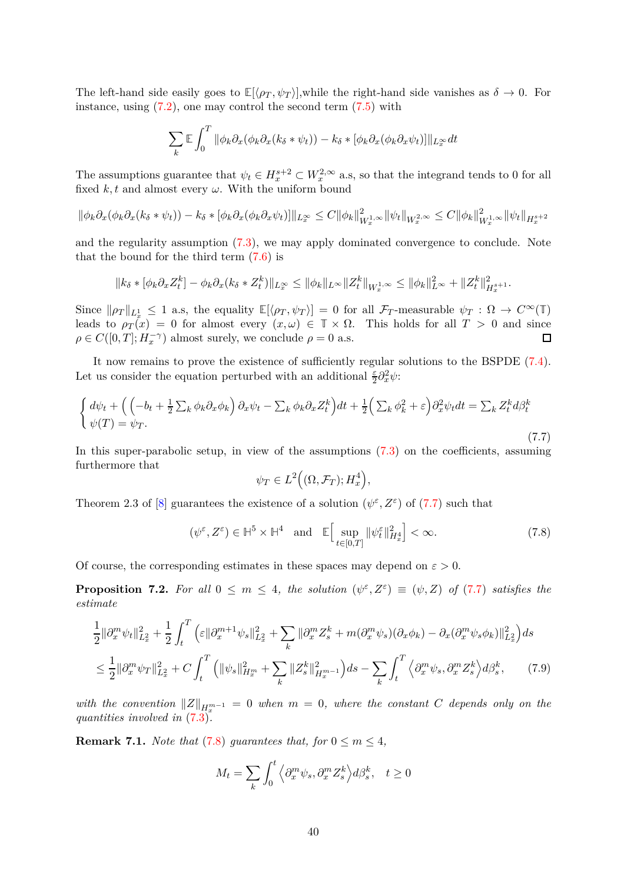The left-hand side easily goes to $\mathbb{E}[\langle \rho_T, \psi_T\rangle]$,while the right-hand side vanishes as $\delta \to 0$. For instance, using (7.2), one may control the second term (7.5) with

$$\sum_k \mathbb{E}\int_0^T \|\phi_k \partial_x(\phi_k \partial_x(k_\delta * \psi_t)) - k_\delta * [\phi_k \partial_x(\phi_k \partial_x \psi_t)]\|_{L^\infty_x} dt$$

The assumptions guarantee that $\psi_t \in H^{s+2}_x \subset W^{2,\infty}_x$ a.s, so that the integrand tends to 0 for all fixed $k, t$ and almost every $\omega$. With the uniform bound

$$\|\phi_k \partial_x(\phi_k \partial_x(k_\delta * \psi_t)) - k_\delta * [\phi_k \partial_x(\phi_k \partial_x \psi_t)]\|_{L^\infty_x} \le C\|\phi_k\|^2_{W^{1,\infty}_x}\|\psi_t\|_{W^{2,\infty}_x} \le C\|\phi_k\|^2_{W^{1,\infty}_x}\|\psi_t\|_{H^{s+2}_x}$$

and the regularity assumption (7.3), we may apply dominated convergence to conclude. Note that the bound for the third term (7.6) is

$$\|k_\delta * [\phi_k \partial_x Z^k_t] - \phi_k \partial_x(k_\delta * Z^k_t)\|_{L^\infty_x} \le \|\phi_k\|_{L^\infty}\|Z^k_t\|_{W^{1,\infty}_x} \le \|\phi_k\|^2_{L^\infty} + \|Z^k_t\|^2_{H^{s+1}_x}.$$

Since $\|\rho_T\|_{L^1_x} \le 1$ a.s, the equality $\mathbb{E}[\langle \rho_T, \psi_T\rangle] = 0$ for all $\mathcal{F}_T$-measurable $\psi_T : \Omega \to C^\infty(\mathbb{T})$ leads to $\rho_T(x) = 0$ for almost every $(x, \omega) \in \mathbb{T} \times \Omega$. This holds for all $T > 0$ and since $\rho \in C([0, T]; H^{-\gamma}_x)$ almost surely, we conclude $\rho = 0$ a.s. ∎

It now remains to prove the existence of sufficiently regular solutions to the BSPDE (7.4). Let us consider the equation perturbed with an additional $\frac{\varepsilon}{2}\partial^2_x \psi$:

$$\begin{cases} d\psi_t + \Big(\Big(-b_t + \frac{1}{2}\sum_k \phi_k \partial_x \phi_k\Big)\partial_x \psi_t - \sum_k \phi_k \partial_x Z^k_t\Big)dt + \frac{1}{2}\Big(\sum_k \phi_k^2 + \varepsilon\Big)\partial^2_x \psi_t dt = \sum_k Z^k_t d\beta^k_t \\ \psi(T) = \psi_T. \end{cases} \tag{7.7}$$

In this super-parabolic setup, in view of the assumptions (7.3) on the coefficients, assuming furthermore that

$$\psi_T \in L^2\Big((\Omega, \mathcal{F}_T); H^4_x\Big),$$

Theorem 2.3 of [8] guarantees the existence of a solution $(\psi^\varepsilon, Z^\varepsilon)$ of (7.7) such that

$$(\psi^\varepsilon, Z^\varepsilon) \in \mathbb{H}^5 \times \mathbb{H}^4 \quad \text{and} \quad \mathbb{E}\Big[\sup_{t\in[0,T]}\|\psi^\varepsilon_t\|^2_{H^4_x}\Big] < \infty. \tag{7.8}$$

Of course, the corresponding estimates in these spaces may depend on $\varepsilon > 0$.

**Proposition 7.2.** *For all $0 \le m \le 4$, the solution $(\psi^\varepsilon, Z^\varepsilon) \equiv (\psi, Z)$ of (7.7) satisfies the estimate*

$$\begin{aligned} &\frac{1}{2}\|\partial^m_x \psi_t\|^2_{L^2_x} + \frac{1}{2}\int_t^T \Big(\varepsilon\|\partial^{m+1}_x \psi_s\|^2_{L^2_x} + \sum_k \|\partial^m_x Z^k_s + m(\partial^m_x \psi_s)(\partial_x \phi_k) - \partial_x(\partial^m_x \psi_s \phi_k)\|^2_{L^2_x}\Big)ds \\ &\le \frac{1}{2}\|\partial^m_x \psi_T\|^2_{L^2_x} + C\int_t^T \Big(\|\psi_s\|^2_{H^m_x} + \sum_k \|Z^k_s\|^2_{H^{m-1}_x}\Big)ds - \sum_k \int_t^T \Big\langle \partial^m_x \psi_s, \partial^m_x Z^k_s\Big\rangle d\beta^k_s, \end{aligned} \tag{7.9}$$

*with the convention $\|Z\|_{H^{m-1}_x} = 0$ when $m = 0$, where the constant $C$ depends only on the quantities involved in (7.3).*

**Remark 7.1.** *Note that (7.8) guarantees that, for $0 \le m \le 4$,*

$$M_t = \sum_k \int_0^t \Big\langle \partial^m_x \psi_s, \partial^m_x Z^k_s\Big\rangle d\beta^k_s, \quad t \ge 0$$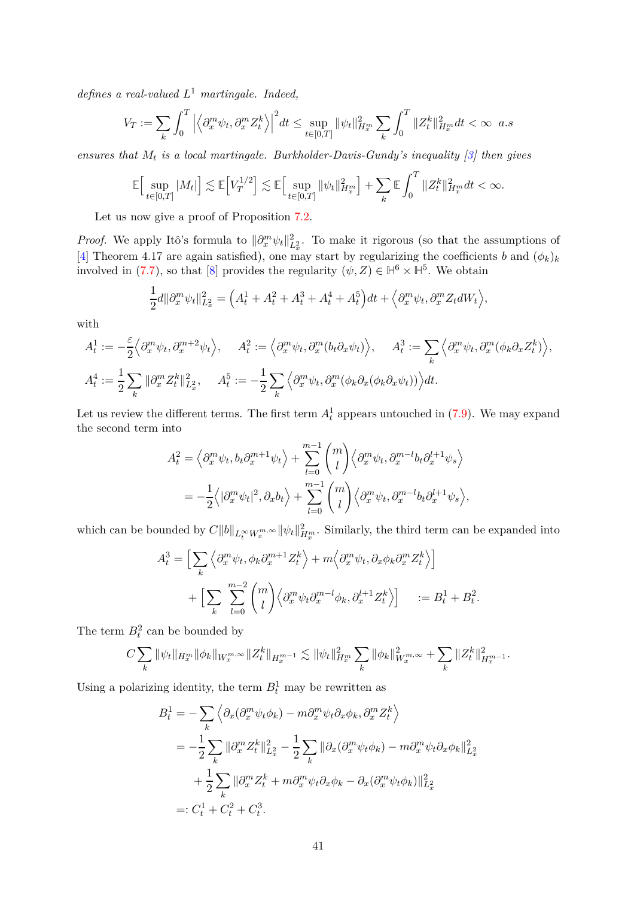*defines a real-valued $L^1$ martingale. Indeed,*

$$V_T := \sum_k \int_0^T \left|\left\langle \partial_x^m \psi_t, \partial_x^m Z_t^k \right\rangle\right|^2 dt \le \sup_{t\in[0,T]} \|\psi_t\|_{H_x^m}^2 \sum_k \int_0^T \|Z_t^k\|_{H_x^m}^2 dt < \infty \;\; a.s$$

*ensures that $M_t$ is a local martingale. Burkholder-Davis-Gundy's inequality [3] then gives*

$$\mathbb{E}\Big[\sup_{t\in[0,T]} |M_t|\Big] \lesssim \mathbb{E}\Big[V_T^{1/2}\Big] \lesssim \mathbb{E}\Big[\sup_{t\in[0,T]} \|\psi_t\|_{H_x^m}^2\Big] + \sum_k \mathbb{E}\int_0^T \|Z_t^k\|_{H_x^m}^2 dt < \infty.$$

Let us now give a proof of Proposition 7.2.

*Proof.* We apply Itô's formula to $\|\partial_x^m \psi_t\|_{L_x^2}^2$. To make it rigorous (so that the assumptions of [4] Theorem 4.17 are again satisfied), one may start by regularizing the coefficients $b$ and $(\phi_k)_k$ involved in (7.7), so that [8] provides the regularity $(\psi, Z) \in \mathbb{H}^6 \times \mathbb{H}^5$. We obtain

$$\frac{1}{2} d\|\partial_x^m \psi_t\|_{L_x^2}^2 = \Big(A_t^1 + A_t^2 + A_t^3 + A_t^4 + A_t^5\Big)dt + \Big\langle \partial_x^m \psi_t, \partial_x^m Z_t dW_t \Big\rangle,$$

with

$$A_t^1 := -\frac{\varepsilon}{2}\Big\langle \partial_x^m \psi_t, \partial_x^{m+2}\psi_t \Big\rangle, \quad A_t^2 := \Big\langle \partial_x^m \psi_t, \partial_x^m (b_t \partial_x \psi_t)\Big\rangle, \quad A_t^3 := \sum_k \Big\langle \partial_x^m \psi_t, \partial_x^m(\phi_k \partial_x Z_t^k)\Big\rangle,$$

$$A_t^4 := \frac{1}{2}\sum_k \|\partial_x^m Z_t^k\|_{L_x^2}^2, \quad A_t^5 := -\frac{1}{2}\sum_k \Big\langle \partial_x^m \psi_t, \partial_x^m(\phi_k \partial_x(\phi_k \partial_x \psi_t))\Big\rangle dt.$$

Let us review the different terms. The first term $A_t^1$ appears untouched in (7.9). We may expand the second term into

$$\begin{aligned}
A_t^2 &= \Big\langle \partial_x^m \psi_t, b_t \partial_x^{m+1}\psi_t \Big\rangle + \sum_{l=0}^{m-1} \binom{m}{l} \Big\langle \partial_x^m \psi_t, \partial_x^{m-l} b_t \partial_x^{l+1}\psi_s \Big\rangle \\
&= -\frac{1}{2}\Big\langle |\partial_x^m \psi_t|^2, \partial_x b_t \Big\rangle + \sum_{l=0}^{m-1} \binom{m}{l} \Big\langle \partial_x^m \psi_t, \partial_x^{m-l} b_t \partial_x^{l+1}\psi_s \Big\rangle,
\end{aligned}$$

which can be bounded by $C\|b\|_{L_t^\infty W_x^{m,\infty}} \|\psi_t\|_{H_x^m}^2$. Similarly, the third term can be expanded into

$$\begin{aligned}
A_t^3 &= \Big[\sum_k \Big\langle \partial_x^m \psi_t, \phi_k \partial_x^{m+1} Z_t^k \Big\rangle + m\Big\langle \partial_x^m \psi_t, \partial_x \phi_k \partial_x^m Z_t^k \Big\rangle\Big] \\
&\quad + \Big[\sum_k \sum_{l=0}^{m-2} \binom{m}{l} \Big\langle \partial_x^m \psi_t \partial_x^{m-l}\phi_k, \partial_x^{l+1} Z_t^k \Big\rangle\Big] \quad := B_t^1 + B_t^2.
\end{aligned}$$

The term $B_t^2$ can be bounded by

$$C\sum_k \|\psi_t\|_{H_x^m} \|\phi_k\|_{W_x^{m,\infty}} \|Z_t^k\|_{H_x^{m-1}} \lesssim \|\psi_t\|_{H_x^m}^2 \sum_k \|\phi_k\|_{W_x^{m,\infty}}^2 + \sum_k \|Z_t^k\|_{H_x^{m-1}}^2.$$

Using a polarizing identity, the term $B_t^1$ may be rewritten as

$$\begin{aligned}
B_t^1 &= -\sum_k \Big\langle \partial_x(\partial_x^m \psi_t \phi_k) - m\partial_x^m \psi_t \partial_x \phi_k, \partial_x^m Z_t^k \Big\rangle \\
&= -\frac{1}{2}\sum_k \|\partial_x^m Z_t^k\|_{L_x^2}^2 - \frac{1}{2}\sum_k \|\partial_x(\partial_x^m \psi_t \phi_k) - m\partial_x^m \psi_t \partial_x \phi_k\|_{L_x^2}^2 \\
&\quad + \frac{1}{2}\sum_k \|\partial_x^m Z_t^k + m\partial_x^m \psi_t \partial_x \phi_k - \partial_x(\partial_x^m \psi_t \phi_k)\|_{L_x^2}^2 \\
&=: C_t^1 + C_t^2 + C_t^3.
\end{aligned}$$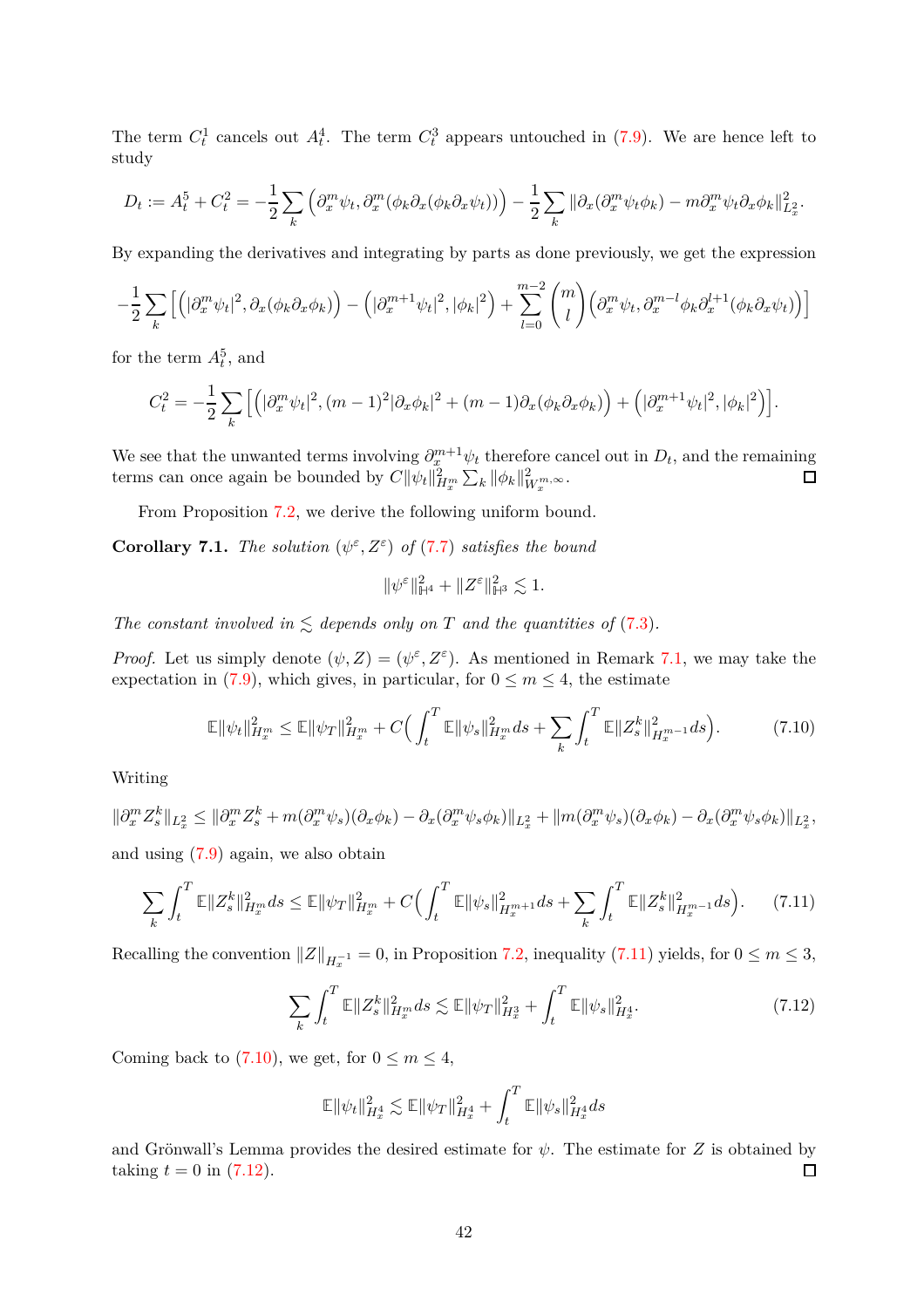The term $C_t^1$ cancels out $A_t^4$. The term $C_t^3$ appears untouched in (7.9). We are hence left to study

$$D_t := A_t^5 + C_t^2 = -\frac{1}{2}\sum_k \Big(\partial_x^m \psi_t, \partial_x^m(\phi_k \partial_x(\phi_k \partial_x \psi_t))\Big) - \frac{1}{2}\sum_k \|\partial_x(\partial_x^m \psi_t \phi_k) - m\partial_x^m \psi_t \partial_x \phi_k\|_{L_x^2}^2.$$

By expanding the derivatives and integrating by parts as done previously, we get the expression

$$-\frac{1}{2}\sum_k \Big[\Big(|\partial_x^m \psi_t|^2, \partial_x(\phi_k \partial_x \phi_k)\Big) - \Big(|\partial_x^{m+1}\psi_t|^2, |\phi_k|^2\Big) + \sum_{l=0}^{m-2}\binom{m}{l}\Big(\partial_x^m \psi_t, \partial_x^{m-l}\phi_k \partial_x^{l+1}(\phi_k \partial_x \psi_t)\Big)\Big]$$

for the term $A_t^5$, and

$$C_t^2 = -\frac{1}{2}\sum_k \Big[\Big(|\partial_x^m \psi_t|^2, (m-1)^2|\partial_x \phi_k|^2 + (m-1)\partial_x(\phi_k \partial_x \phi_k)\Big) + \Big(|\partial_x^{m+1}\psi_t|^2, |\phi_k|^2\Big)\Big].$$

We see that the unwanted terms involving $\partial_x^{m+1}\psi_t$ therefore cancel out in $D_t$, and the remaining terms can once again be bounded by $C\|\psi_t\|_{H_x^m}^2 \sum_k \|\phi_k\|_{W_x^{m,\infty}}^2$. $\square$

From Proposition 7.2, we derive the following uniform bound.

**Corollary 7.1.** *The solution $(\psi^\varepsilon, Z^\varepsilon)$ of (7.7) satisfies the bound*

$$\|\psi^\varepsilon\|_{\mathbb{H}^4}^2 + \|Z^\varepsilon\|_{\mathbb{H}^3}^2 \lesssim 1.$$

*The constant involved in $\lesssim$ depends only on $T$ and the quantities of (7.3).*

*Proof.* Let us simply denote $(\psi, Z) = (\psi^\varepsilon, Z^\varepsilon)$. As mentioned in Remark 7.1, we may take the expectation in (7.9), which gives, in particular, for $0 \le m \le 4$, the estimate

$$\mathbb{E}\|\psi_t\|_{H_x^m}^2 \le \mathbb{E}\|\psi_T\|_{H_x^m}^2 + C\Big(\int_t^T \mathbb{E}\|\psi_s\|_{H_x^m}^2 ds + \sum_k \int_t^T \mathbb{E}\|Z_s^k\|_{H_x^{m-1}}^2 ds\Big). \tag{7.10}$$

Writing

$$\|\partial_x^m Z_s^k\|_{L_x^2} \le \|\partial_x^m Z_s^k + m(\partial_x^m \psi_s)(\partial_x \phi_k) - \partial_x(\partial_x^m \psi_s \phi_k)\|_{L_x^2} + \|m(\partial_x^m \psi_s)(\partial_x \phi_k) - \partial_x(\partial_x^m \psi_s \phi_k)\|_{L_x^2},$$

and using (7.9) again, we also obtain

$$\sum_k \int_t^T \mathbb{E}\|Z_s^k\|_{H_x^m}^2 ds \le \mathbb{E}\|\psi_T\|_{H_x^m}^2 + C\Big(\int_t^T \mathbb{E}\|\psi_s\|_{H_x^{m+1}}^2 ds + \sum_k \int_t^T \mathbb{E}\|Z_s^k\|_{H_x^{m-1}}^2 ds\Big). \tag{7.11}$$

Recalling the convention $\|Z\|_{H_x^{-1}} = 0$, in Proposition 7.2, inequality (7.11) yields, for $0 \le m \le 3$,

$$\sum_k \int_t^T \mathbb{E}\|Z_s^k\|_{H_x^m}^2 ds \lesssim \mathbb{E}\|\psi_T\|_{H_x^3}^2 + \int_t^T \mathbb{E}\|\psi_s\|_{H_x^4}^2. \tag{7.12}$$

Coming back to (7.10), we get, for $0 \le m \le 4$,

$$\mathbb{E}\|\psi_t\|_{H_x^4}^2 \lesssim \mathbb{E}\|\psi_T\|_{H_x^4}^2 + \int_t^T \mathbb{E}\|\psi_s\|_{H_x^4}^2 ds$$

and Grönwall's Lemma provides the desired estimate for $\psi$. The estimate for $Z$ is obtained by taking $t = 0$ in (7.12). $\square$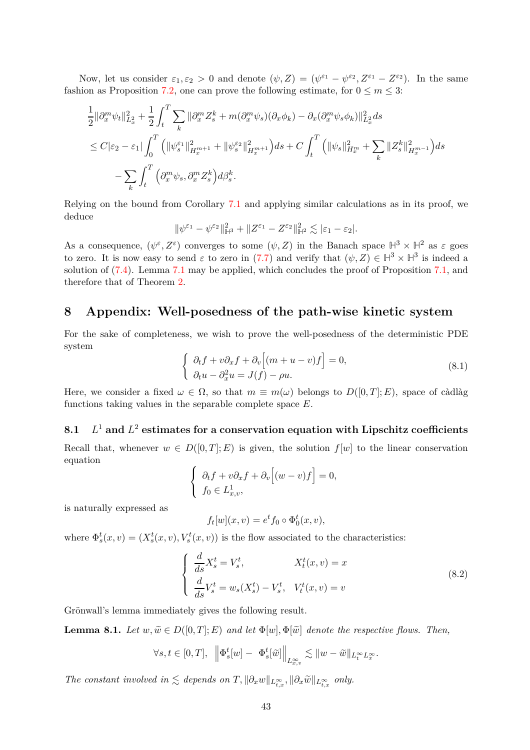Now, let us consider $\varepsilon_1, \varepsilon_2 > 0$ and denote $(\psi, Z) = (\psi^{\varepsilon_1} - \psi^{\varepsilon_2}, Z^{\varepsilon_1} - Z^{\varepsilon_2})$. In the same fashion as Proposition 7.2, one can prove the following estimate, for $0 \leq m \leq 3$:

$$
\begin{aligned}
&\frac{1}{2}\|\partial_x^m \psi_t\|_{L_x^2}^2 + \frac{1}{2}\int_t^T \sum_k \|\partial_x^m Z_s^k + m(\partial_x^m \psi_s)(\partial_x \phi_k) - \partial_x(\partial_x^m \psi_s \phi_k)\|_{L_x^2}^2 ds \\
&\leq C|\varepsilon_2 - \varepsilon_1| \int_0^T \Big(\|\psi_s^{\varepsilon_1}\|_{H_x^{m+1}}^2 + \|\psi_s^{\varepsilon_2}\|_{H_x^{m+1}}^2\Big) ds + C\int_t^T \Big(\|\psi_s\|_{H_x^m}^2 + \sum_k \|Z_s^k\|_{H_x^{m-1}}^2\Big) ds \\
&\quad - \sum_k \int_t^T \Big(\partial_x^m \psi_s, \partial_x^m Z_s^k\Big) d\beta_s^k.
\end{aligned}
$$

Relying on the bound from Corollary 7.1 and applying similar calculations as in its proof, we deduce

$$
\|\psi^{\varepsilon_1} - \psi^{\varepsilon_2}\|_{\mathbb{H}^3}^2 + \|Z^{\varepsilon_1} - Z^{\varepsilon_2}\|_{\mathbb{H}^2}^2 \lesssim |\varepsilon_1 - \varepsilon_2|.
$$

As a consequence, $(\psi^\varepsilon, Z^\varepsilon)$ converges to some $(\psi, Z)$ in the Banach space $\mathbb{H}^3 \times \mathbb{H}^2$ as $\varepsilon$ goes to zero. It is now easy to send $\varepsilon$ to zero in (7.7) and verify that $(\psi, Z) \in \mathbb{H}^3 \times \mathbb{H}^3$ is indeed a solution of (7.4). Lemma 7.1 may be applied, which concludes the proof of Proposition 7.1, and therefore that of Theorem 2.

# 8 Appendix: Well-posedness of the path-wise kinetic system

For the sake of completeness, we wish to prove the well-posedness of the deterministic PDE system

$$
\left\{
\begin{array}{l}
\partial_t f + v\partial_x f + \partial_v\Big[(m + u - v)f\Big] = 0, \\
\partial_t u - \partial_x^2 u = J(f) - \rho u.
\end{array}
\right. \tag{8.1}
$$

Here, we consider a fixed $\omega \in \Omega$, so that $m \equiv m(\omega)$ belongs to $D([0,T]; E)$, space of càdlàg functions taking values in the separable complete space $E$.

## 8.1 $L^1$ and $L^2$ estimates for a conservation equation with Lipschitz coefficients

Recall that, whenever $w \in D([0,T]; E)$ is given, the solution $f[w]$ to the linear conservation equation

$$
\left\{
\begin{array}{l}
\partial_t f + v\partial_x f + \partial_v\Big[(w - v)f\Big] = 0, \\
f_0 \in L_{x,v}^1,
\end{array}
\right.
$$

is naturally expressed as

$$
f_t[w](x,v) = e^t f_0 \circ \Phi_0^t(x,v),
$$

where $\Phi_s^t(x,v) = (X_s^t(x,v), V_s^t(x,v))$ is the flow associated to the characteristics:

$$
\left\{
\begin{array}{ll}
\dfrac{d}{ds}X_s^t = V_s^t, & X_t^t(x,v) = x \\
\dfrac{d}{ds}V_s^t = w_s(X_s^t) - V_s^t, & V_t^t(x,v) = v
\end{array}
\right. \tag{8.2}
$$

Grönwall's lemma immediately gives the following result.

**Lemma 8.1.** *Let $w, \widetilde{w} \in D([0,T]; E)$ and let $\Phi[w], \Phi[\widetilde{w}]$ denote the respective flows. Then,*

$$
\forall s,t \in [0,T], \quad \Big\|\Phi_s^t[w] - \Phi_s^t[\widetilde{w}]\Big\|_{L_{x,v}^\infty} \lesssim \|w - \widetilde{w}\|_{L_t^\infty L_x^\infty}.
$$

*The constant involved in $\lesssim$ depends on $T, \|\partial_x w\|_{L_{t,x}^\infty}, \|\partial_x \widetilde{w}\|_{L_{t,x}^\infty}$ only.*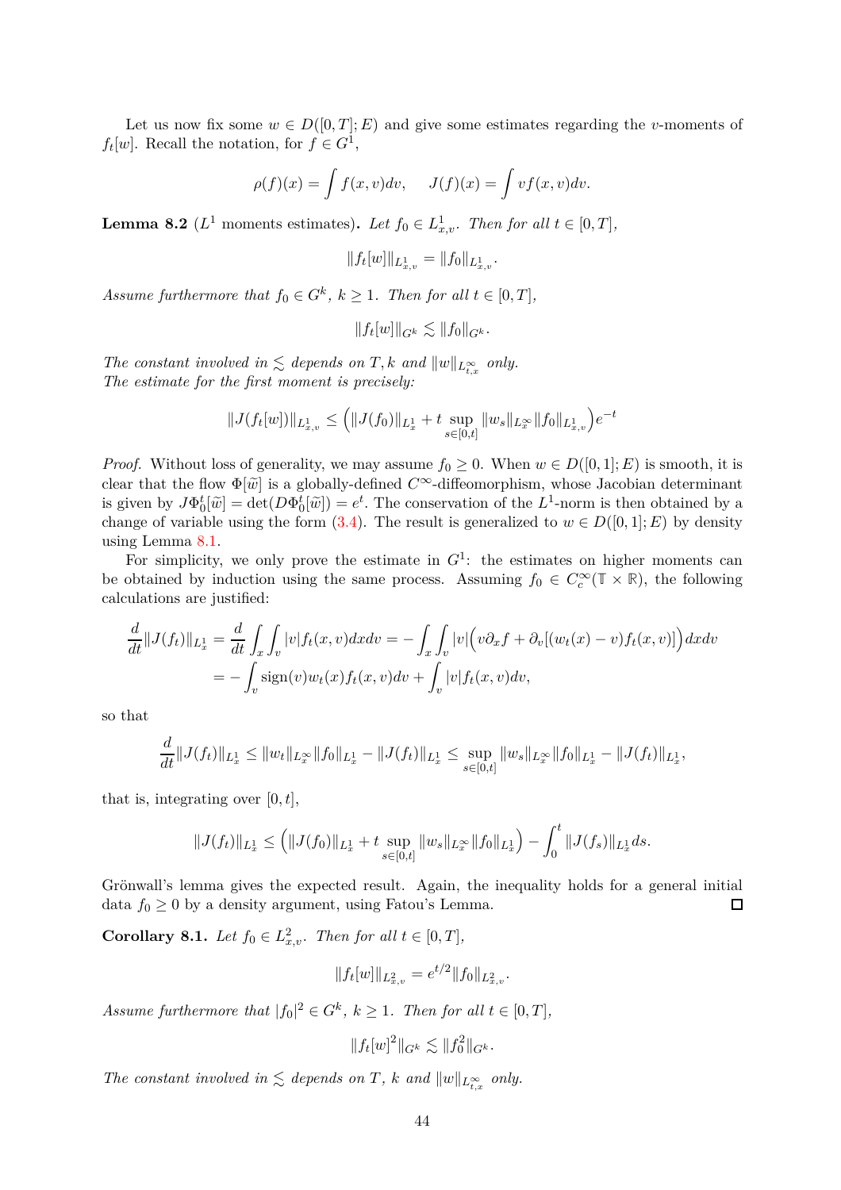Let us now fix some $w \in D([0,T];E)$ and give some estimates regarding the $v$-moments of $f_t[w]$. Recall the notation, for $f \in G^1$,

$$\rho(f)(x) = \int f(x,v)dv, \quad J(f)(x) = \int v f(x,v)dv.$$

**Lemma 8.2** ($L^1$ moments estimates)**.** *Let $f_0 \in L^1_{x,v}$. Then for all $t \in [0,T]$,*

$$\|f_t[w]\|_{L^1_{x,v}} = \|f_0\|_{L^1_{x,v}}.$$

*Assume furthermore that $f_0 \in G^k$, $k \geq 1$. Then for all $t \in [0,T]$,*

$$\|f_t[w]\|_{G^k} \lesssim \|f_0\|_{G^k}.$$

*The constant involved in $\lesssim$ depends on $T, k$ and $\|w\|_{L^\infty_{t,x}}$ only.*
*The estimate for the first moment is precisely:*

$$\|J(f_t[w])\|_{L^1_{x,v}} \leq \Big(\|J(f_0)\|_{L^1_x} + t \sup_{s\in[0,t]} \|w_s\|_{L^\infty_x} \|f_0\|_{L^1_{x,v}}\Big) e^{-t}$$

*Proof.* Without loss of generality, we may assume $f_0 \geq 0$. When $w \in D([0,1];E)$ is smooth, it is clear that the flow $\Phi[\widetilde{w}]$ is a globally-defined $C^\infty$-diffeomorphism, whose Jacobian determinant is given by $J\Phi_0^t[\widetilde{w}] = \det(D\Phi_0^t[\widetilde{w}]) = e^t$. The conservation of the $L^1$-norm is then obtained by a change of variable using the form (3.4). The result is generalized to $w \in D([0,1];E)$ by density using Lemma 8.1.

For simplicity, we only prove the estimate in $G^1$: the estimates on higher moments can be obtained by induction using the same process. Assuming $f_0 \in C_c^\infty(\mathbb{T}\times\mathbb{R})$, the following calculations are justified:

$$\begin{aligned}
\frac{d}{dt}\|J(f_t)\|_{L^1_x} &= \frac{d}{dt}\int_x\int_v |v| f_t(x,v)dxdv = -\int_x\int_v |v|\Big(v\partial_x f + \partial_v[(w_t(x)-v)f_t(x,v)]\Big)dxdv \\
&= -\int_v \operatorname{sign}(v) w_t(x) f_t(x,v)dv + \int_v |v| f_t(x,v)dv,
\end{aligned}$$

so that

$$\frac{d}{dt}\|J(f_t)\|_{L^1_x} \leq \|w_t\|_{L^\infty_x}\|f_0\|_{L^1_x} - \|J(f_t)\|_{L^1_x} \leq \sup_{s\in[0,t]}\|w_s\|_{L^\infty_x}\|f_0\|_{L^1_x} - \|J(f_t)\|_{L^1_x},$$

that is, integrating over $[0,t]$,

$$\|J(f_t)\|_{L^1_x} \leq \Big(\|J(f_0)\|_{L^1_x} + t\sup_{s\in[0,t]}\|w_s\|_{L^\infty_x}\|f_0\|_{L^1_x}\Big) - \int_0^t \|J(f_s)\|_{L^1_x}ds.$$

Grönwall's lemma gives the expected result. Again, the inequality holds for a general initial data $f_0 \geq 0$ by a density argument, using Fatou's Lemma. $\square$

**Corollary 8.1.** *Let $f_0 \in L^2_{x,v}$. Then for all $t \in [0,T]$,*

$$\|f_t[w]\|_{L^2_{x,v}} = e^{t/2}\|f_0\|_{L^2_{x,v}}.$$

*Assume furthermore that $|f_0|^2 \in G^k$, $k \geq 1$. Then for all $t \in [0,T]$,*

$$\|f_t[w]^2\|_{G^k} \lesssim \|f_0^2\|_{G^k}.$$

*The constant involved in $\lesssim$ depends on $T$, $k$ and $\|w\|_{L^\infty_{t,x}}$ only.*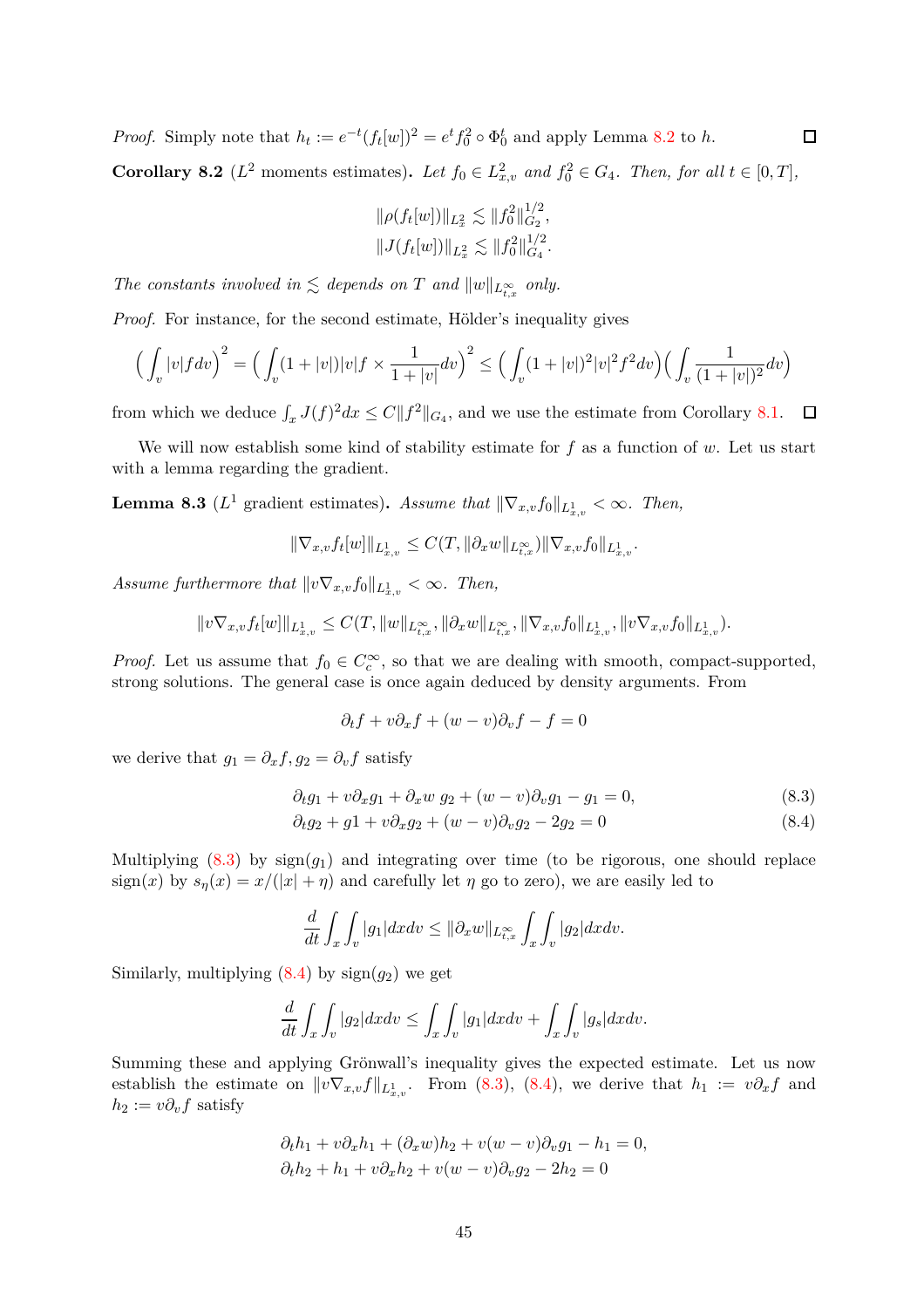*Proof.* Simply note that $h_t := e^{-t}(f_t[w])^2 = e^t f_0^2 \circ \Phi_0^t$ and apply Lemma 8.2 to $h$. $\square$

**Corollary 8.2** ($L^2$ moments estimates)**.** *Let $f_0 \in L^2_{x,v}$ and $f_0^2 \in G_4$. Then, for all $t \in [0,T]$,*

$$\|\rho(f_t[w])\|_{L^2_x} \lesssim \|f_0^2\|_{G_2}^{1/2},$$
$$\|J(f_t[w])\|_{L^2_x} \lesssim \|f_0^2\|_{G_4}^{1/2}.$$

*The constants involved in $\lesssim$ depends on $T$ and $\|w\|_{L^\infty_{t,x}}$ only.*

*Proof.* For instance, for the second estimate, Hölder's inequality gives

$$\Big(\int_v |v| f dv\Big)^2 = \Big(\int_v (1+|v|)|v| f \times \frac{1}{1+|v|} dv\Big)^2 \le \Big(\int_v (1+|v|)^2 |v|^2 f^2 dv\Big)\Big(\int_v \frac{1}{(1+|v|)^2} dv\Big)$$

from which we deduce $\int_x J(f)^2 dx \le C\|f^2\|_{G_4}$, and we use the estimate from Corollary 8.1. $\square$

We will now establish some kind of stability estimate for $f$ as a function of $w$. Let us start with a lemma regarding the gradient.

**Lemma 8.3** ($L^1$ gradient estimates)**.** *Assume that $\|\nabla_{x,v} f_0\|_{L^1_{x,v}} < \infty$. Then,*

$$\|\nabla_{x,v} f_t[w]\|_{L^1_{x,v}} \le C(T, \|\partial_x w\|_{L^\infty_{t,x}}) \|\nabla_{x,v} f_0\|_{L^1_{x,v}}.$$

*Assume furthermore that $\|v \nabla_{x,v} f_0\|_{L^1_{x,v}} < \infty$. Then,*

$$\|v \nabla_{x,v} f_t[w]\|_{L^1_{x,v}} \le C(T, \|w\|_{L^\infty_{t,x}}, \|\partial_x w\|_{L^\infty_{t,x}}, \|\nabla_{x,v} f_0\|_{L^1_{x,v}}, \|v \nabla_{x,v} f_0\|_{L^1_{x,v}}).$$

*Proof.* Let us assume that $f_0 \in C_c^\infty$, so that we are dealing with smooth, compact-supported, strong solutions. The general case is once again deduced by density arguments. From

$$\partial_t f + v \partial_x f + (w - v)\partial_v f - f = 0$$

we derive that $g_1 = \partial_x f, g_2 = \partial_v f$ satisfy

$$\partial_t g_1 + v \partial_x g_1 + \partial_x w \; g_2 + (w - v)\partial_v g_1 - g_1 = 0, \tag{8.3}$$
$$\partial_t g_2 + g1 + v \partial_x g_2 + (w - v)\partial_v g_2 - 2 g_2 = 0 \tag{8.4}$$

Multiplying (8.3) by $\text{sign}(g_1)$ and integrating over time (to be rigorous, one should replace $\text{sign}(x)$ by $s_\eta(x) = x/(|x| + \eta)$ and carefully let $\eta$ go to zero), we are easily led to

$$\frac{d}{dt}\int_x \int_v |g_1| dx dv \le \|\partial_x w\|_{L^\infty_{t,x}} \int_x \int_v |g_2| dx dv.$$

Similarly, multiplying (8.4) by $\text{sign}(g_2)$ we get

$$\frac{d}{dt}\int_x \int_v |g_2| dx dv \le \int_x \int_v |g_1| dx dv + \int_x \int_v |g_s| dx dv.$$

Summing these and applying Grönwall's inequality gives the expected estimate. Let us now establish the estimate on $\|v \nabla_{x,v} f\|_{L^1_{x,v}}$. From (8.3), (8.4), we derive that $h_1 := v\partial_x f$ and $h_2 := v \partial_v f$ satisfy

$$\partial_t h_1 + v \partial_x h_1 + (\partial_x w) h_2 + v(w - v)\partial_v g_1 - h_1 = 0,$$
$$\partial_t h_2 + h_1 + v \partial_x h_2 + v(w - v)\partial_v g_2 - 2h_2 = 0$$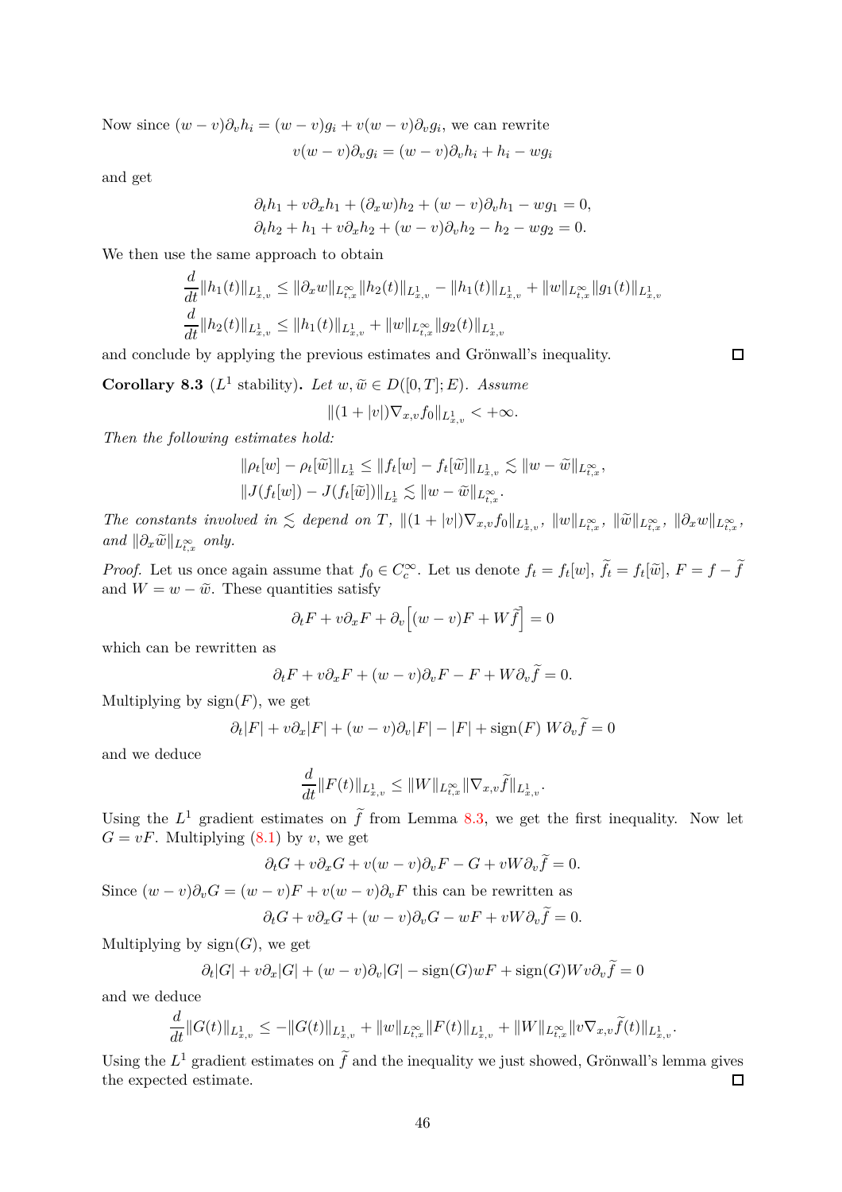Now since $(w-v)\partial_v h_i = (w-v)g_i + v(w-v)\partial_v g_i$, we can rewrite

$$v(w-v)\partial_v g_i = (w-v)\partial_v h_i + h_i - wg_i$$

and get

$$\partial_t h_1 + v\partial_x h_1 + (\partial_x w)h_2 + (w-v)\partial_v h_1 - wg_1 = 0,$$
$$\partial_t h_2 + h_1 + v\partial_x h_2 + (w-v)\partial_v h_2 - h_2 - wg_2 = 0.$$

We then use the same approach to obtain

$$\frac{d}{dt}\|h_1(t)\|_{L^1_{x,v}} \leq \|\partial_x w\|_{L^\infty_{t,x}}\|h_2(t)\|_{L^1_{x,v}} - \|h_1(t)\|_{L^1_{x,v}} + \|w\|_{L^\infty_{t,x}}\|g_1(t)\|_{L^1_{x,v}}$$
$$\frac{d}{dt}\|h_2(t)\|_{L^1_{x,v}} \leq \|h_1(t)\|_{L^1_{x,v}} + \|w\|_{L^\infty_{t,x}}\|g_2(t)\|_{L^1_{x,v}}$$

and conclude by applying the previous estimates and Grönwall's inequality. ☐

**Corollary 8.3** ($L^1$ stability)**.** *Let $w, \widetilde{w} \in D([0,T];E)$. Assume*

$$\|(1+|v|)\nabla_{x,v} f_0\|_{L^1_{x,v}} < +\infty.$$

*Then the following estimates hold:*

$$\|\rho_t[w] - \rho_t[\widetilde{w}]\|_{L^1_x} \leq \|f_t[w] - f_t[\widetilde{w}]\|_{L^1_{x,v}} \lesssim \|w - \widetilde{w}\|_{L^\infty_{t,x}},$$
$$\|J(f_t[w]) - J(f_t[\widetilde{w}])\|_{L^1_x} \lesssim \|w - \widetilde{w}\|_{L^\infty_{t,x}}.$$

*The constants involved in $\lesssim$ depend on $T$, $\|(1+|v|)\nabla_{x,v} f_0\|_{L^1_{x,v}}$, $\|w\|_{L^\infty_{t,x}}$, $\|\widetilde{w}\|_{L^\infty_{t,x}}$, $\|\partial_x w\|_{L^\infty_{t,x}}$, and $\|\partial_x \widetilde{w}\|_{L^\infty_{t,x}}$ only.*

*Proof.* Let us once again assume that $f_0 \in C^\infty_c$. Let us denote $f_t = f_t[w]$, $\widetilde{f}_t = f_t[\widetilde{w}]$, $F = f - \widetilde{f}$ and $W = w - \widetilde{w}$. These quantities satisfy

$$\partial_t F + v\partial_x F + \partial_v\Big[(w-v)F + W\widetilde{f}\Big] = 0$$

which can be rewritten as

$$\partial_t F + v\partial_x F + (w-v)\partial_v F - F + W\partial_v \widetilde{f} = 0.$$

Multiplying by $\operatorname{sign}(F)$, we get

$$\partial_t |F| + v\partial_x |F| + (w-v)\partial_v |F| - |F| + \operatorname{sign}(F)\, W\partial_v \widetilde{f} = 0$$

and we deduce

$$\frac{d}{dt}\|F(t)\|_{L^1_{x,v}} \leq \|W\|_{L^\infty_{t,x}}\|\nabla_{x,v}\widetilde{f}\|_{L^1_{x,v}}.$$

Using the $L^1$ gradient estimates on $\widetilde{f}$ from Lemma 8.3, we get the first inequality. Now let $G = vF$. Multiplying (8.1) by $v$, we get

$$\partial_t G + v\partial_x G + v(w-v)\partial_v F - G + vW\partial_v \widetilde{f} = 0.$$

Since $(w-v)\partial_v G = (w-v)F + v(w-v)\partial_v F$ this can be rewritten as

$$\partial_t G + v\partial_x G + (w-v)\partial_v G - wF + vW\partial_v \widetilde{f} = 0.$$

Multiplying by $\operatorname{sign}(G)$, we get

$$\partial_t |G| + v\partial_x |G| + (w-v)\partial_v |G| - \operatorname{sign}(G) wF + \operatorname{sign}(G) W v\partial_v \widetilde{f} = 0$$

and we deduce

$$\frac{d}{dt}\|G(t)\|_{L^1_{x,v}} \leq -\|G(t)\|_{L^1_{x,v}} + \|w\|_{L^\infty_{t,x}}\|F(t)\|_{L^1_{x,v}} + \|W\|_{L^\infty_{t,x}}\|v\nabla_{x,v}\widetilde{f}(t)\|_{L^1_{x,v}}.$$

Using the $L^1$ gradient estimates on $\widetilde{f}$ and the inequality we just showed, Grönwall's lemma gives the expected estimate. ☐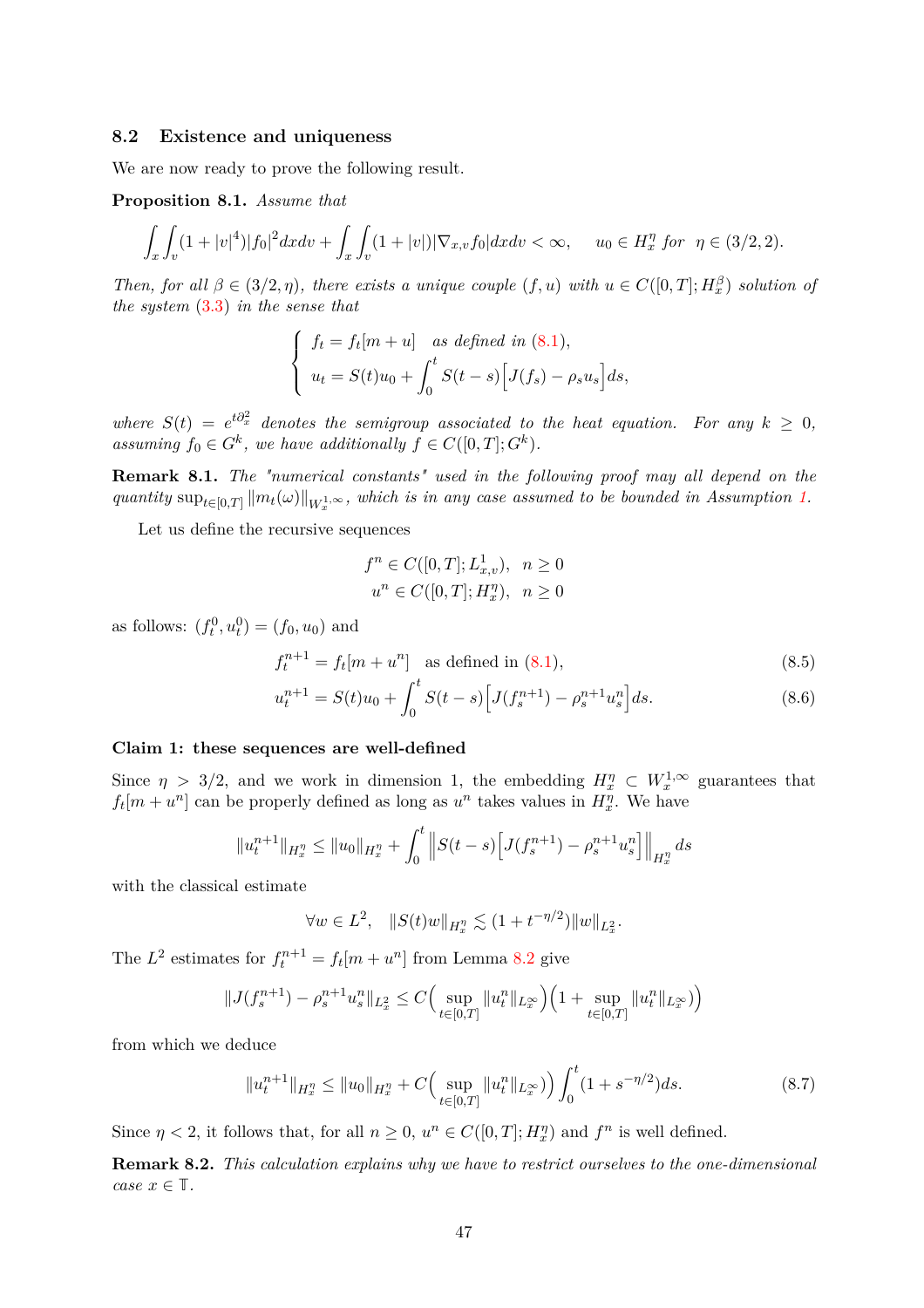### 8.2 Existence and uniqueness

We are now ready to prove the following result.

**Proposition 8.1.** *Assume that*

$$\int_x \int_v (1+|v|^4)|f_0|^2 dxdv + \int_x \int_v (1+|v|)|\nabla_{x,v} f_0| dxdv < \infty, \qquad u_0 \in H^\eta_x \text{ for } \ \eta \in (3/2, 2).$$

*Then, for all $\beta \in (3/2, \eta)$, there exists a unique couple $(f, u)$ with $u \in C([0,T]; H^\beta_x)$ solution of the system (3.3) in the sense that*

$$\begin{cases} f_t = f_t[m+u] \quad \text{as defined in (8.1)}, \\ u_t = S(t)u_0 + \displaystyle\int_0^t S(t-s)\Big[J(f_s) - \rho_s u_s\Big] ds, \end{cases}$$

*where $S(t) = e^{t\partial_x^2}$ denotes the semigroup associated to the heat equation. For any $k \geq 0$, assuming $f_0 \in G^k$, we have additionally $f \in C([0,T]; G^k)$.*

**Remark 8.1.** *The "numerical constants" used in the following proof may all depend on the quantity $\sup_{t\in[0,T]} \|m_t(\omega)\|_{W^{1,\infty}_x}$, which is in any case assumed to be bounded in Assumption 1.*

Let us define the recursive sequences

$$f^n \in C([0,T]; L^1_{x,v}), \quad n \geq 0$$
$$u^n \in C([0,T]; H^\eta_x), \quad n \geq 0$$

as follows: $(f^0_t, u^0_t) = (f_0, u_0)$ and

$$f^{n+1}_t = f_t[m+u^n] \quad \text{as defined in (8.1)}, \tag{8.5}$$

$$u^{n+1}_t = S(t)u_0 + \int_0^t S(t-s)\Big[J(f^{n+1}_s) - \rho^{n+1}_s u^n_s\Big] ds. \tag{8.6}$$

**Claim 1: these sequences are well-defined**

Since $\eta > 3/2$, and we work in dimension 1, the embedding $H^\eta_x \subset W^{1,\infty}_x$ guarantees that $f_t[m+u^n]$ can be properly defined as long as $u^n$ takes values in $H^\eta_x$. We have

$$\|u^{n+1}_t\|_{H^\eta_x} \leq \|u_0\|_{H^\eta_x} + \int_0^t \Big\| S(t-s)\Big[J(f^{n+1}_s) - \rho^{n+1}_s u^n_s\Big]\Big\|_{H^\eta_x} ds$$

with the classical estimate

$$\forall w \in L^2, \quad \|S(t)w\|_{H^\eta_x} \lesssim (1+t^{-\eta/2})\|w\|_{L^2_x}.$$

The $L^2$ estimates for $f^{n+1}_t = f_t[m+u^n]$ from Lemma 8.2 give

$$\|J(f^{n+1}_s) - \rho^{n+1}_s u^n_s\|_{L^2_x} \leq C\Big(\sup_{t\in[0,T]} \|u^n_t\|_{L^\infty_x}\Big)\Big(1 + \sup_{t\in[0,T]} \|u^n_t\|_{L^\infty_x}\Big)$$

from which we deduce

$$\|u^{n+1}_t\|_{H^\eta_x} \leq \|u_0\|_{H^\eta_x} + C\Big(\sup_{t\in[0,T]} \|u^n_t\|_{L^\infty_x}\Big) \int_0^t (1+s^{-\eta/2}) ds. \tag{8.7}$$

Since $\eta < 2$, it follows that, for all $n \geq 0$, $u^n \in C([0,T]; H^\eta_x)$ and $f^n$ is well defined.

**Remark 8.2.** *This calculation explains why we have to restrict ourselves to the one-dimensional case $x \in \mathbb{T}$.*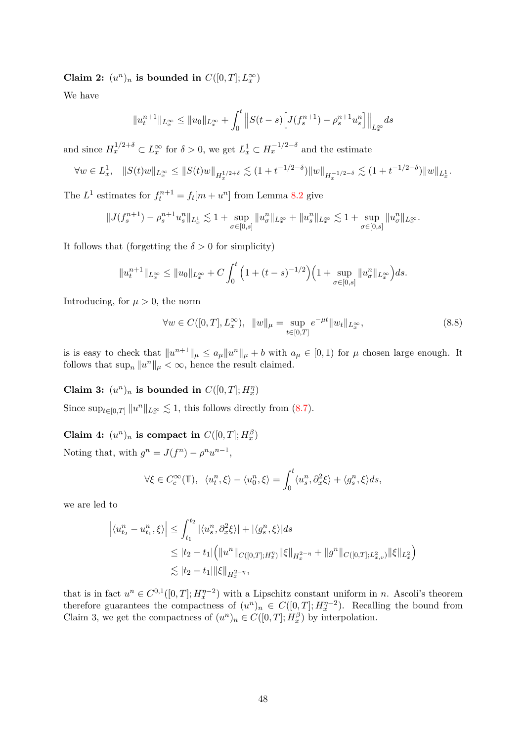**Claim 2: $(u^n)_n$ is bounded in $C([0,T];L^\infty_x)$**

We have

$$\|u^{n+1}_t\|_{L^\infty_x} \leq \|u_0\|_{L^\infty_x} + \int_0^t \Big\| S(t-s)\Big[J(f^{n+1}_s) - \rho^{n+1}_s u^n_s\Big]\Big\|_{L^\infty_x} ds$$

and since $H^{1/2+\delta}_x \subset L^\infty_x$ for $\delta > 0$, we get $L^1_x \subset H^{-1/2-\delta}_x$ and the estimate

$$\forall w \in L^1_x, \quad \|S(t)w\|_{L^\infty_x} \leq \|S(t)w\|_{H^{1/2+\delta}_x} \lesssim (1 + t^{-1/2-\delta})\|w\|_{H^{-1/2-\delta}_x} \lesssim (1 + t^{-1/2-\delta})\|w\|_{L^1_x}.$$

The $L^1$ estimates for $f^{n+1}_t = f_t[m + u^n]$ from Lemma 8.2 give

$$\|J(f^{n+1}_s) - \rho^{n+1}_s u^n_s\|_{L^1_x} \lesssim 1 + \sup_{\sigma\in[0,s]} \|u^n_\sigma\|_{L^\infty_x} + \|u^n_s\|_{L^\infty_x} \lesssim 1 + \sup_{\sigma\in[0,s]} \|u^n_\sigma\|_{L^\infty_x}.$$

It follows that (forgetting the $\delta > 0$ for simplicity)

$$\|u^{n+1}_t\|_{L^\infty_x} \leq \|u_0\|_{L^\infty_x} + C\int_0^t \Big(1 + (t-s)^{-1/2}\Big)\Big(1 + \sup_{\sigma\in[0,s]} \|u^n_\sigma\|_{L^\infty_x}\Big) ds.$$

Introducing, for $\mu > 0$, the norm

$$\forall w \in C([0,T], L^\infty_x), \quad \|w\|_\mu = \sup_{t\in[0,T]} e^{-\mu t}\|w_t\|_{L^\infty_x}, \tag{8.8}$$

is is easy to check that $\|u^{n+1}\|_\mu \leq a_\mu \|u^n\|_\mu + b$ with $a_\mu \in [0,1)$ for $\mu$ chosen large enough. It follows that $\sup_n \|u^n\|_\mu < \infty$, hence the result claimed.

**Claim 3: $(u^n)_n$ is bounded in $C([0,T];H^\eta_x)$**

Since $\sup_{t\in[0,T]} \|u^n\|_{L^\infty_x} \lesssim 1$, this follows directly from (8.7).

**Claim 4: $(u^n)_n$ is compact in $C([0,T];H^\beta_x)$**

Noting that, with $g^n = J(f^n) - \rho^n u^{n-1}$,

$$\forall \xi \in C^\infty_c(\mathbb{T}), \quad \langle u^n_t, \xi\rangle - \langle u^n_0, \xi\rangle = \int_0^t \langle u^n_s, \partial^2_x \xi\rangle + \langle g^n_s, \xi\rangle ds,$$

we are led to

$$\begin{aligned}
\Big|\langle u^n_{t_2} - u^n_{t_1}, \xi\rangle\Big| &\leq \int_{t_1}^{t_2} |\langle u^n_s, \partial^2_x\xi\rangle| + |\langle g^n_s, \xi\rangle| ds \\
&\leq |t_2 - t_1|\Big(\|u^n\|_{C([0,T];H^\eta_x)}\|\xi\|_{H^{2-\eta}_x} + \|g^n\|_{C([0,T];L^2_{x,v})}\|\xi\|_{L^2_x}\Big) \\
&\lesssim |t_2 - t_1|\|\xi\|_{H^{2-\eta}_x},
\end{aligned}$$

that is in fact $u^n \in C^{0,1}([0,T];H^{\eta-2}_x)$ with a Lipschitz constant uniform in $n$. Ascoli's theorem therefore guarantees the compactness of $(u^n)_n \in C([0,T];H^{\eta-2}_x)$. Recalling the bound from Claim 3, we get the compactness of $(u^n)_n \in C([0,T];H^\beta_x)$ by interpolation.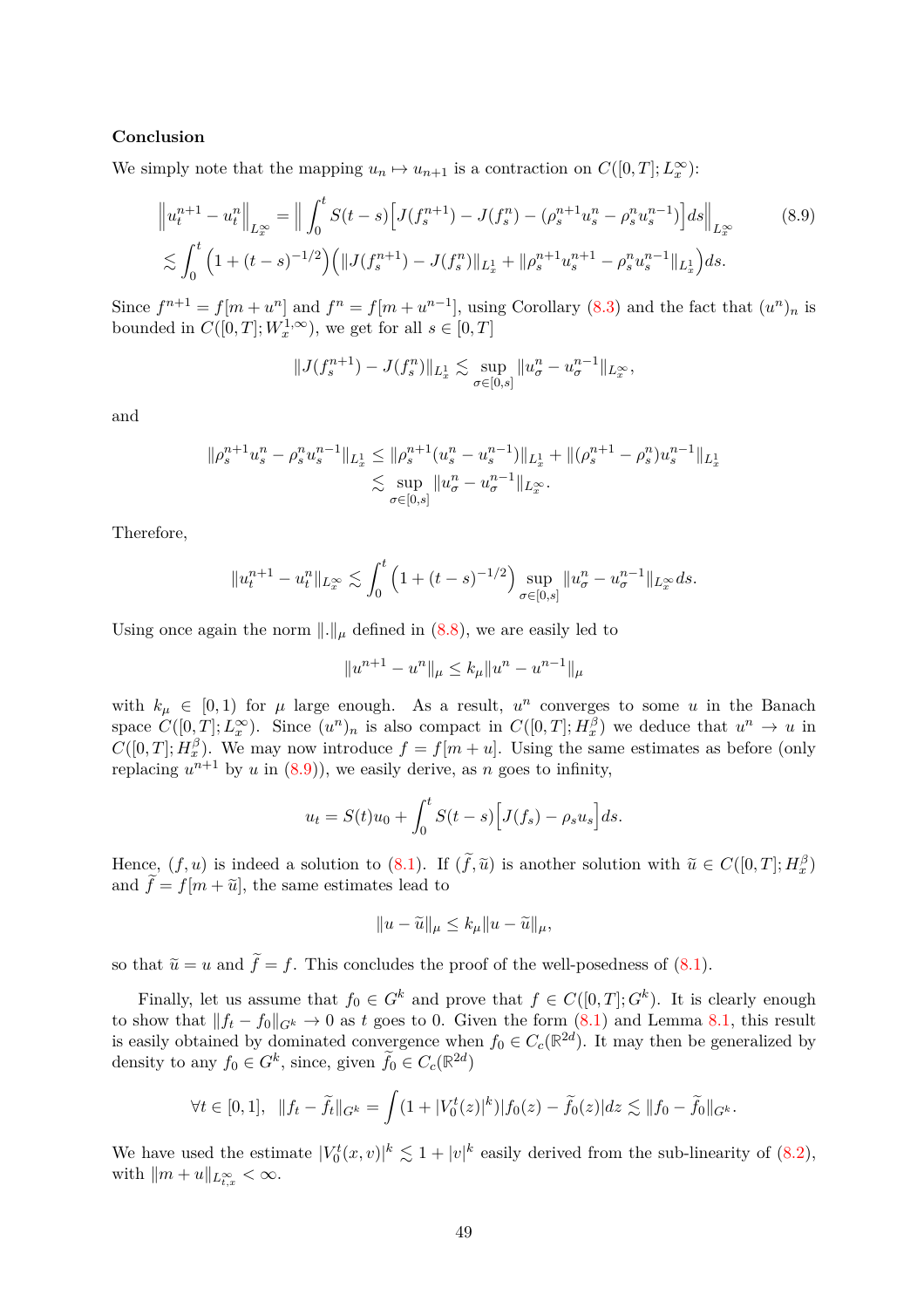**Conclusion**

We simply note that the mapping $u_n \mapsto u_{n+1}$ is a contraction on $C([0,T]; L^\infty_x)$:

$$
\begin{aligned}
\left\| u^{n+1}_t - u^n_t \right\|_{L^\infty_x} &= \left\| \int_0^t S(t-s)\Big[J(f^{n+1}_s) - J(f^n_s) - (\rho^{n+1}_s u^n_s - \rho^n_s u^{n-1}_s)\Big] ds \right\|_{L^\infty_x} \\
&\lesssim \int_0^t \Big(1 + (t-s)^{-1/2}\Big)\Big( \|J(f^{n+1}_s) - J(f^n_s)\|_{L^1_x} + \|\rho^{n+1}_s u^{n+1}_s - \rho^n_s u^{n-1}_s\|_{L^1_x}\Big) ds.
\end{aligned} \tag{8.9}
$$

Since $f^{n+1} = f[m + u^n]$ and $f^n = f[m + u^{n-1}]$, using Corollary (8.3) and the fact that $(u^n)_n$ is bounded in $C([0,T]; W^{1,\infty}_x)$, we get for all $s \in [0,T]$

$$
\|J(f^{n+1}_s) - J(f^n_s)\|_{L^1_x} \lesssim \sup_{\sigma \in [0,s]} \|u^n_\sigma - u^{n-1}_\sigma\|_{L^\infty_x},
$$

and

$$
\begin{aligned}
\|\rho^{n+1}_s u^n_s - \rho^n_s u^{n-1}_s\|_{L^1_x} &\le \|\rho^{n+1}_s (u^n_s - u^{n-1}_s)\|_{L^1_x} + \|(\rho^{n+1}_s - \rho^n_s) u^{n-1}_s\|_{L^1_x} \\
&\lesssim \sup_{\sigma \in [0,s]} \|u^n_\sigma - u^{n-1}_\sigma\|_{L^\infty_x}.
\end{aligned}
$$

Therefore,

$$
\|u^{n+1}_t - u^n_t\|_{L^\infty_x} \lesssim \int_0^t \Big(1 + (t-s)^{-1/2}\Big) \sup_{\sigma \in [0,s]} \|u^n_\sigma - u^{n-1}_\sigma\|_{L^\infty_x} ds.
$$

Using once again the norm $\|.\|_\mu$ defined in (8.8), we are easily led to

$$
\|u^{n+1} - u^n\|_\mu \le k_\mu \|u^n - u^{n-1}\|_\mu
$$

with $k_\mu \in [0,1)$ for $\mu$ large enough. As a result, $u^n$ converges to some $u$ in the Banach space $C([0,T]; L^\infty_x)$. Since $(u^n)_n$ is also compact in $C([0,T]; H^\beta_x)$ we deduce that $u^n \to u$ in $C([0,T]; H^\beta_x)$. We may now introduce $f = f[m+u]$. Using the same estimates as before (only replacing $u^{n+1}$ by $u$ in (8.9)), we easily derive, as $n$ goes to infinity,

$$
u_t = S(t) u_0 + \int_0^t S(t-s)\Big[J(f_s) - \rho_s u_s\Big] ds.
$$

Hence, $(f, u)$ is indeed a solution to (8.1). If $(\widetilde{f}, \widetilde{u})$ is another solution with $\widetilde{u} \in C([0,T]; H^\beta_x)$ and $\widetilde{f} = f[m + \widetilde{u}]$, the same estimates lead to

$$
\|u - \widetilde{u}\|_\mu \le k_\mu \|u - \widetilde{u}\|_\mu,
$$

so that $\widetilde{u} = u$ and $\widetilde{f} = f$. This concludes the proof of the well-posedness of (8.1).

Finally, let us assume that $f_0 \in G^k$ and prove that $f \in C([0,T]; G^k)$. It is clearly enough to show that $\|f_t - f_0\|_{G^k} \to 0$ as $t$ goes to 0. Given the form (8.1) and Lemma 8.1, this result is easily obtained by dominated convergence when $f_0 \in C_c(\mathbb{R}^{2d})$. It may then be generalized by density to any $f_0 \in G^k$, since, given $\widetilde{f}_0 \in C_c(\mathbb{R}^{2d})$

$$
\forall t \in [0,1], \quad \|f_t - \widetilde{f}_t\|_{G^k} = \int (1 + |V^t_0(z)|^k)|f_0(z) - \widetilde{f}_0(z)| dz \lesssim \|f_0 - \widetilde{f}_0\|_{G^k}.
$$

We have used the estimate $|V^t_0(x,v)|^k \lesssim 1 + |v|^k$ easily derived from the sub-linearity of (8.2), with $\|m + u\|_{L^\infty_{t,x}} < \infty$.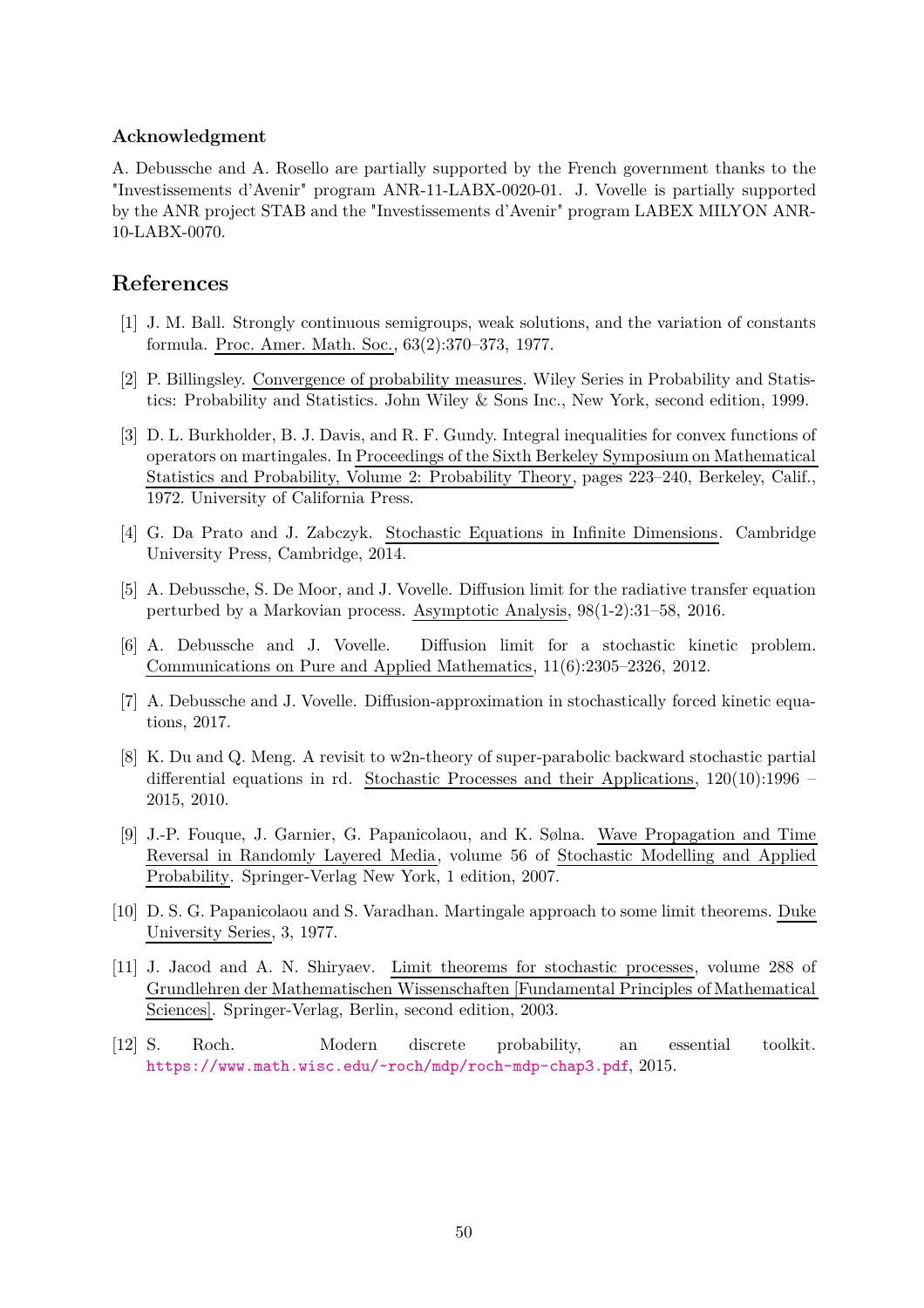### Acknowledgment

A. Debussche and A. Rosello are partially supported by the French government thanks to the "Investissements d'Avenir" program ANR-11-LABX-0020-01. J. Vovelle is partially supported by the ANR project STAB and the "Investissements d'Avenir" program LABEX MILYON ANR-10-LABX-0070.

## References

[1] J. M. Ball. Strongly continuous semigroups, weak solutions, and the variation of constants formula. Proc. Amer. Math. Soc., 63(2):370–373, 1977.

[2] P. Billingsley. Convergence of probability measures. Wiley Series in Probability and Statistics: Probability and Statistics. John Wiley & Sons Inc., New York, second edition, 1999.

[3] D. L. Burkholder, B. J. Davis, and R. F. Gundy. Integral inequalities for convex functions of operators on martingales. In Proceedings of the Sixth Berkeley Symposium on Mathematical Statistics and Probability, Volume 2: Probability Theory, pages 223–240, Berkeley, Calif., 1972. University of California Press.

[4] G. Da Prato and J. Zabczyk. Stochastic Equations in Infinite Dimensions. Cambridge University Press, Cambridge, 2014.

[5] A. Debussche, S. De Moor, and J. Vovelle. Diffusion limit for the radiative transfer equation perturbed by a Markovian process. Asymptotic Analysis, 98(1-2):31–58, 2016.

[6] A. Debussche and J. Vovelle. Diffusion limit for a stochastic kinetic problem. Communications on Pure and Applied Mathematics, 11(6):2305–2326, 2012.

[7] A. Debussche and J. Vovelle. Diffusion-approximation in stochastically forced kinetic equations, 2017.

[8] K. Du and Q. Meng. A revisit to w2n-theory of super-parabolic backward stochastic partial differential equations in rd. Stochastic Processes and their Applications, 120(10):1996 – 2015, 2010.

[9] J.-P. Fouque, J. Garnier, G. Papanicolaou, and K. Sølna. Wave Propagation and Time Reversal in Randomly Layered Media, volume 56 of Stochastic Modelling and Applied Probability. Springer-Verlag New York, 1 edition, 2007.

[10] D. S. G. Papanicolaou and S. Varadhan. Martingale approach to some limit theorems. Duke University Series, 3, 1977.

[11] J. Jacod and A. N. Shiryaev. Limit theorems for stochastic processes, volume 288 of Grundlehren der Mathematischen Wissenschaften [Fundamental Principles of Mathematical Sciences]. Springer-Verlag, Berlin, second edition, 2003.

[12] S. Roch. Modern discrete probability, an essential toolkit. https://www.math.wisc.edu/~roch/mdp/roch-mdp-chap3.pdf, 2015.